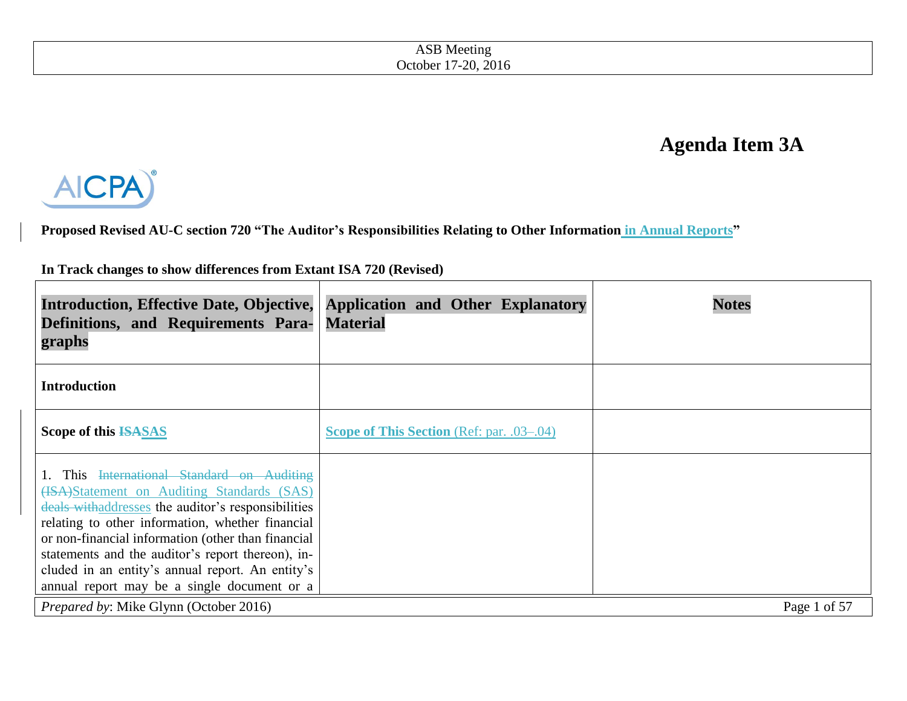ASB Meeting
October 17-20, 2016

# Agenda Item 3A

**Proposed Revised AU-C section 720 "The Auditor's Responsibilities Relating to Other Information ~~~~in Annual Reports"**

**In Track changes to show differences from Extant ISA 720 (Revised)**

| Introduction, Effective Date, Objective, Definitions, and Requirements Paragraphs | Application and Other Explanatory Material | Notes |
|---|---|---|
| **Introduction** | | |
| **Scope of this ~~ISA~~SAS** | **Scope of This Section** (Ref: par. .03–.04) | |
| 1. This ~~International Standard on Auditing (ISA)~~Statement on Auditing Standards (SAS) ~~deals with~~addresses the auditor's responsibilities relating to other information, whether financial or non-financial information (other than financial statements and the auditor's report thereon), included in an entity's annual report. An entity's annual report may be a single document or a | | |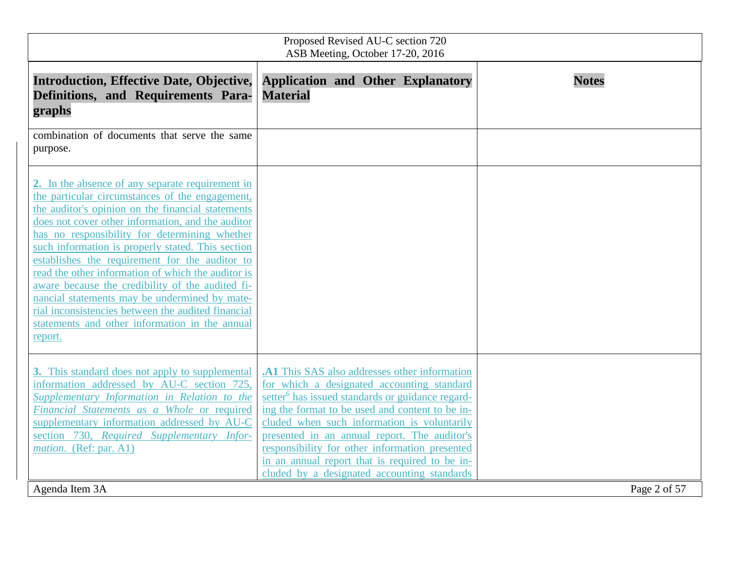| Introduction, Effective Date, Objective, Definitions, and Requirements Paragraphs | Application and Other Explanatory Material | Notes |
|---|---|---|
| combination of documents that serve the same purpose. | | |
| **2.** In the absence of any separate requirement in the particular circumstances of the engagement, the auditor's opinion on the financial statements does not cover other information, and the auditor has no responsibility for determining whether such information is properly stated. This section establishes the requirement for the auditor to read the other information of which the auditor is aware because the credibility of the audited financial statements may be undermined by material inconsistencies between the audited financial statements and other information in the annual report. | | |
| **3.** This standard does not apply to supplemental information addressed by AU-C section 725, *Supplementary Information in Relation to the Financial Statements as a Whole* or required supplementary information addressed by AU-C section 730, *Required Supplementary Information*. (Ref: par. A1) | **.A1** This SAS also addresses other information for which a designated accounting standard setter[6] has issued standards or guidance regarding the format to be used and content to be included when such information is voluntarily presented in an annual report. The auditor's responsibility for other information presented in an annual report that is required to be included by a designated accounting standards | |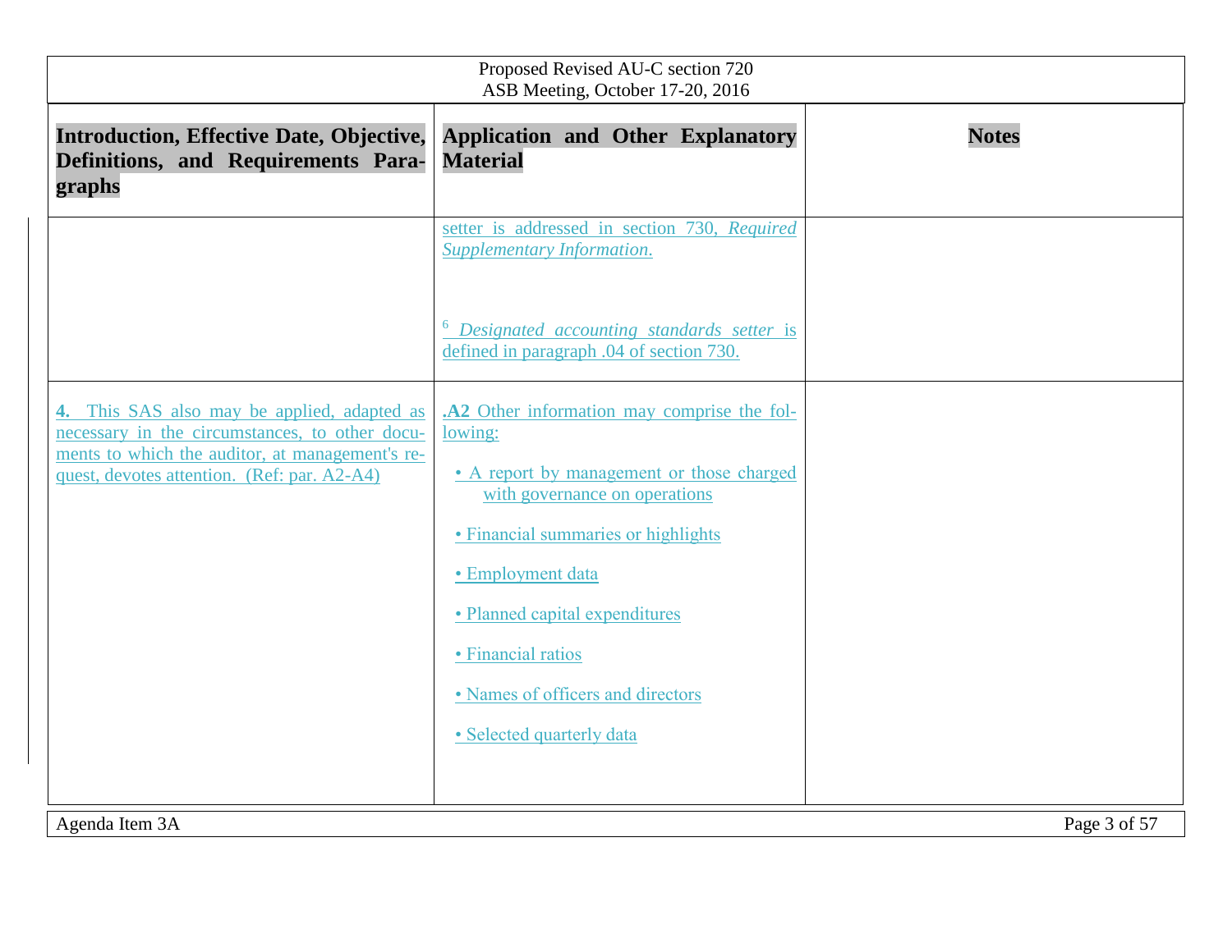| Introduction, Effective Date, Objective, Definitions, and Requirements Paragraphs | Application and Other Explanatory Material | Notes |
|---|---|---|
| | setter is addressed in section 730, *Required Supplementary Information*.<br><br>[6] *Designated accounting standards setter* is defined in paragraph .04 of section 730. | |
| **4.** This SAS also may be applied, adapted as necessary in the circumstances, to other documents to which the auditor, at management's request, devotes attention. (Ref: par. A2-A4) | **.A2** Other information may comprise the following:<br><br>• A report by management or those charged with governance on operations<br><br>• Financial summaries or highlights<br><br>• Employment data<br><br>• Planned capital expenditures<br><br>• Financial ratios<br><br>• Names of officers and directors<br><br>• Selected quarterly data | |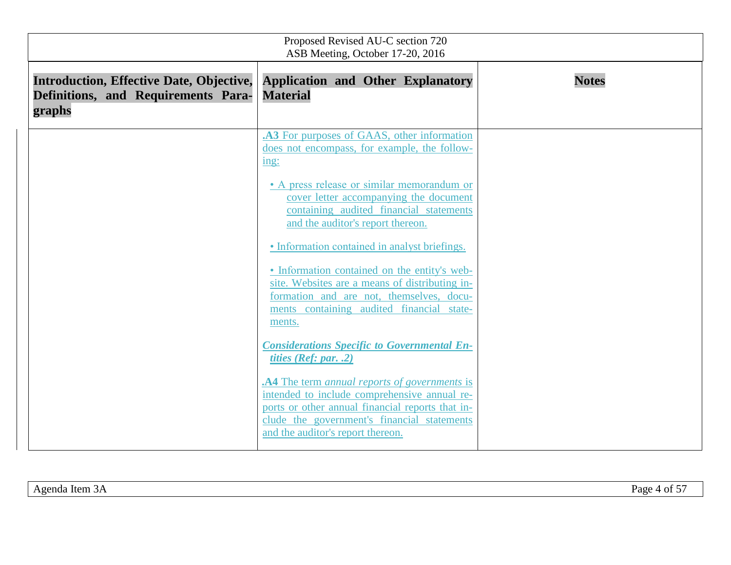| Introduction, Effective Date, Objective, Definitions, and Requirements Paragraphs | Application and Other Explanatory Material | Notes |
|---|---|---|
| | **.A3** For purposes of GAAS, other information does not encompass, for example, the following:<br><br>• A press release or similar memorandum or cover letter accompanying the document containing audited financial statements and the auditor's report thereon.<br><br>• Information contained in analyst briefings.<br><br>• Information contained on the entity's website. Websites are a means of distributing information and are not, themselves, documents containing audited financial statements.<br><br>***Considerations Specific to Governmental Entities (Ref: par. .2)***<br><br>**.A4** The term *annual reports of governments* is intended to include comprehensive annual reports or other annual financial reports that include the government's financial statements and the auditor's report thereon. | |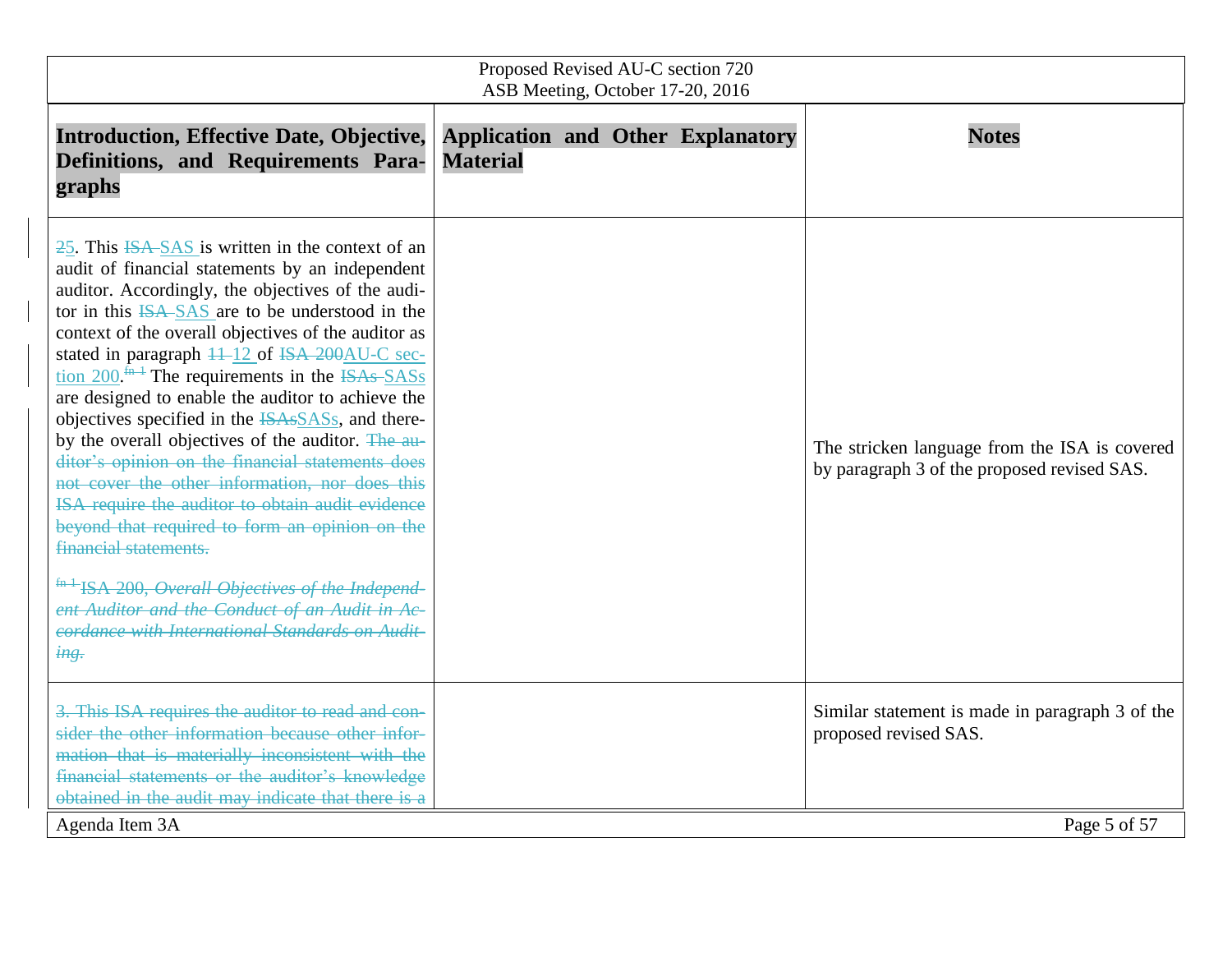| Introduction, Effective Date, Objective, Definitions, and Requirements Paragraphs | Application and Other Explanatory Material | Notes |
|---|---|---|
| ~~2~~5. This ~~ISA~~ SAS is written in the context of an audit of financial statements by an independent auditor. Accordingly, the objectives of the auditor in this ~~ISA~~ SAS are to be understood in the context of the overall objectives of the auditor as stated in paragraph ~~11~~ 12 of ~~ISA 200~~AU-C section 200.~~[fn 1]~~ The requirements in the ~~ISAs~~ SASs are designed to enable the auditor to achieve the objectives specified in the ~~ISAs~~SASs, and thereby the overall objectives of the auditor. ~~The auditor's opinion on the financial statements does not cover the other information, nor does this ISA require the auditor to obtain audit evidence beyond that required to form an opinion on the financial statements.~~<br><br>~~[fn 1] ISA 200, *Overall Objectives of the Independent Auditor and the Conduct of an Audit in Accordance with International Standards on Auditing.*~~ | | The stricken language from the ISA is covered by paragraph 3 of the proposed revised SAS. |
| ~~3. This ISA requires the auditor to read and consider the other information because other information that is materially inconsistent with the financial statements or the auditor's knowledge obtained in the audit may indicate that there is a~~ | | Similar statement is made in paragraph 3 of the proposed revised SAS. |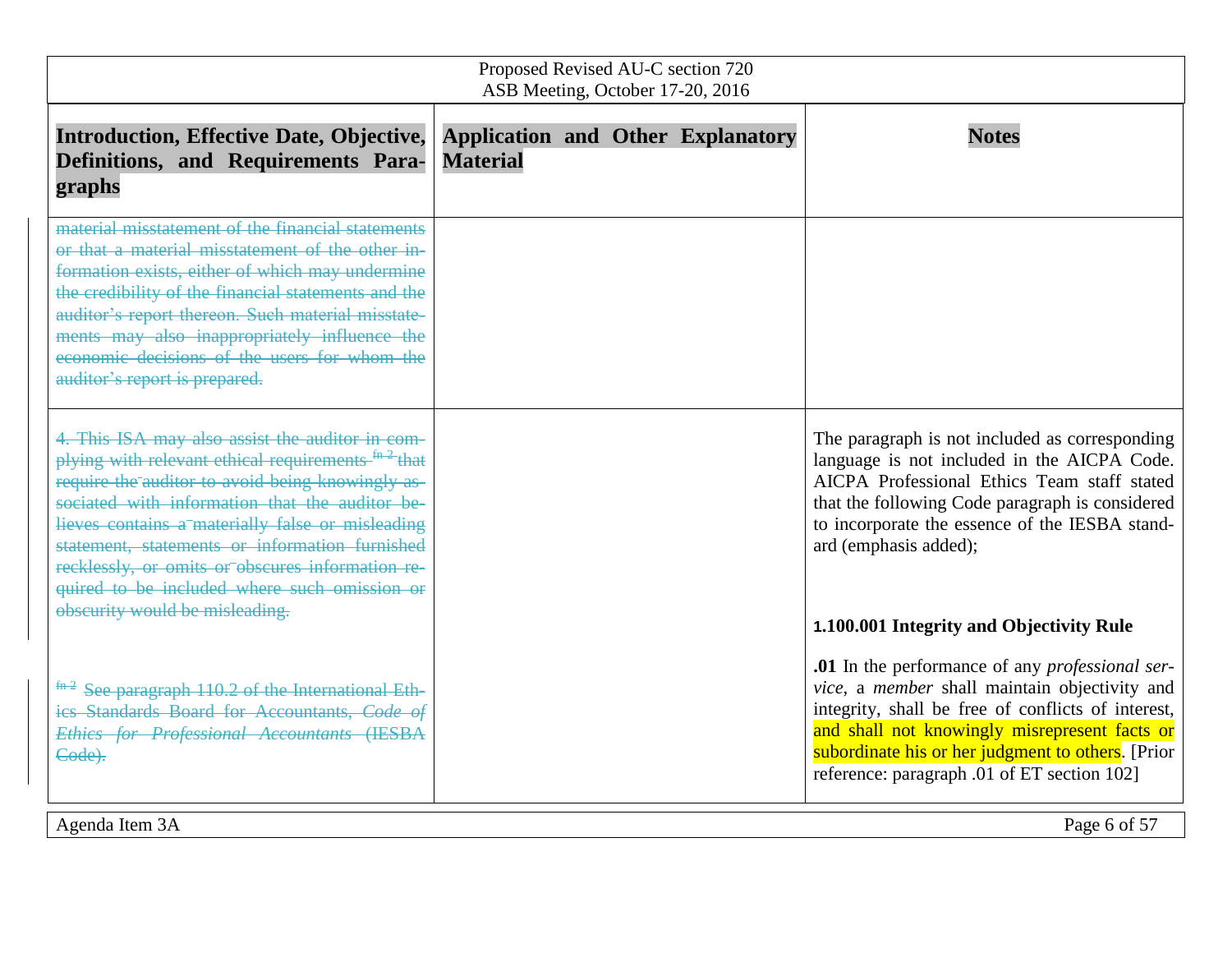| Introduction, Effective Date, Objective, Definitions, and Requirements Paragraphs | Application and Other Explanatory Material | Notes |
|---|---|---|
| ~~material misstatement of the financial statements or that a material misstatement of the other information exists, either of which may undermine the credibility of the financial statements and the auditor's report thereon. Such material misstatements may also inappropriately influence the economic decisions of the users for whom the auditor's report is prepared.~~ | | |
| ~~4. This ISA may also assist the auditor in complying with relevant ethical requirements[fn 2] that require the auditor to avoid being knowingly associated with information that the auditor believes contains a materially false or misleading statement, statements or information furnished recklessly, or omits or obscures information required to be included where such omission or obscurity would be misleading.~~<br><br>~~[fn 2] See paragraph 110.2 of the International Ethics Standards Board for Accountants, *Code of Ethics for Professional Accountants* (IESBA Code).~~ | | The paragraph is not included as corresponding language is not included in the AICPA Code. AICPA Professional Ethics Team staff stated that the following Code paragraph is considered to incorporate the essence of the IESBA standard (emphasis added);<br><br>**1.100.001 Integrity and Objectivity Rule**<br><br>**.01** In the performance of any *professional service*, a *member* shall maintain objectivity and integrity, shall be free of conflicts of interest, and shall not knowingly misrepresent facts or subordinate his or her judgment to others. [Prior reference: paragraph .01 of ET section 102] |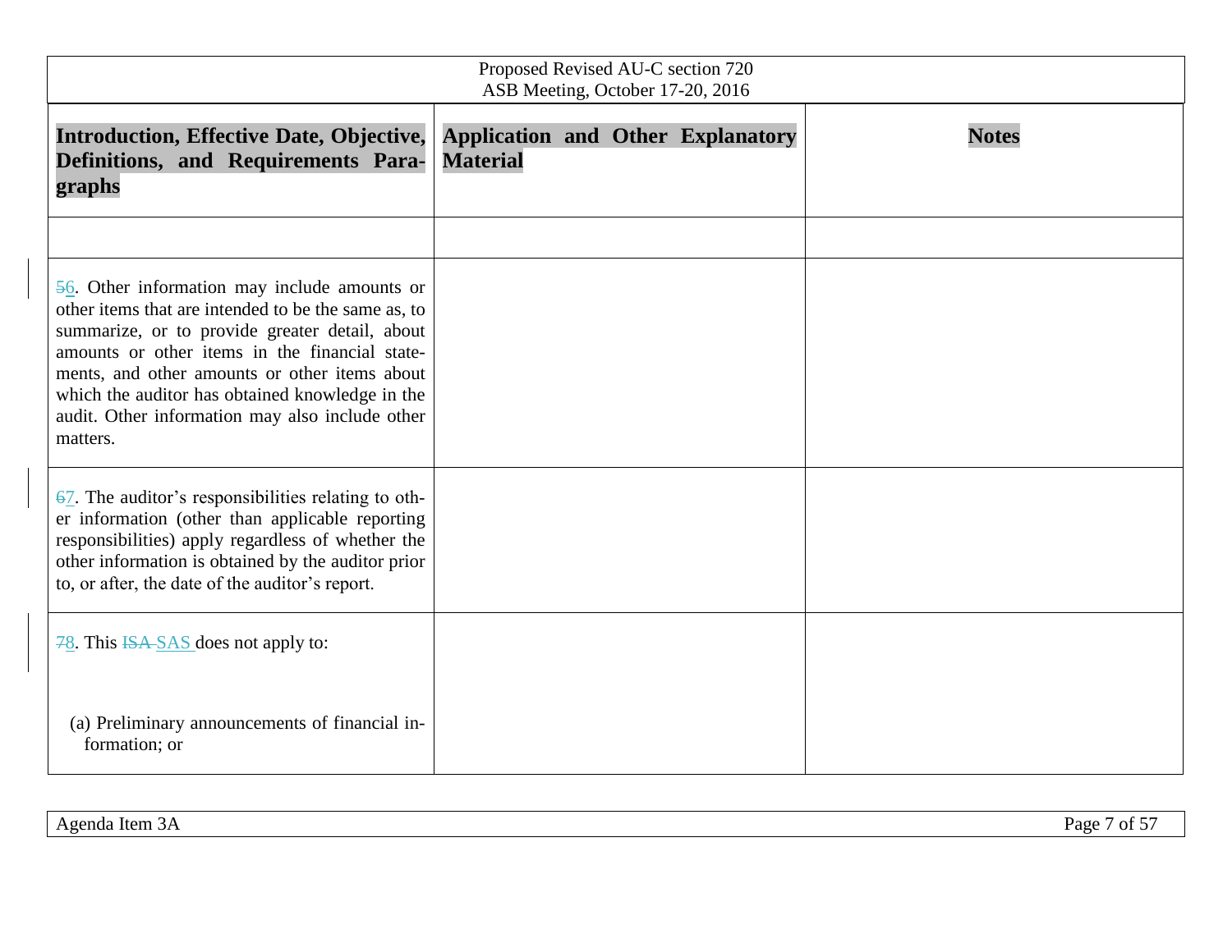| Introduction, Effective Date, Objective, Definitions, and Requirements Paragraphs | Application and Other Explanatory Material | Notes |
|---|---|---|
| | | |
| ~~5~~6. Other information may include amounts or other items that are intended to be the same as, to summarize, or to provide greater detail, about amounts or other items in the financial statements, and other amounts or other items about which the auditor has obtained knowledge in the audit. Other information may also include other matters. | | |
| ~~6~~7. The auditor's responsibilities relating to other information (other than applicable reporting responsibilities) apply regardless of whether the other information is obtained by the auditor prior to, or after, the date of the auditor's report. | | |
| ~~7~~8. This ~~ISA~~ SAS does not apply to:<br><br>(a) Preliminary announcements of financial information; or | | |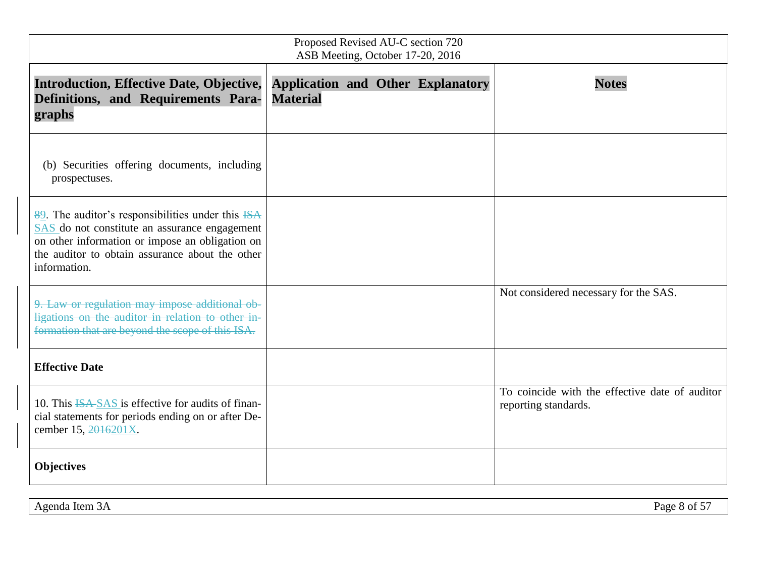| Introduction, Effective Date, Objective, Definitions, and Requirements Paragraphs | Application and Other Explanatory Material | Notes |
|---|---|---|
| (b) Securities offering documents, including prospectuses. | | |
| ~~8~~9. The auditor's responsibilities under this ~~ISA~~ SAS do not constitute an assurance engagement on other information or impose an obligation on the auditor to obtain assurance about the other information. | | |
| ~~9. Law or regulation may impose additional obligations on the auditor in relation to other information that are beyond the scope of this ISA.~~ | | Not considered necessary for the SAS. |
| **Effective Date** | | |
| 10. This ~~ISA~~ SAS is effective for audits of financial statements for periods ending on or after December 15, ~~2016~~201X. | | To coincide with the effective date of auditor reporting standards. |
| **Objectives** | | |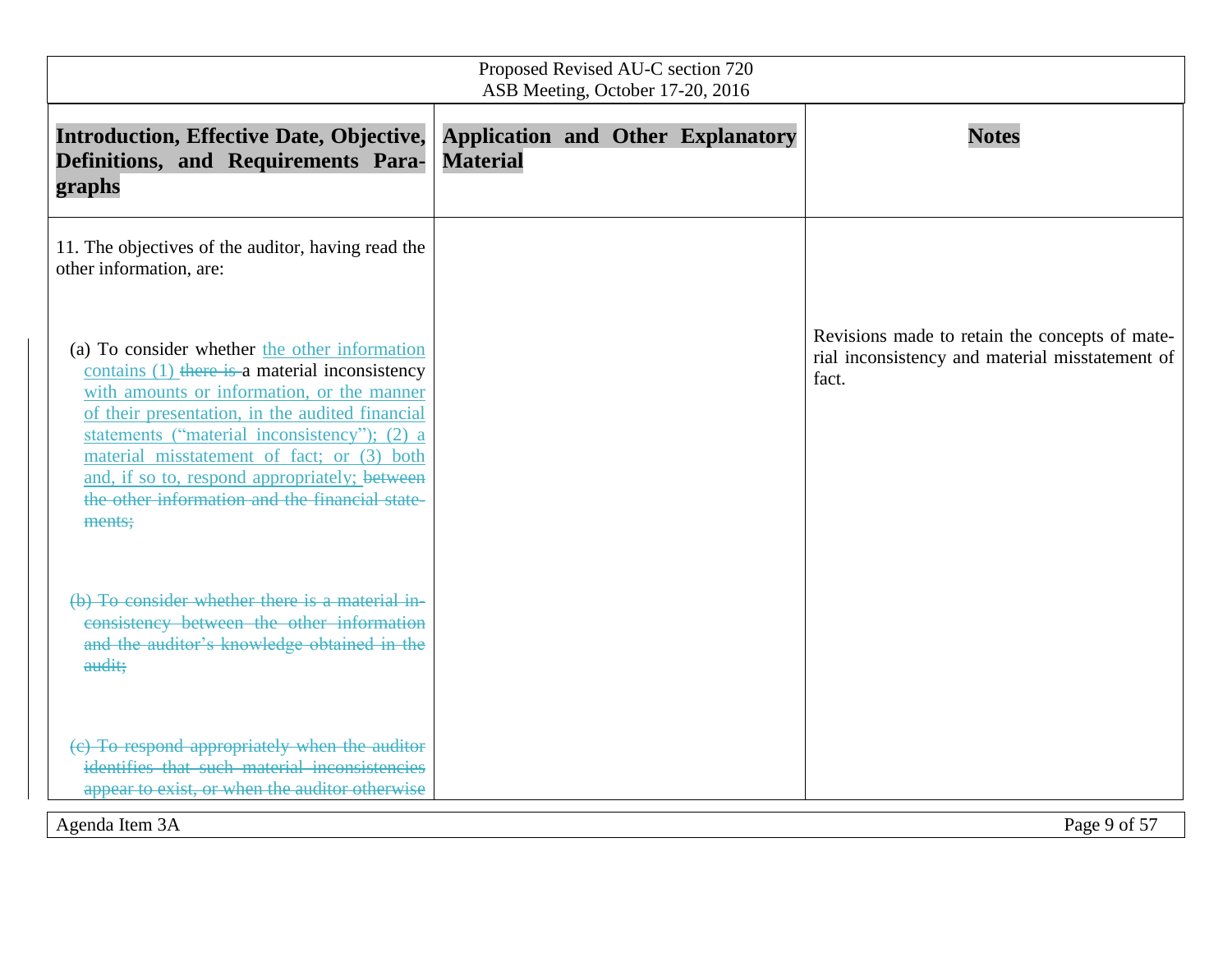| Introduction, Effective Date, Objective, Definitions, and Requirements Paragraphs | Application and Other Explanatory Material | Notes |
|---|---|---|
| 11. The objectives of the auditor, having read the other information, are: | | |
| (a) To consider whether the other information contains (1) ~~there is~~ a material inconsistency with amounts or information, or the manner of their presentation, in the audited financial statements ("material inconsistency"); (2) a material misstatement of fact; or (3) both and, if so to, respond appropriately; ~~between the other information and the financial statements;~~ | | Revisions made to retain the concepts of material inconsistency and material misstatement of fact. |
| ~~(b) To consider whether there is a material inconsistency between the other information and the auditor's knowledge obtained in the audit;~~ | | |
| ~~(c) To respond appropriately when the auditor identifies that such material inconsistencies appear to exist, or when the auditor otherwise~~ | | |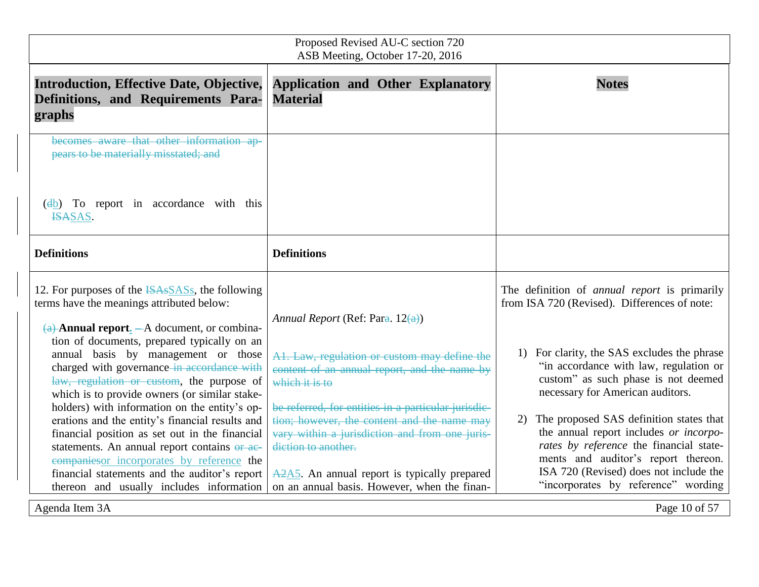| Introduction, Effective Date, Objective, Definitions, and Requirements Paragraphs | Application and Other Explanatory Material | Notes |
|---|---|---|
| ~~becomes aware that other information appears to be materially misstated; and~~<br><br>(~~d~~b) To report in accordance with this ~~ISA~~SAS. | | |
| **Definitions** | **Definitions** | |
| 12. For purposes of the ~~ISAs~~SASs, the following terms have the meanings attributed below:<br><br>~~(a)~~ **Annual report**. ~~–~~A document, or combination of documents, prepared typically on an annual basis by management or those charged with governance ~~in accordance with law, regulation or custom~~, the purpose of which is to provide owners (or similar stakeholders) with information on the entity's operations and the entity's financial results and financial position as set out in the financial statements. An annual report contains ~~or accompanies~~or incorporates by reference the financial statements and the auditor's report thereon and usually includes information | *Annual Report* (Ref: Par~~a~~. 12~~(a)~~)<br><br>~~A1. Law, regulation or custom may define the content of an annual report, and the name by which it is to~~<br><br>~~be referred, for entities in a particular jurisdiction; however, the content and the name may vary within a jurisdiction and from one jurisdiction to another.~~<br><br>~~A2~~A5. An annual report is typically prepared on an annual basis. However, when the finan- | The definition of *annual report* is primarily from ISA 720 (Revised). Differences of note:<br><br>1) For clarity, the SAS excludes the phrase "in accordance with law, regulation or custom" as such phase is not deemed necessary for American auditors.<br><br>2) The proposed SAS definition states that the annual report includes *or incorporates by reference* the financial statements and auditor's report thereon. ISA 720 (Revised) does not include the "incorporates by reference" wording |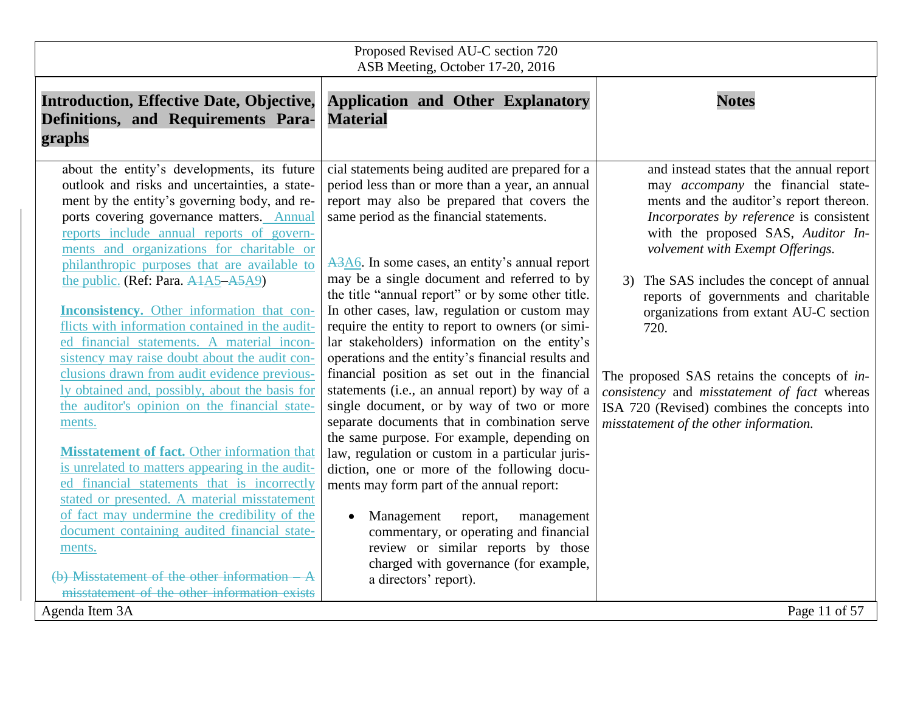| Introduction, Effective Date, Objective, Definitions, and Requirements Paragraphs | Application and Other Explanatory Material | Notes |
|---|---|---|
| about the entity's developments, its future outlook and risks and uncertainties, a statement by the entity's governing body, and reports covering governance matters. Annual reports include annual reports of governments and organizations for charitable or philanthropic purposes that are available to the public. (Ref: Para. ~~A1~~A5–~~A5~~A9)<br><br>**Inconsistency.** Other information that conflicts with information contained in the audited financial statements. A material inconsistency may raise doubt about the audit conclusions drawn from audit evidence previously obtained and, possibly, about the basis for the auditor's opinion on the financial statements.<br><br>**Misstatement of fact.** Other information that is unrelated to matters appearing in the audited financial statements that is incorrectly stated or presented. A material misstatement of fact may undermine the credibility of the document containing audited financial statements.<br><br>~~(b) Misstatement of the other information – A misstatement of the other information exists~~ | cial statements being audited are prepared for a period less than or more than a year, an annual report may also be prepared that covers the same period as the financial statements.<br><br>~~A3~~A6. In some cases, an entity's annual report may be a single document and referred to by the title "annual report" or by some other title. In other cases, law, regulation or custom may require the entity to report to owners (or similar stakeholders) information on the entity's operations and the entity's financial results and financial position as set out in the financial statements (i.e., an annual report) by way of a single document, or by way of two or more separate documents that in combination serve the same purpose. For example, depending on law, regulation or custom in a particular jurisdiction, one or more of the following documents may form part of the annual report:<br><br>• Management report, management commentary, or operating and financial review or similar reports by those charged with governance (for example, a directors' report). | and instead states that the annual report may *accompany* the financial statements and the auditor's report thereon. *Incorporates by reference* is consistent with the proposed SAS, *Auditor Involvement with Exempt Offerings.*<br><br>3) The SAS includes the concept of annual reports of governments and charitable organizations from extant AU-C section 720.<br><br>The proposed SAS retains the concepts of *inconsistency* and *misstatement of fact* whereas ISA 720 (Revised) combines the concepts into *misstatement of the other information.* |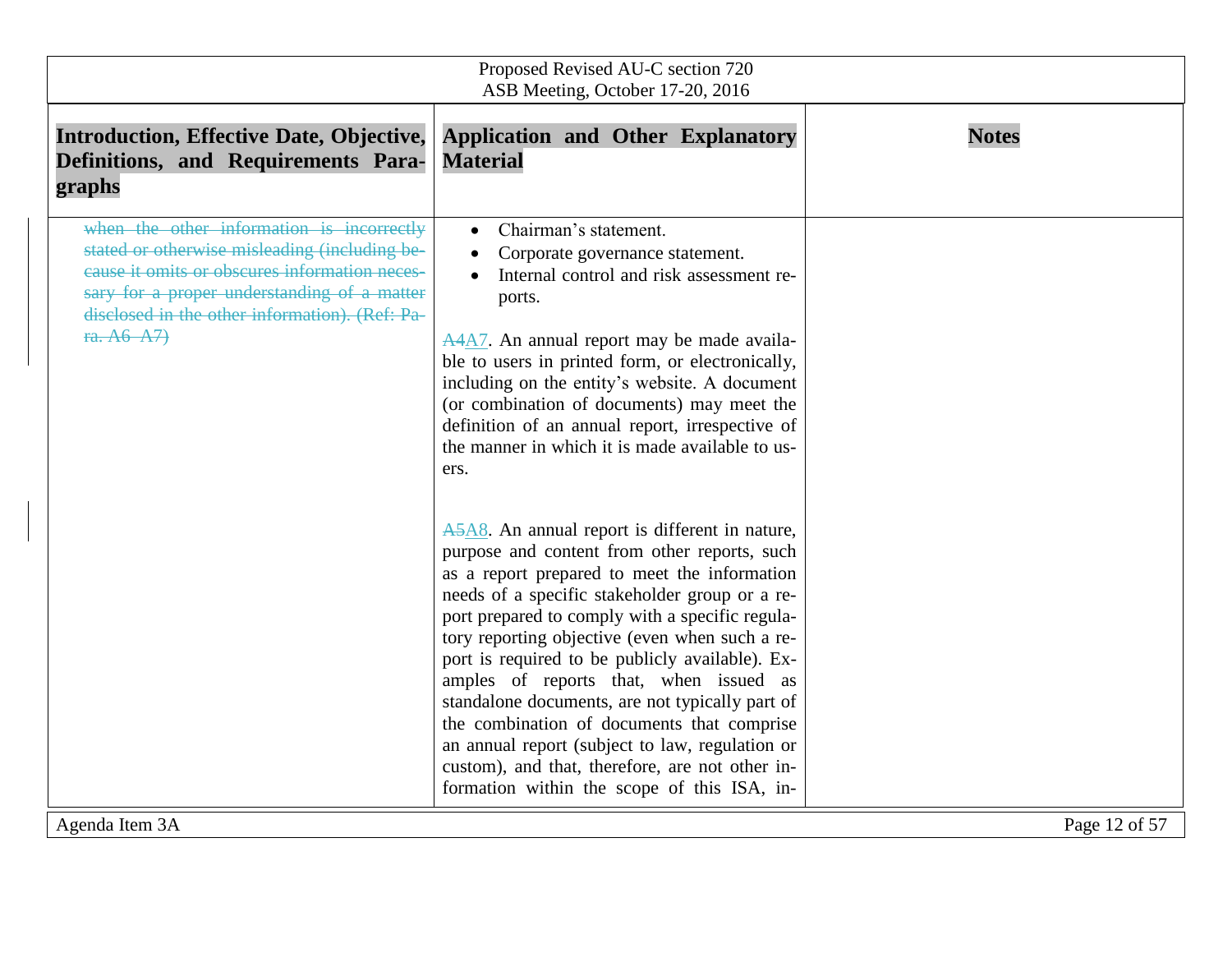| Introduction, Effective Date, Objective, Definitions, and Requirements Paragraphs | Application and Other Explanatory Material | Notes |
|---|---|---|
| ~~when the other information is incorrectly stated or otherwise misleading (including because it omits or obscures information necessary for a proper understanding of a matter disclosed in the other information). (Ref: Para. A6–A7)~~ | • Chairman's statement.<br>• Corporate governance statement.<br>• Internal control and risk assessment reports.<br><br>~~A4~~A7. An annual report may be made available to users in printed form, or electronically, including on the entity's website. A document (or combination of documents) may meet the definition of an annual report, irrespective of the manner in which it is made available to users.<br><br>~~A5~~A8. An annual report is different in nature, purpose and content from other reports, such as a report prepared to meet the information needs of a specific stakeholder group or a report prepared to comply with a specific regulatory reporting objective (even when such a report is required to be publicly available). Examples of reports that, when issued as standalone documents, are not typically part of the combination of documents that comprise an annual report (subject to law, regulation or custom), and that, therefore, are not other information within the scope of this ISA, in- | |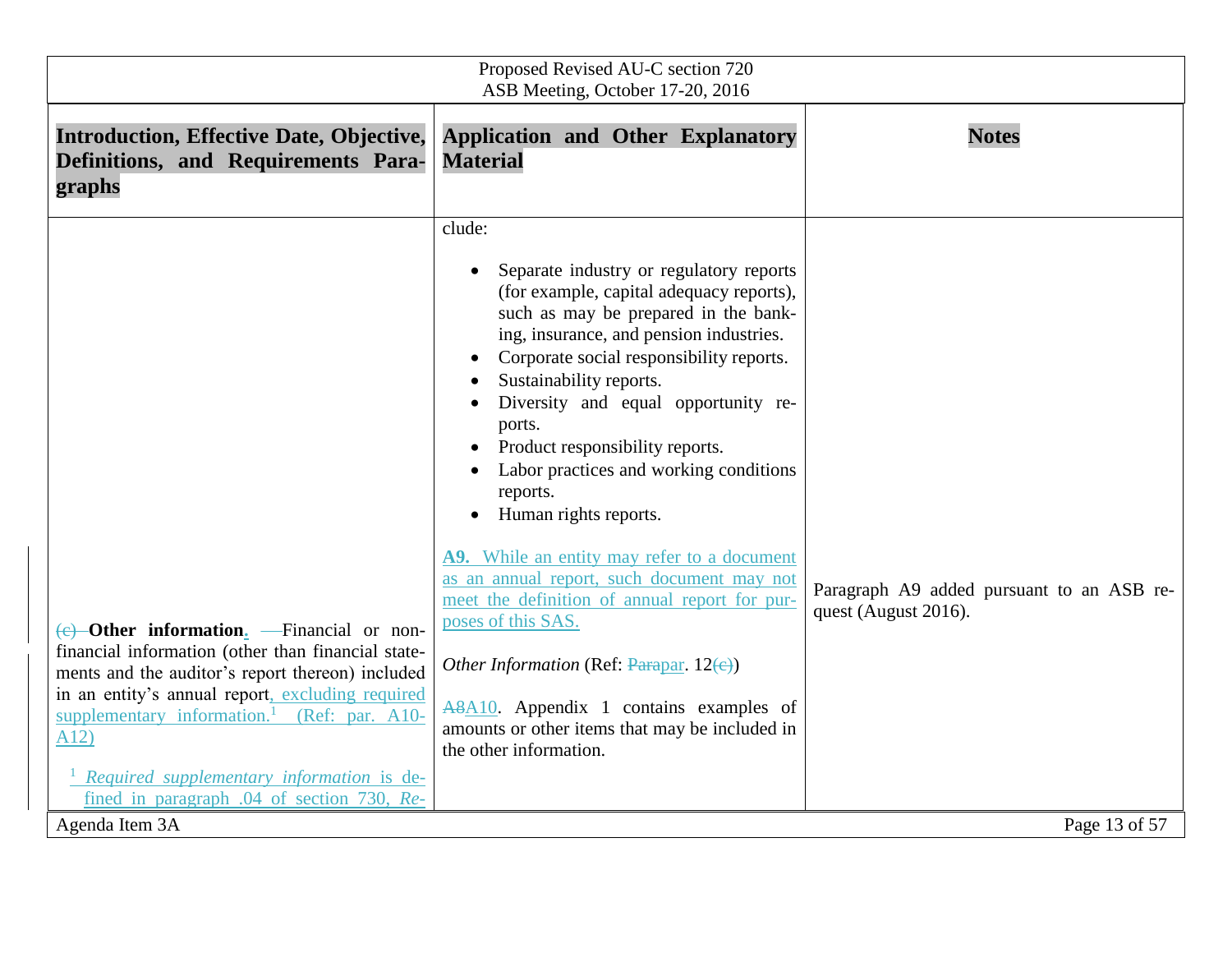| Introduction, Effective Date, Objective, Definitions, and Requirements Paragraphs | Application and Other Explanatory Material | Notes |
|---|---|---|
| (c) **Other information**. Financial or nonfinancial information (other than financial statements and the auditor's report thereon) included in an entity's annual report, excluding required supplementary information.[1] (Ref: par. A10-A12)<br><br>[1] *Required supplementary information* is defined in paragraph .04 of section 730, *Re-* | clude:<br>• Separate industry or regulatory reports (for example, capital adequacy reports), such as may be prepared in the banking, insurance, and pension industries.<br>• Corporate social responsibility reports.<br>• Sustainability reports.<br>• Diversity and equal opportunity reports.<br>• Product responsibility reports.<br>• Labor practices and working conditions reports.<br>• Human rights reports.<br><br>**A9.** While an entity may refer to a document as an annual report, such document may not meet the definition of annual report for purposes of this SAS.<br><br>*Other Information* (Ref: Parapar. 12(c))<br><br>A8A10. Appendix 1 contains examples of amounts or other items that may be included in the other information. | Paragraph A9 added pursuant to an ASB request (August 2016). |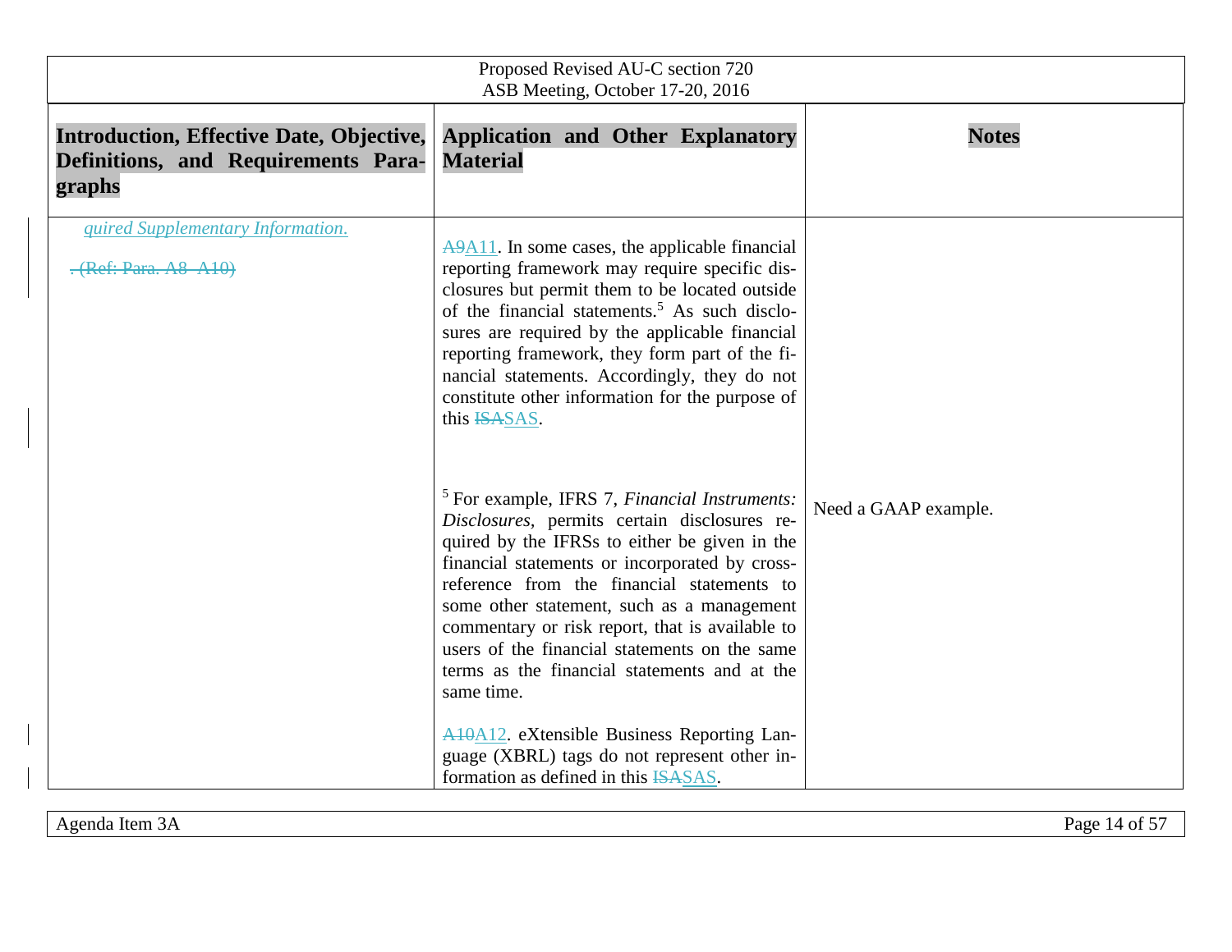| Introduction, Effective Date, Objective, Definitions, and Requirements Paragraphs | Application and Other Explanatory Material | Notes |
|---|---|---|
| *quired Supplementary Information.*<br><br>~~. (Ref: Para. A8–A10)~~ | ~~A9~~A11. In some cases, the applicable financial reporting framework may require specific disclosures but permit them to be located outside of the financial statements.[5] As such disclosures are required by the applicable financial reporting framework, they form part of the financial statements. Accordingly, they do not constitute other information for the purpose of this ~~ISA~~SAS.<br><br>[5] For example, IFRS 7, *Financial Instruments: Disclosures*, permits certain disclosures required by the IFRSs to either be given in the financial statements or incorporated by cross-reference from the financial statements to some other statement, such as a management commentary or risk report, that is available to users of the financial statements on the same terms as the financial statements and at the same time.<br><br>~~A10~~A12. eXtensible Business Reporting Language (XBRL) tags do not represent other information as defined in this ~~ISA~~SAS. | Need a GAAP example. |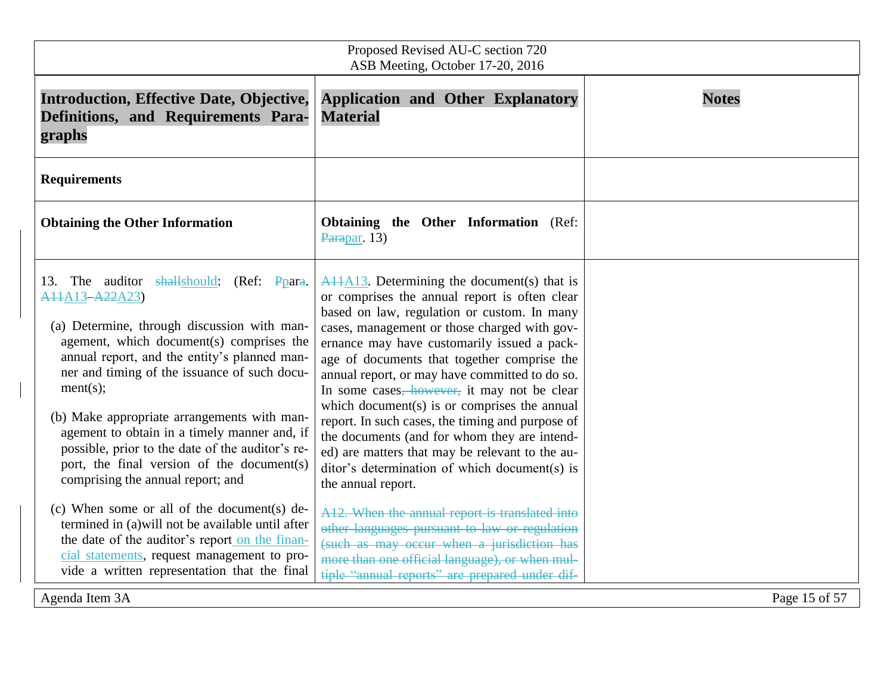| Introduction, Effective Date, Objective, Definitions, and Requirements Paragraphs | Application and Other Explanatory Material | Notes |
|---|---|---|
| **Requirements** | | |
| **Obtaining the Other Information** | **Obtaining the Other Information** (Ref: ~~Para~~par. 13) | |
| 13. The auditor ~~shall~~should: (Ref: ~~P~~para. ~~A11~~A13–~~A22~~A23)<br><br>(a) Determine, through discussion with management, which document(s) comprises the annual report, and the entity's planned manner and timing of the issuance of such document(s);<br><br>(b) Make appropriate arrangements with management to obtain in a timely manner and, if possible, prior to the date of the auditor's report, the final version of the document(s) comprising the annual report; and<br><br>(c) When some or all of the document(s) determined in (a)will not be available until after the date of the auditor's report on the financial statements, request management to provide a written representation that the final | ~~A11~~A13. Determining the document(s) that is or comprises the annual report is often clear based on law, regulation or custom. In many cases, management or those charged with governance may have customarily issued a package of documents that together comprise the annual report, or may have committed to do so. In some cases~~, however,~~ it may not be clear which document(s) is or comprises the annual report. In such cases, the timing and purpose of the documents (and for whom they are intended) are matters that may be relevant to the auditor's determination of which document(s) is the annual report.<br><br>~~A12. When the annual report is translated into other languages pursuant to law or regulation (such as may occur when a jurisdiction has more than one official language), or when multiple "annual reports" are prepared under dif-~~ | |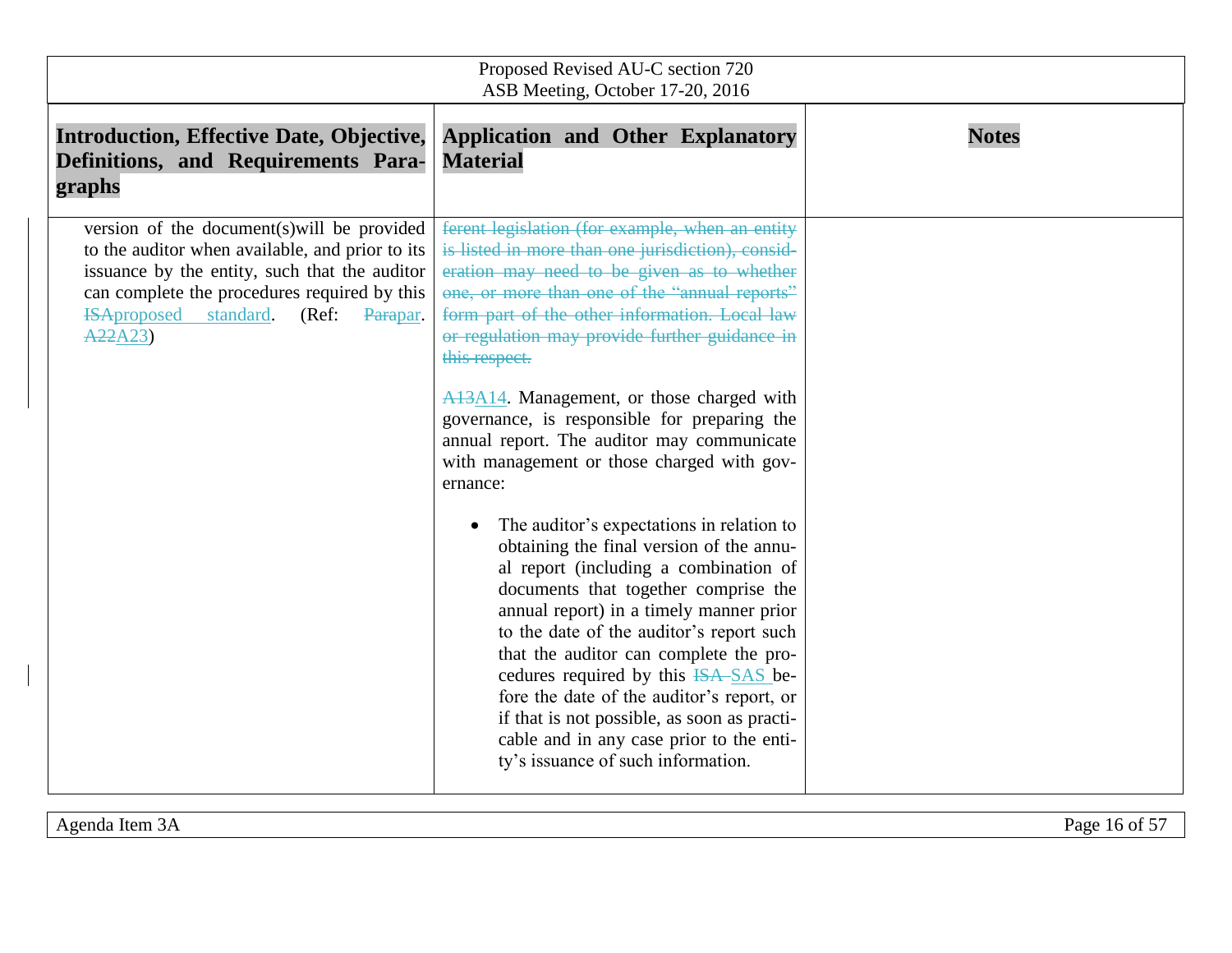| Introduction, Effective Date, Objective, Definitions, and Requirements Paragraphs | Application and Other Explanatory Material | Notes |
|---|---|---|
| version of the document(s)will be provided to the auditor when available, and prior to its issuance by the entity, such that the auditor can complete the procedures required by this ~~ISA~~proposed standard. (Ref: ~~Para~~par. ~~A22~~A23) | ~~ferent legislation (for example, when an entity is listed in more than one jurisdiction), consideration may need to be given as to whether one, or more than one of the "annual reports" form part of the other information. Local law or regulation may provide further guidance in this respect.~~<br><br>~~A13~~A14. Management, or those charged with governance, is responsible for preparing the annual report. The auditor may communicate with management or those charged with governance:<br><br>• The auditor's expectations in relation to obtaining the final version of the annual report (including a combination of documents that together comprise the annual report) in a timely manner prior to the date of the auditor's report such that the auditor can complete the procedures required by this ~~ISA~~ SAS before the date of the auditor's report, or if that is not possible, as soon as practicable and in any case prior to the entity's issuance of such information. | |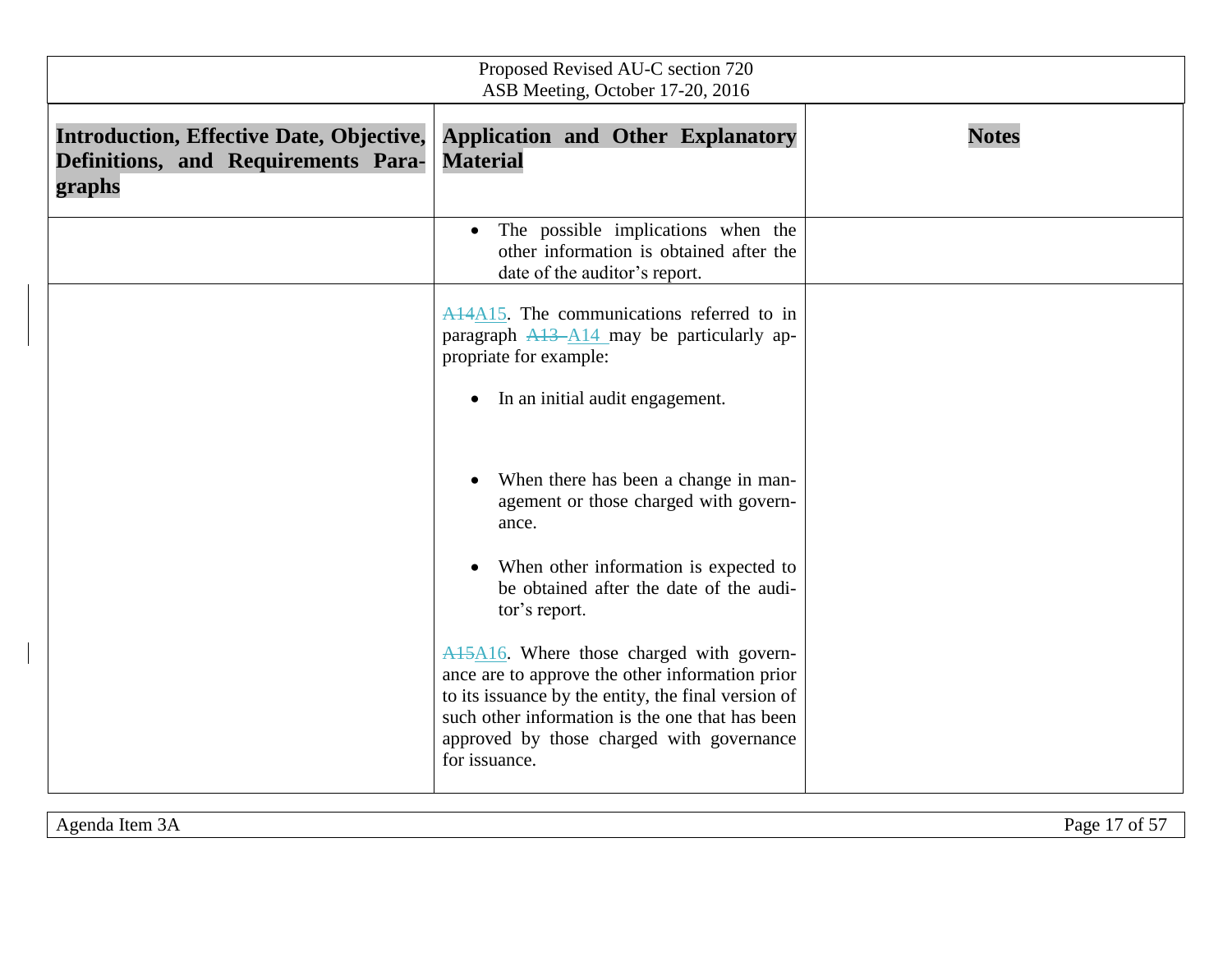| Introduction, Effective Date, Objective, Definitions, and Requirements Paragraphs | Application and Other Explanatory Material | Notes |
| --- | --- | --- |
| | • The possible implications when the other information is obtained after the date of the auditor's report. | |
| | ~~A14~~A15. The communications referred to in paragraph ~~A13~~ A14 may be particularly appropriate for example:<br><br>• In an initial audit engagement.<br><br>• When there has been a change in management or those charged with governance.<br><br>• When other information is expected to be obtained after the date of the auditor's report.<br><br>~~A15~~A16. Where those charged with governance are to approve the other information prior to its issuance by the entity, the final version of such other information is the one that has been approved by those charged with governance for issuance. | |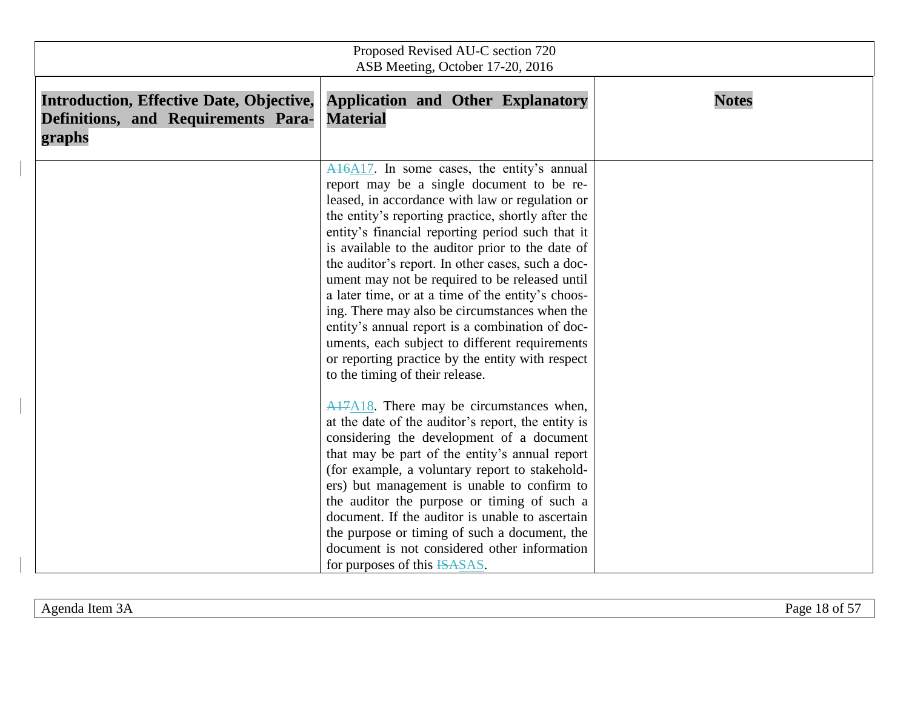| Introduction, Effective Date, Objective, Definitions, and Requirements Paragraphs | Application and Other Explanatory Material | Notes |
|---|---|---|
| | ~~A16~~A17. In some cases, the entity's annual report may be a single document to be released, in accordance with law or regulation or the entity's reporting practice, shortly after the entity's financial reporting period such that it is available to the auditor prior to the date of the auditor's report. In other cases, such a document may not be required to be released until a later time, or at a time of the entity's choosing. There may also be circumstances when the entity's annual report is a combination of documents, each subject to different requirements or reporting practice by the entity with respect to the timing of their release. | |
| | ~~A17~~A18. There may be circumstances when, at the date of the auditor's report, the entity is considering the development of a document that may be part of the entity's annual report (for example, a voluntary report to stakeholders) but management is unable to confirm to the auditor the purpose or timing of such a document. If the auditor is unable to ascertain the purpose or timing of such a document, the document is not considered other information for purposes of this ~~ISA~~SAS. | |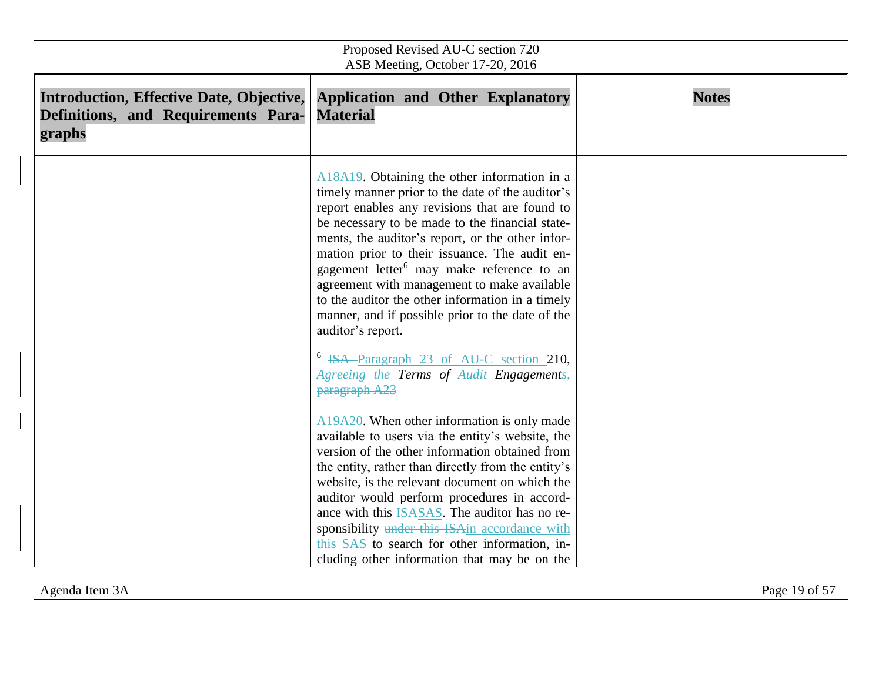| Introduction, Effective Date, Objective, Definitions, and Requirements Paragraphs | Application and Other Explanatory Material | Notes |
|---|---|---|
| | ~~A18~~A19. Obtaining the other information in a timely manner prior to the date of the auditor's report enables any revisions that are found to be necessary to be made to the financial statements, the auditor's report, or the other information prior to their issuance. The audit engagement letter[6] may make reference to an agreement with management to make available to the auditor the other information in a timely manner, and if possible prior to the date of the auditor's report.<br><br>[6] ~~ISA~~ Paragraph 23 of AU-C section 210, ~~*Agreeing the*~~ *Terms of* ~~*Audit*~~ *Engagement*~~*s*, paragraph A23~~<br><br>~~A19~~A20. When other information is only made available to users via the entity's website, the version of the other information obtained from the entity, rather than directly from the entity's website, is the relevant document on which the auditor would perform procedures in accordance with this ~~ISA~~SAS. The auditor has no responsibility ~~under this ISA~~in accordance with this SAS to search for other information, including other information that may be on the | |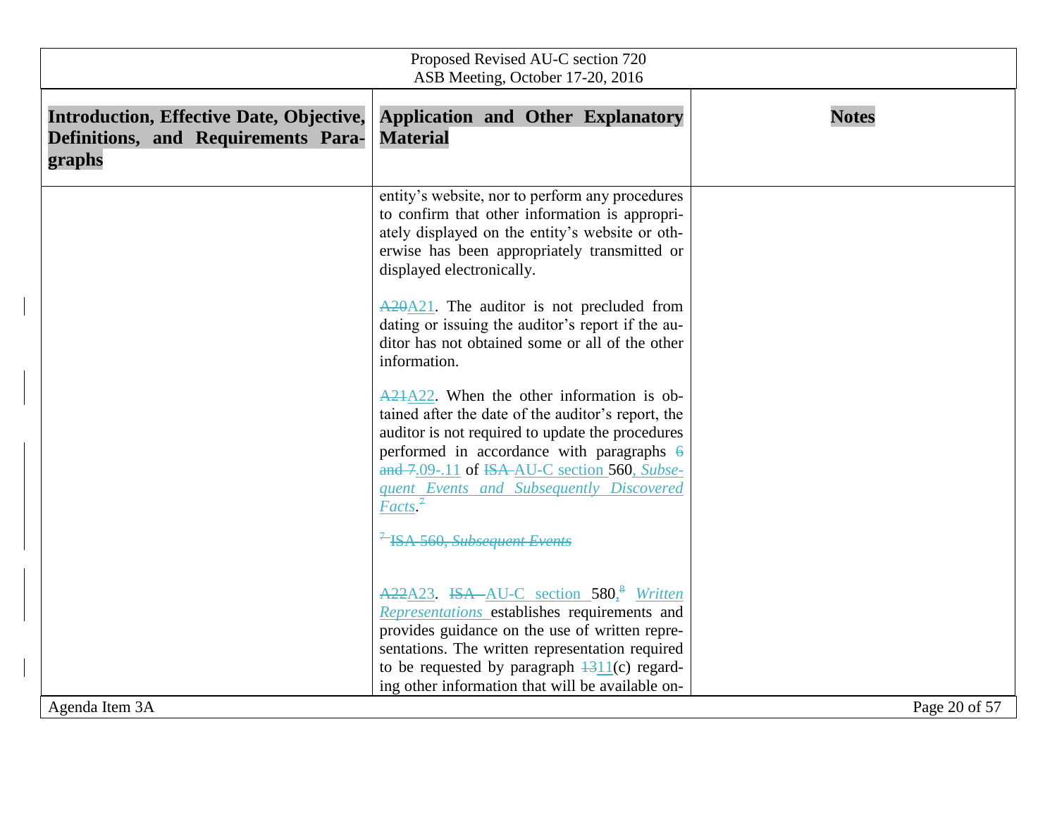| Introduction, Effective Date, Objective, Definitions, and Requirements Paragraphs | Application and Other Explanatory Material | Notes |
|---|---|---|
| | entity's website, nor to perform any procedures to confirm that other information is appropriately displayed on the entity's website or otherwise has been appropriately transmitted or displayed electronically.<br><br>~~A20~~A21. The auditor is not precluded from dating or issuing the auditor's report if the auditor has not obtained some or all of the other information.<br><br>~~A21~~A22. When the other information is obtained after the date of the auditor's report, the auditor is not required to update the procedures performed in accordance with paragraphs ~~6 and 7~~.09-.11 of ~~ISA~~ AU-C section 560, *Subsequent Events and Subsequently Discovered Facts*.~~[7]~~<br><br>~~[7] ISA 560, *Subsequent Events*~~<br><br>~~A22~~A23. ~~ISA~~ AU-C section 580,[8] *Written Representations* establishes requirements and provides guidance on the use of written representations. The written representation required to be requested by paragraph ~~13~~11(c) regarding other information that will be available on- | |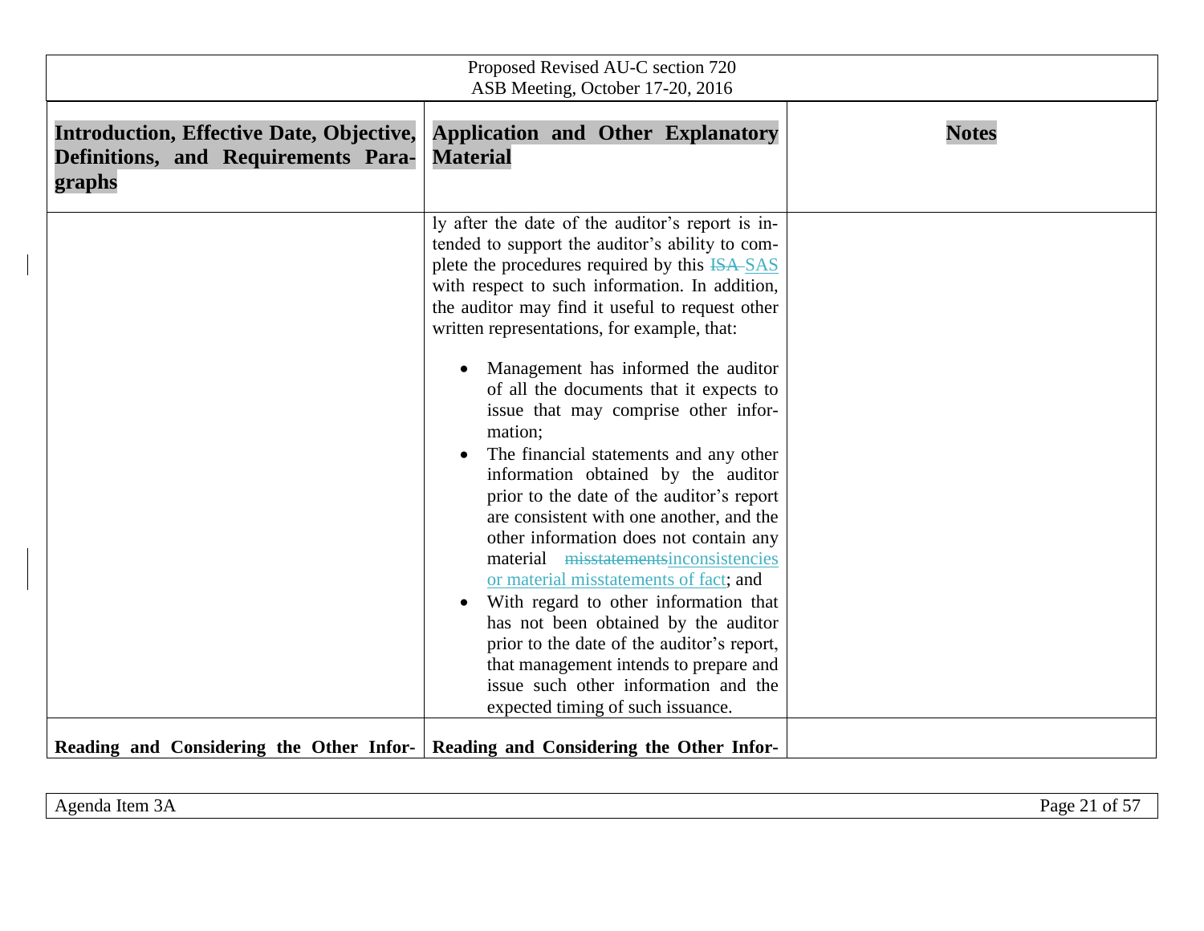| Introduction, Effective Date, Objective, Definitions, and Requirements Paragraphs | Application and Other Explanatory Material | Notes |
|---|---|---|
| | ly after the date of the auditor's report is intended to support the auditor's ability to complete the procedures required by this ~~ISA~~ SAS with respect to such information. In addition, the auditor may find it useful to request other written representations, for example, that:<br><br>• Management has informed the auditor of all the documents that it expects to issue that may comprise other information;<br>• The financial statements and any other information obtained by the auditor prior to the date of the auditor's report are consistent with one another, and the other information does not contain any material ~~misstatements~~inconsistencies or material misstatements of fact; and<br>• With regard to other information that has not been obtained by the auditor prior to the date of the auditor's report, that management intends to prepare and issue such other information and the expected timing of such issuance. | |
| **Reading and Considering the Other Infor-** | **Reading and Considering the Other Infor-** | |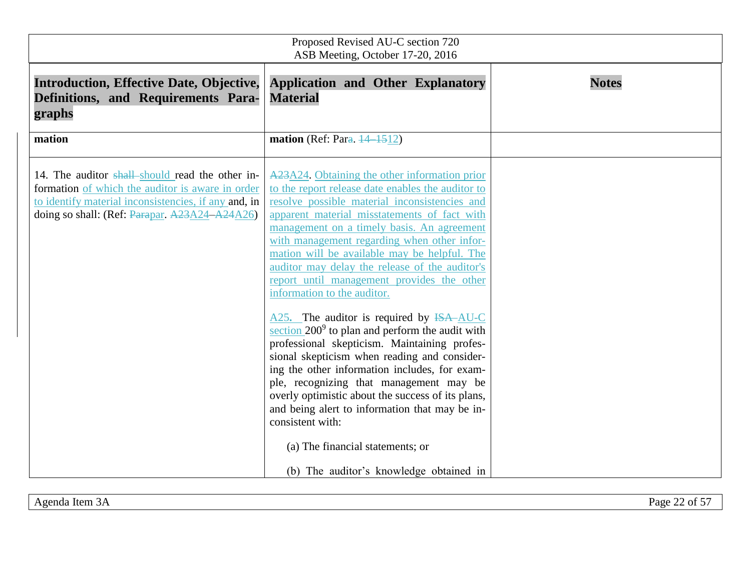| Introduction, Effective Date, Objective, Definitions, and Requirements Paragraphs | Application and Other Explanatory Material | Notes |
|---|---|---|
| **mation** | **mation** (Ref: Para. 14–15 12) | |
| 14. The auditor shall should read the other information of which the auditor is aware in order to identify material inconsistencies, if any and, in doing so shall: (Ref: Parapar. A23A24–A24A26) | A23A24. Obtaining the other information prior to the report release date enables the auditor to resolve possible material inconsistencies and apparent material misstatements of fact with management on a timely basis. An agreement with management regarding when other information will be available may be helpful. The auditor may delay the release of the auditor's report until management provides the other information to the auditor.<br><br>A25. The auditor is required by ISA AU-C section 200[9] to plan and perform the audit with professional skepticism. Maintaining professional skepticism when reading and considering the other information includes, for example, recognizing that management may be overly optimistic about the success of its plans, and being alert to information that may be inconsistent with:<br><br>(a) The financial statements; or<br><br>(b) The auditor's knowledge obtained in | |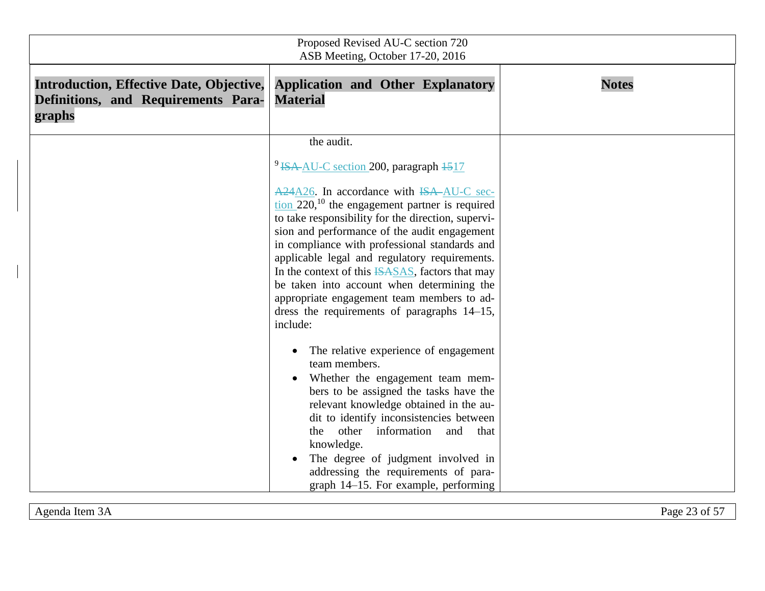| Introduction, Effective Date, Objective, Definitions, and Requirements Paragraphs | Application and Other Explanatory Material | Notes |
|---|---|---|
| | the audit.<br><br>[9] ~~ISA~~ AU-C section 200, paragraph ~~15~~17<br><br>~~A24~~A26. In accordance with ~~ISA~~ AU-C section 220,[10] the engagement partner is required to take responsibility for the direction, supervision and performance of the audit engagement in compliance with professional standards and applicable legal and regulatory requirements. In the context of this ~~ISA~~SAS, factors that may be taken into account when determining the appropriate engagement team members to address the requirements of paragraphs 14–15, include:<br><br>• The relative experience of engagement team members.<br>• Whether the engagement team members to be assigned the tasks have the relevant knowledge obtained in the audit to identify inconsistencies between the other information and that knowledge.<br>• The degree of judgment involved in addressing the requirements of paragraph 14–15. For example, performing | |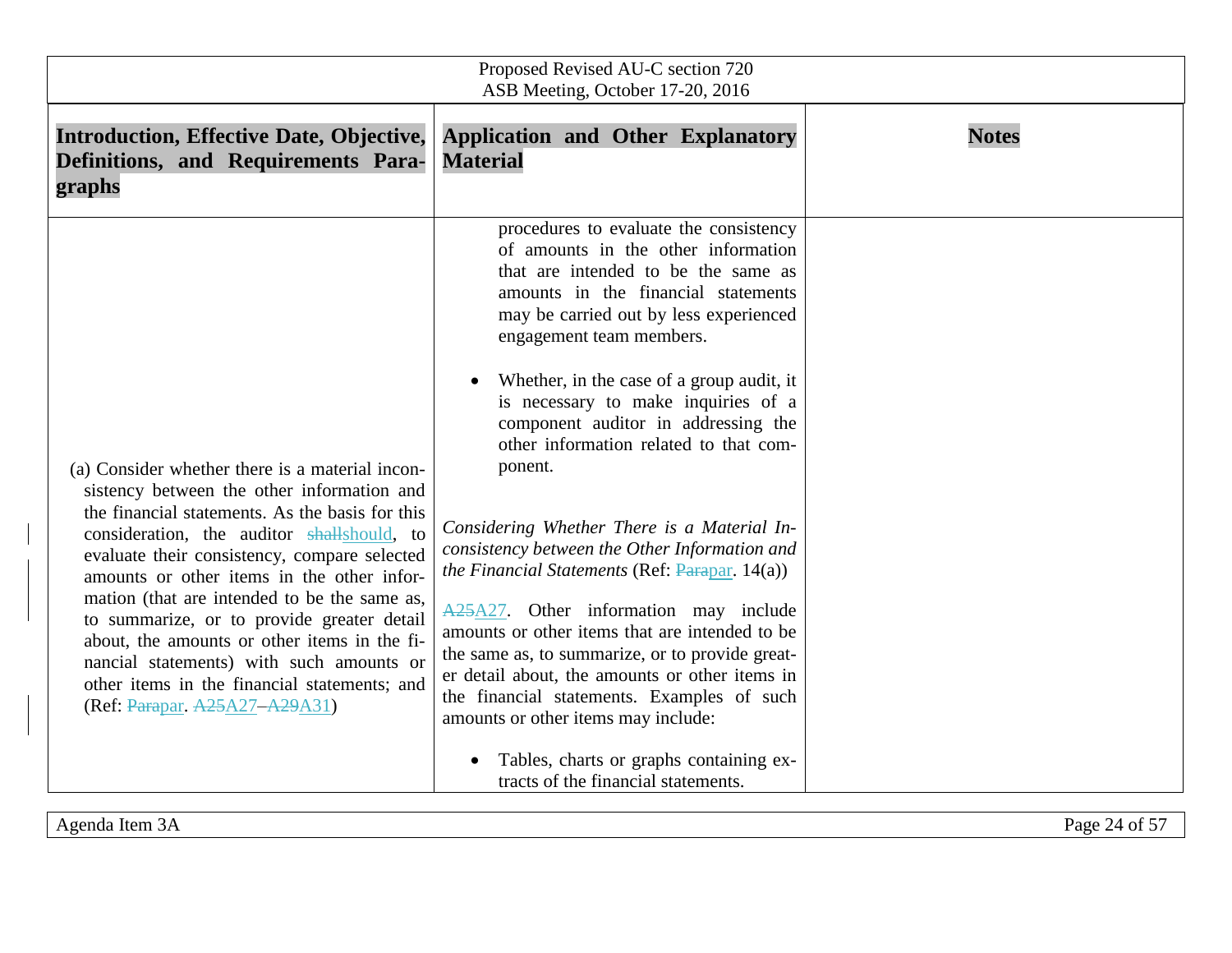| Introduction, Effective Date, Objective, Definitions, and Requirements Paragraphs | Application and Other Explanatory Material | Notes |
|---|---|---|
| | procedures to evaluate the consistency of amounts in the other information that are intended to be the same as amounts in the financial statements may be carried out by less experienced engagement team members.<br><br>• Whether, in the case of a group audit, it is necessary to make inquiries of a component auditor in addressing the other information related to that component. | |
| (a) Consider whether there is a material inconsistency between the other information and the financial statements. As the basis for this consideration, the auditor ~~shall~~should, to evaluate their consistency, compare selected amounts or other items in the other information (that are intended to be the same as, to summarize, or to provide greater detail about, the amounts or other items in the financial statements) with such amounts or other items in the financial statements; and (Ref: ~~Para~~par. ~~A25~~A27–~~A29~~A31) | *Considering Whether There is a Material Inconsistency between the Other Information and the Financial Statements* (Ref: ~~Para~~par. 14(a))<br><br>~~A25~~A27. Other information may include amounts or other items that are intended to be the same as, to summarize, or to provide greater detail about, the amounts or other items in the financial statements. Examples of such amounts or other items may include:<br><br>• Tables, charts or graphs containing extracts of the financial statements. | |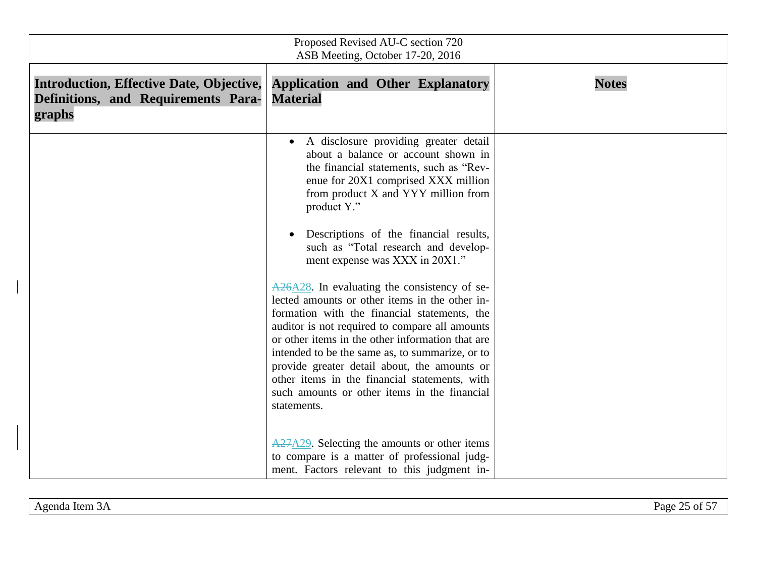| Introduction, Effective Date, Objective, Definitions, and Requirements Paragraphs | Application and Other Explanatory Material | Notes |
|---|---|---|
| | • A disclosure providing greater detail about a balance or account shown in the financial statements, such as "Revenue for 20X1 comprised XXX million from product X and YYY million from product Y."<br><br>• Descriptions of the financial results, such as "Total research and development expense was XXX in 20X1."<br><br>~~A26~~A28. In evaluating the consistency of selected amounts or other items in the other information with the financial statements, the auditor is not required to compare all amounts or other items in the other information that are intended to be the same as, to summarize, or to provide greater detail about, the amounts or other items in the financial statements, with such amounts or other items in the financial statements.<br><br>~~A27~~A29. Selecting the amounts or other items to compare is a matter of professional judgment. Factors relevant to this judgment in- | |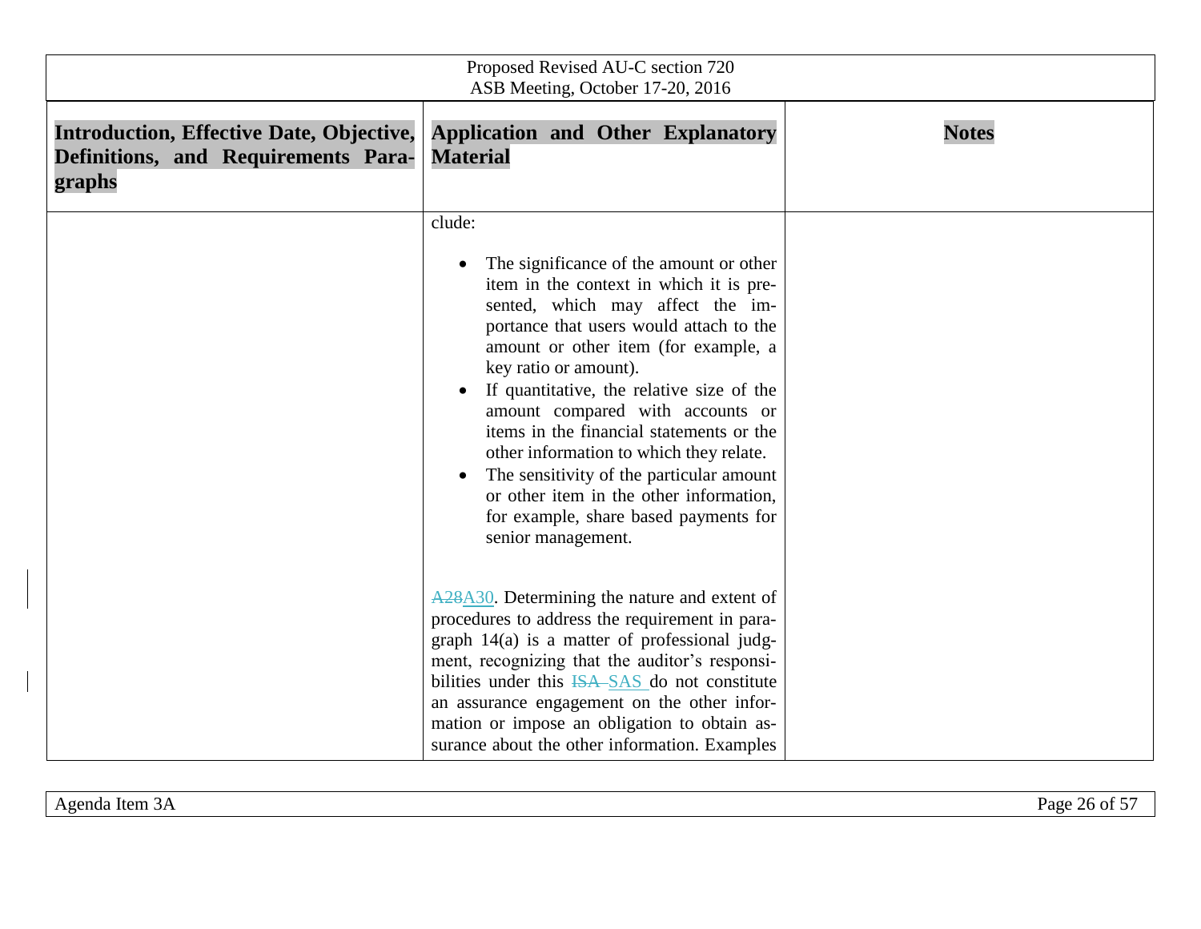| Introduction, Effective Date, Objective, Definitions, and Requirements Paragraphs | Application and Other Explanatory Material | Notes |
|---|---|---|
| | clude:<br><br>• The significance of the amount or other item in the context in which it is presented, which may affect the importance that users would attach to the amount or other item (for example, a key ratio or amount).<br>• If quantitative, the relative size of the amount compared with accounts or items in the financial statements or the other information to which they relate.<br>• The sensitivity of the particular amount or other item in the other information, for example, share based payments for senior management.<br><br>~~A28~~A30. Determining the nature and extent of procedures to address the requirement in paragraph 14(a) is a matter of professional judgment, recognizing that the auditor's responsibilities under this ~~ISA~~ SAS do not constitute an assurance engagement on the other information or impose an obligation to obtain assurance about the other information. Examples | |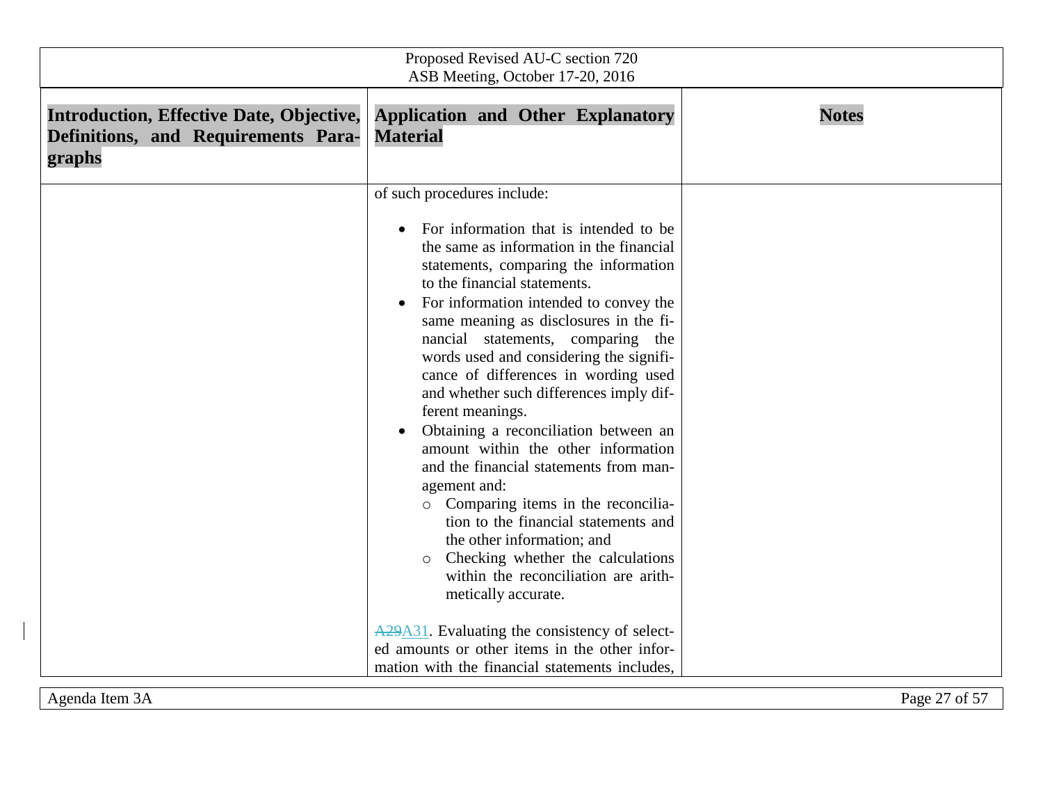| Introduction, Effective Date, Objective, Definitions, and Requirements Paragraphs | Application and Other Explanatory Material | Notes |
|---|---|---|
| | of such procedures include:<br><br>• For information that is intended to be the same as information in the financial statements, comparing the information to the financial statements.<br>• For information intended to convey the same meaning as disclosures in the financial statements, comparing the words used and considering the significance of differences in wording used and whether such differences imply different meanings.<br>• Obtaining a reconciliation between an amount within the other information and the financial statements from management and:<br>  ○ Comparing items in the reconciliation to the financial statements and the other information; and<br>  ○ Checking whether the calculations within the reconciliation are arithmetically accurate.<br><br>~~A29~~A31. Evaluating the consistency of selected amounts or other items in the other information with the financial statements includes, | |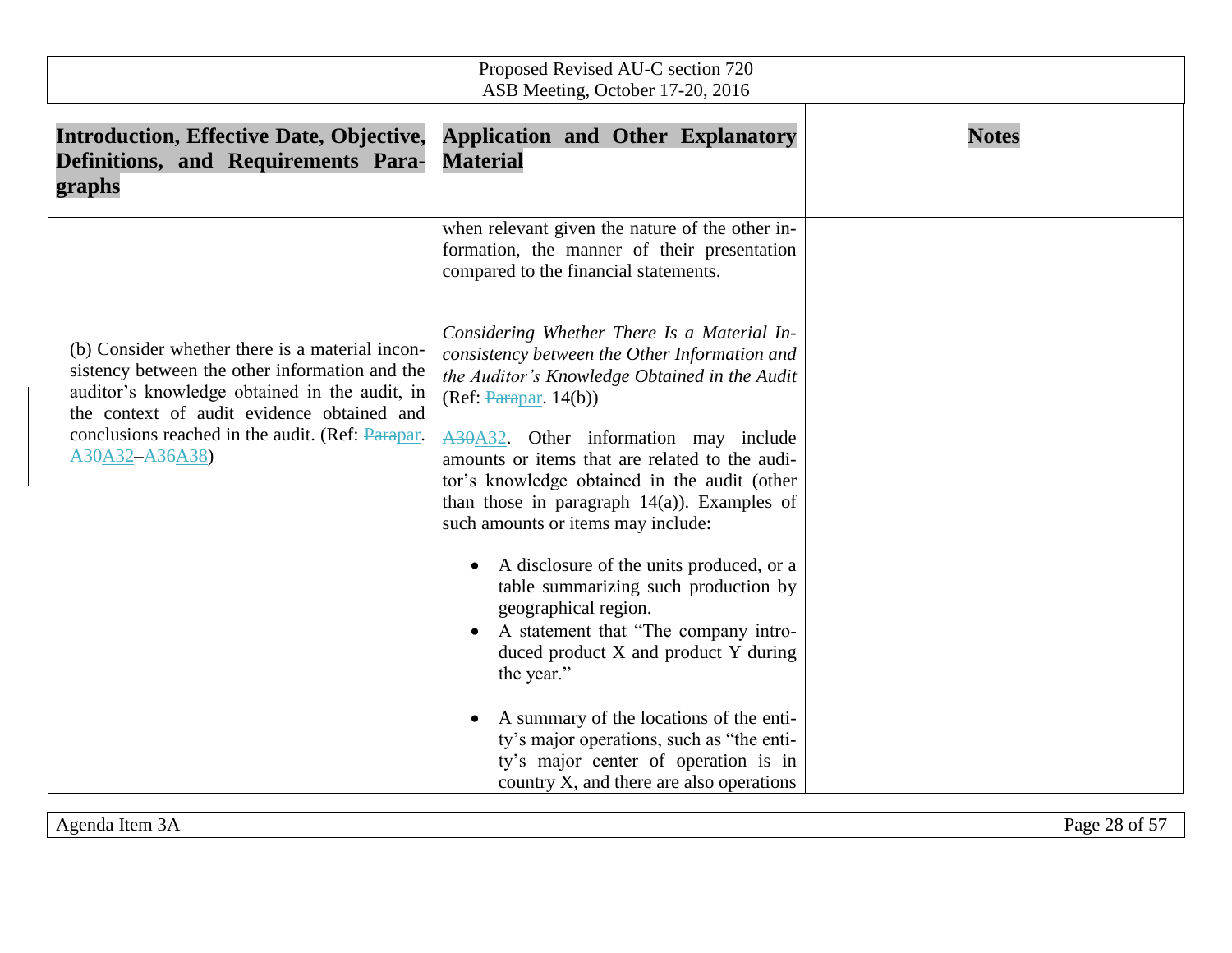| Introduction, Effective Date, Objective, Definitions, and Requirements Paragraphs | Application and Other Explanatory Material | Notes |
|---|---|---|
| | when relevant given the nature of the other information, the manner of their presentation compared to the financial statements. | |
| (b) Consider whether there is a material inconsistency between the other information and the auditor's knowledge obtained in the audit, in the context of audit evidence obtained and conclusions reached in the audit. (Ref: ~~Para~~par. ~~A30~~A32–~~A36~~A38) | *Considering Whether There Is a Material Inconsistency between the Other Information and the Auditor's Knowledge Obtained in the Audit* (Ref: ~~Para~~par. 14(b))<br><br>~~A30~~A32. Other information may include amounts or items that are related to the auditor's knowledge obtained in the audit (other than those in paragraph 14(a)). Examples of such amounts or items may include:<br><br>• A disclosure of the units produced, or a table summarizing such production by geographical region.<br>• A statement that "The company introduced product X and product Y during the year."<br>• A summary of the locations of the entity's major operations, such as "the entity's major center of operation is in country X, and there are also operations | |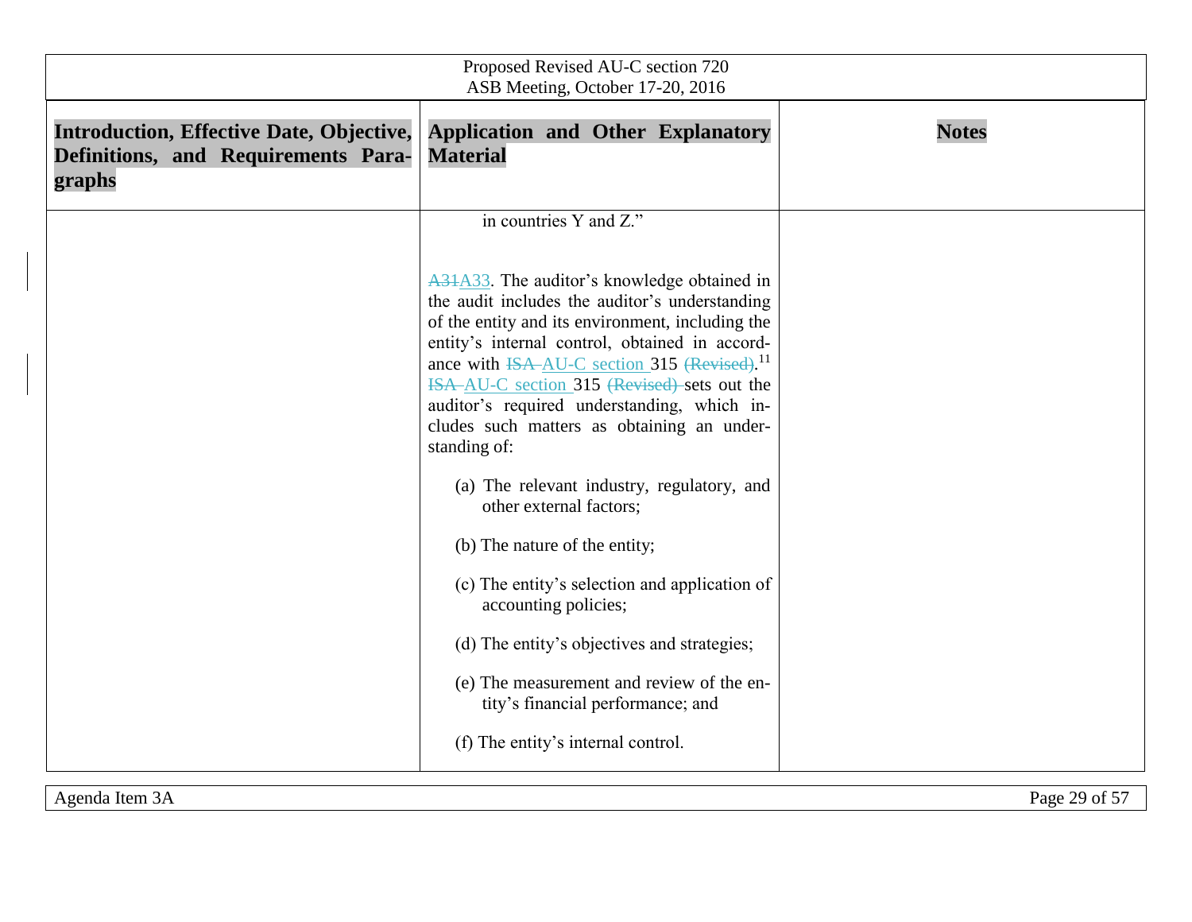| Introduction, Effective Date, Objective, Definitions, and Requirements Paragraphs | Application and Other Explanatory Material | Notes |
|---|---|---|
| | in countries Y and Z."<br><br>~~A31~~A33. The auditor's knowledge obtained in the audit includes the auditor's understanding of the entity and its environment, including the entity's internal control, obtained in accordance with ~~ISA~~ AU-C section 315 ~~(Revised)~~.[11] ~~ISA~~ AU-C section 315 ~~(Revised)~~ sets out the auditor's required understanding, which includes such matters as obtaining an understanding of:<br><br>(a) The relevant industry, regulatory, and other external factors;<br><br>(b) The nature of the entity;<br><br>(c) The entity's selection and application of accounting policies;<br><br>(d) The entity's objectives and strategies;<br><br>(e) The measurement and review of the entity's financial performance; and<br><br>(f) The entity's internal control. | |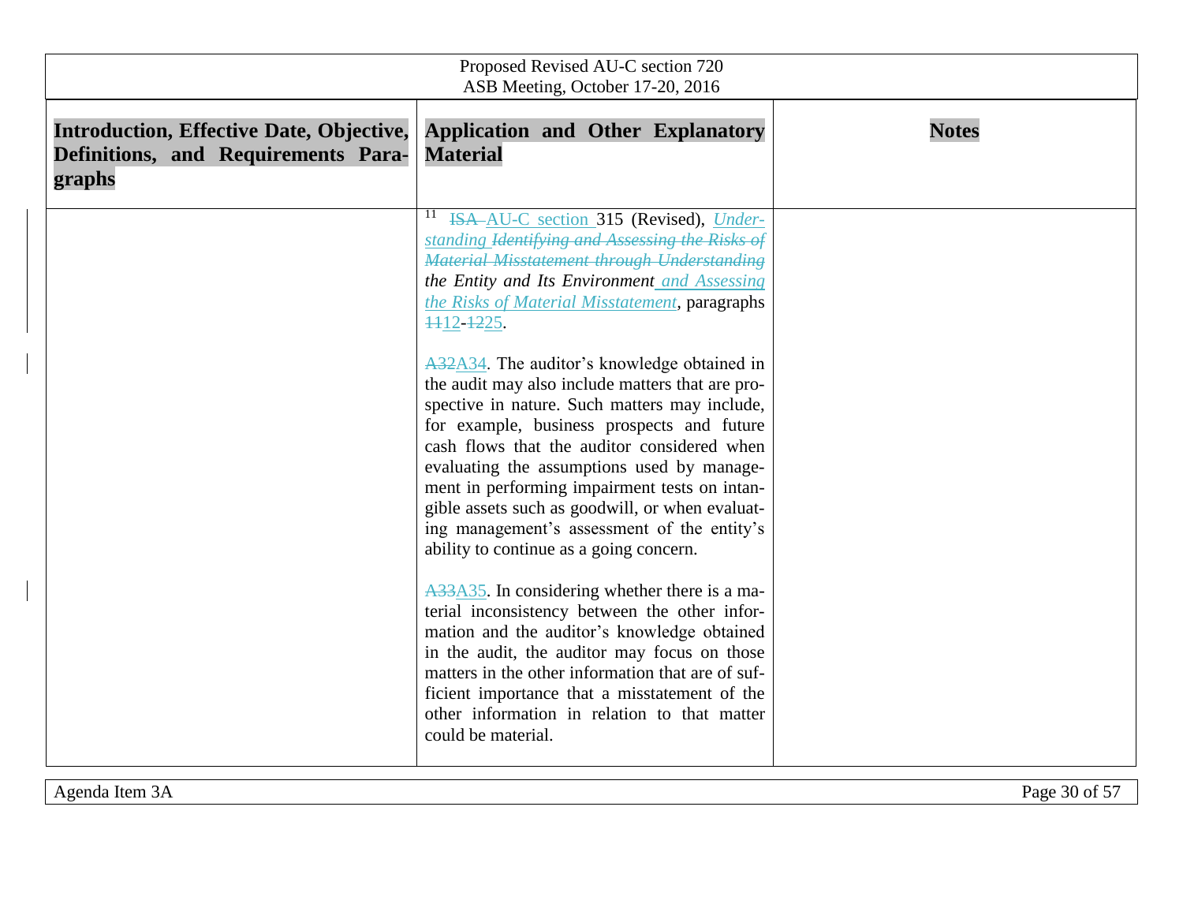| Introduction, Effective Date, Objective, Definitions, and Requirements Paragraphs | Application and Other Explanatory Material | Notes |
|---|---|---|
| | [11] ~~ISA~~ AU-C section 315 (Revised), *Understanding ~~Identifying and Assessing the Risks of Material Misstatement through Understanding~~ the Entity and Its Environment and Assessing the Risks of Material Misstatement*, paragraphs ~~11~~12-~~12~~25.<br><br>~~A32~~A34. The auditor's knowledge obtained in the audit may also include matters that are prospective in nature. Such matters may include, for example, business prospects and future cash flows that the auditor considered when evaluating the assumptions used by management in performing impairment tests on intangible assets such as goodwill, or when evaluating management's assessment of the entity's ability to continue as a going concern.<br><br>~~A33~~A35. In considering whether there is a material inconsistency between the other information and the auditor's knowledge obtained in the audit, the auditor may focus on those matters in the other information that are of sufficient importance that a misstatement of the other information in relation to that matter could be material. | |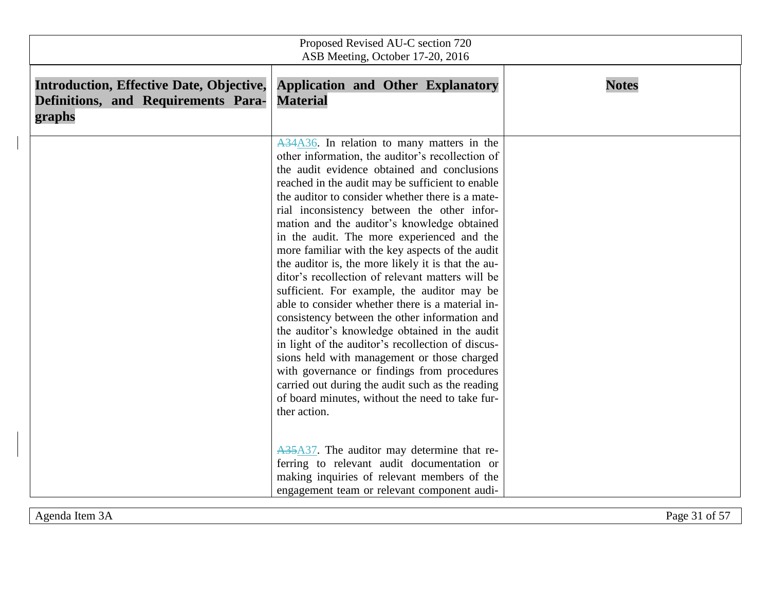| Introduction, Effective Date, Objective, Definitions, and Requirements Paragraphs | Application and Other Explanatory Material | Notes |
| --- | --- | --- |
| | ~~A34~~A36. In relation to many matters in the other information, the auditor's recollection of the audit evidence obtained and conclusions reached in the audit may be sufficient to enable the auditor to consider whether there is a material inconsistency between the other information and the auditor's knowledge obtained in the audit. The more experienced and the more familiar with the key aspects of the audit the auditor is, the more likely it is that the auditor's recollection of relevant matters will be sufficient. For example, the auditor may be able to consider whether there is a material inconsistency between the other information and the auditor's knowledge obtained in the audit in light of the auditor's recollection of discussions held with management or those charged with governance or findings from procedures carried out during the audit such as the reading of board minutes, without the need to take further action. | |
| | ~~A35~~A37. The auditor may determine that referring to relevant audit documentation or making inquiries of relevant members of the engagement team or relevant component audi- | |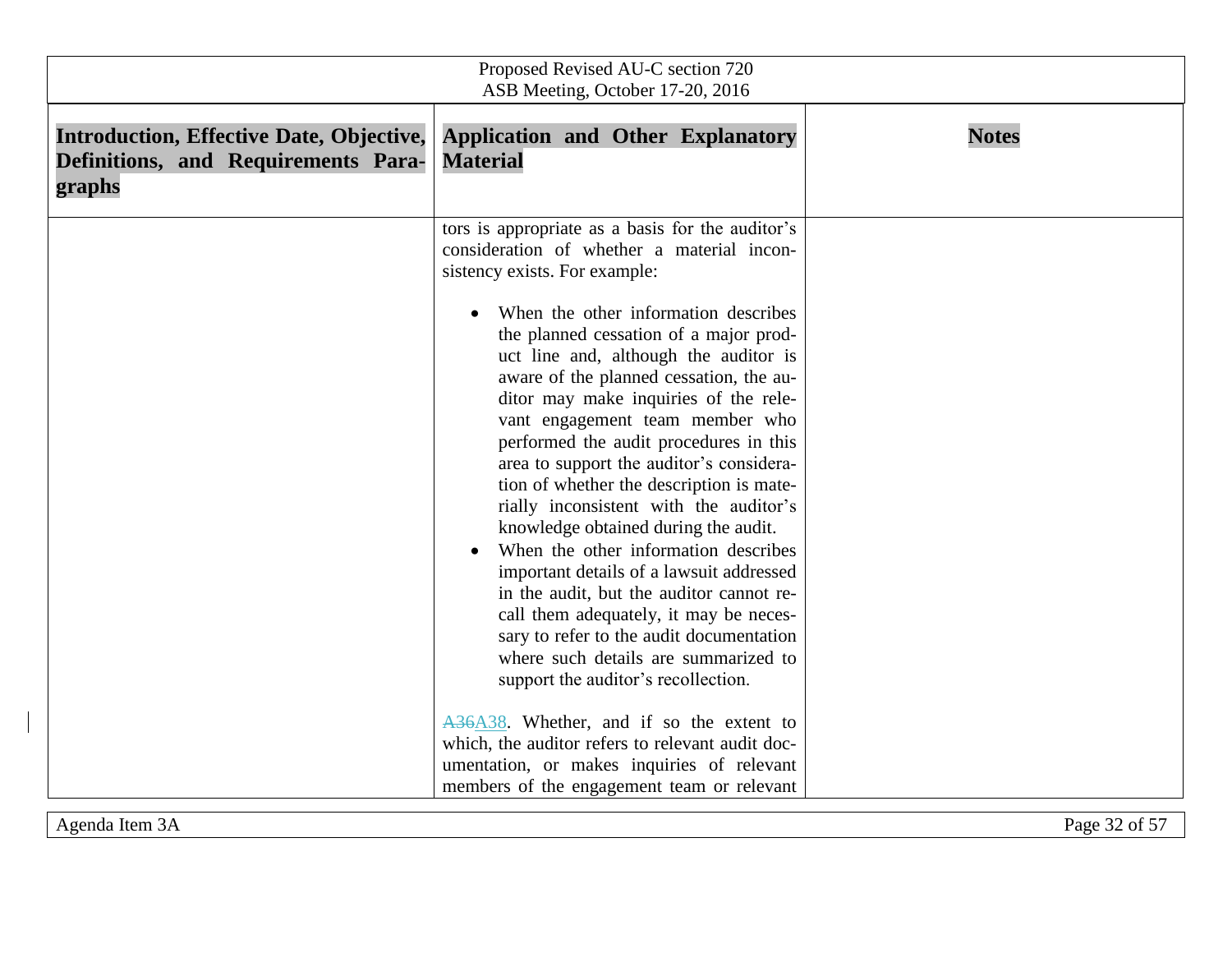| Introduction, Effective Date, Objective, Definitions, and Requirements Paragraphs | Application and Other Explanatory Material | Notes |
|---|---|---|
| | tors is appropriate as a basis for the auditor's consideration of whether a material inconsistency exists. For example:<br><br>• When the other information describes the planned cessation of a major product line and, although the auditor is aware of the planned cessation, the auditor may make inquiries of the relevant engagement team member who performed the audit procedures in this area to support the auditor's consideration of whether the description is materially inconsistent with the auditor's knowledge obtained during the audit.<br>• When the other information describes important details of a lawsuit addressed in the audit, but the auditor cannot recall them adequately, it may be necessary to refer to the audit documentation where such details are summarized to support the auditor's recollection.<br><br>~~A36~~A38. Whether, and if so the extent to which, the auditor refers to relevant audit documentation, or makes inquiries of relevant members of the engagement team or relevant | |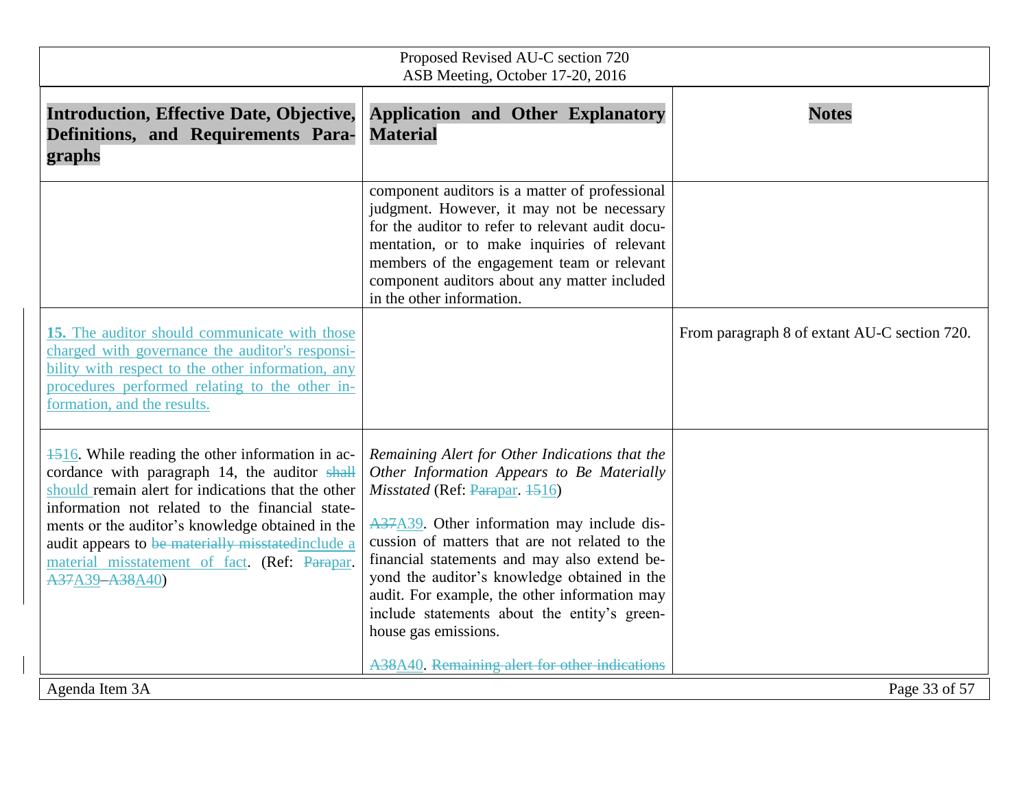| Introduction, Effective Date, Objective, Definitions, and Requirements Paragraphs | Application and Other Explanatory Material | Notes |
| --- | --- | --- |
| | component auditors is a matter of professional judgment. However, it may not be necessary for the auditor to refer to relevant audit documentation, or to make inquiries of relevant members of the engagement team or relevant component auditors about any matter included in the other information. | |
| **15.** The auditor should communicate with those charged with governance the auditor's responsibility with respect to the other information, any procedures performed relating to the other information, and the results. | | From paragraph 8 of extant AU-C section 720. |
| ~~15~~16. While reading the other information in accordance with paragraph 14, the auditor ~~shall~~ should remain alert for indications that the other information not related to the financial statements or the auditor's knowledge obtained in the audit appears to ~~be materially misstated~~include a material misstatement of fact. (Ref: ~~Para~~par. ~~A37~~A39–~~A38~~A40) | *Remaining Alert for Other Indications that the Other Information Appears to Be Materially Misstated* (Ref: ~~Para~~par. ~~15~~16)<br><br>~~A37~~A39. Other information may include discussion of matters that are not related to the financial statements and may also extend beyond the auditor's knowledge obtained in the audit. For example, the other information may include statements about the entity's greenhouse gas emissions.<br><br>~~A38~~A40. ~~Remaining alert for other indications~~ | |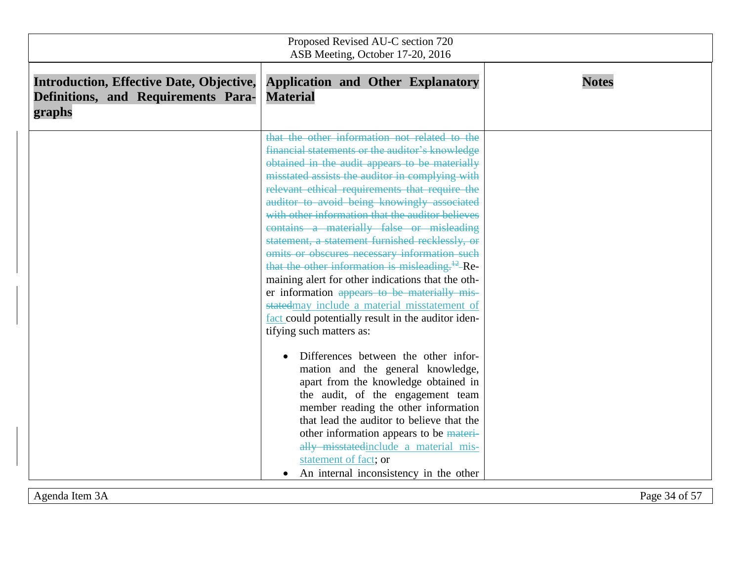| Introduction, Effective Date, Objective, Definitions, and Requirements Paragraphs | Application and Other Explanatory Material | Notes |
|---|---|---|
| | ~~that the other information not related to the financial statements or the auditor's knowledge obtained in the audit appears to be materially misstated assists the auditor in complying with relevant ethical requirements that require the auditor to avoid being knowingly associated with other information that the auditor believes contains a materially false or misleading statement, a statement furnished recklessly, or omits or obscures necessary information such that the other information is misleading.[12]~~ Remaining alert for other indications that the other information ~~appears to be materially misstated~~may include a material misstatement of fact could potentially result in the auditor identifying such matters as:<br><br>• Differences between the other information and the general knowledge, apart from the knowledge obtained in the audit, of the engagement team member reading the other information that lead the auditor to believe that the other information appears to be ~~materially misstated~~include a material misstatement of fact; or<br>• An internal inconsistency in the other | |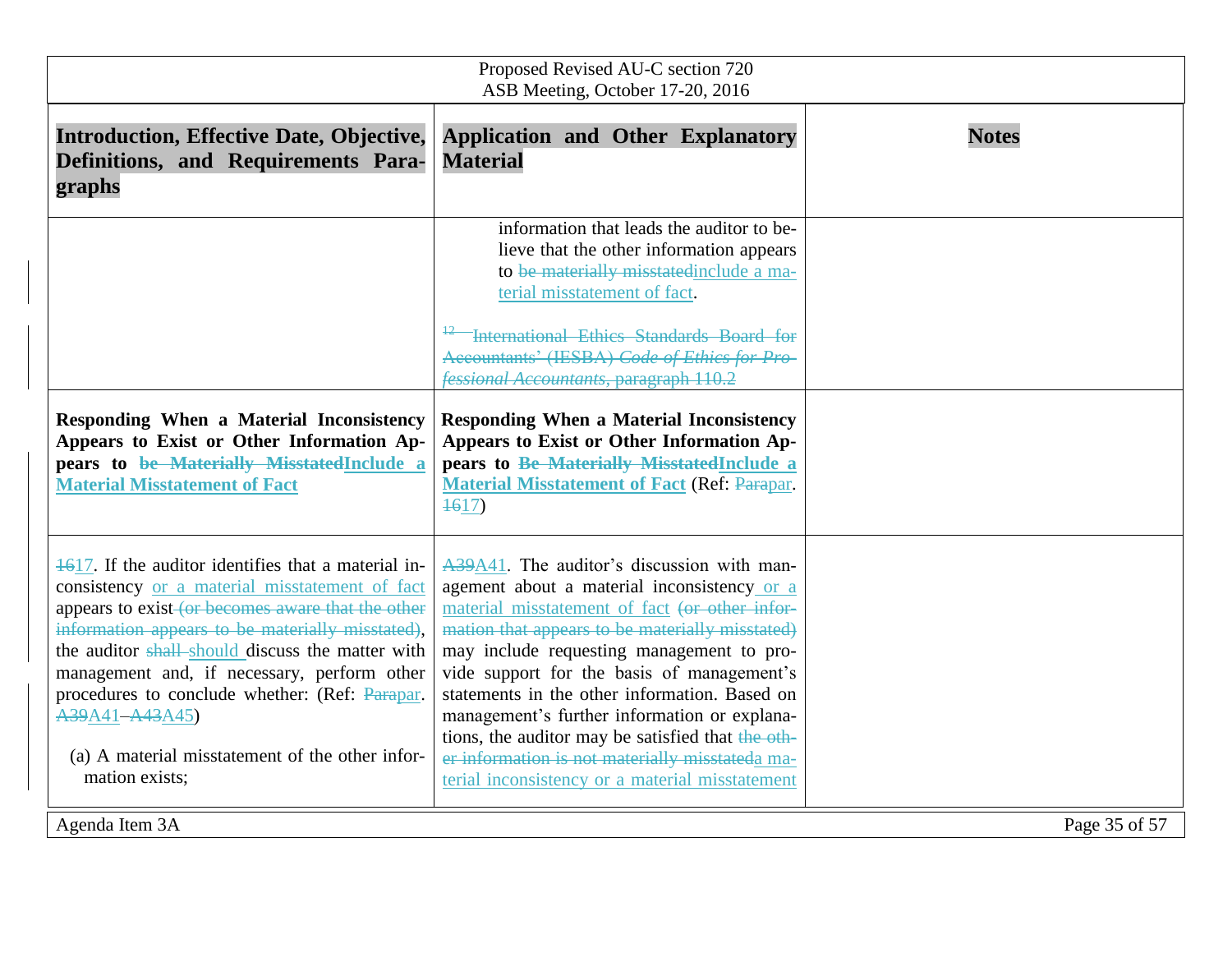| Introduction, Effective Date, Objective, Definitions, and Requirements Paragraphs | Application and Other Explanatory Material | Notes |
|---|---|---|
| | information that leads the auditor to believe that the other information appears to ~~be materially misstated~~include a material misstatement of fact.<br><br>~~[12] International Ethics Standards Board for Accountants' (IESBA) *Code of Ethics for Professional Accountants*, paragraph 110.2~~ | |
| **Responding When a Material Inconsistency Appears to Exist or Other Information Appears to ~~be Materially Misstated~~Include a Material Misstatement of Fact** | **Responding When a Material Inconsistency Appears to Exist or Other Information Appears to ~~Be Materially Misstated~~Include a Material Misstatement of Fact** (Ref: ~~Para~~par. ~~16~~17) | |
| ~~16~~17. If the auditor identifies that a material inconsistency or a material misstatement of fact appears to exist ~~(or becomes aware that the other information appears to be materially misstated)~~, the auditor ~~shall~~ should discuss the matter with management and, if necessary, perform other procedures to conclude whether: (Ref: ~~Para~~par. ~~A39~~A41–~~A43~~A45)<br><br>(a) A material misstatement of the other information exists; | ~~A39~~A41. The auditor's discussion with management about a material inconsistency or a material misstatement of fact ~~(or other information that appears to be materially misstated)~~ may include requesting management to provide support for the basis of management's statements in the other information. Based on management's further information or explanations, the auditor may be satisfied that ~~the other information is not materially misstated~~a material inconsistency or a material misstatement | |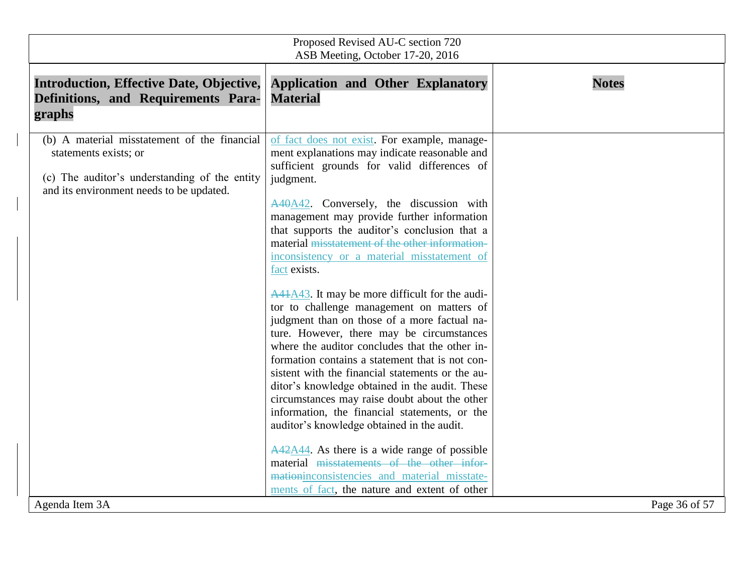| Introduction, Effective Date, Objective, Definitions, and Requirements Paragraphs | Application and Other Explanatory Material | Notes |
|---|---|---|
| (b) A material misstatement of the financial statements exists; or<br><br>(c) The auditor's understanding of the entity and its environment needs to be updated. | of fact does not exist. For example, management explanations may indicate reasonable and sufficient grounds for valid differences of judgment.<br><br>~~A40~~A42. Conversely, the discussion with management may provide further information that supports the auditor's conclusion that a material ~~misstatement of the other information~~ inconsistency or a material misstatement of fact exists.<br><br>~~A41~~A43. It may be more difficult for the auditor to challenge management on matters of judgment than on those of a more factual nature. However, there may be circumstances where the auditor concludes that the other information contains a statement that is not consistent with the financial statements or the auditor's knowledge obtained in the audit. These circumstances may raise doubt about the other information, the financial statements, or the auditor's knowledge obtained in the audit.<br><br>~~A42~~A44. As there is a wide range of possible material ~~misstatements of the other information~~inconsistencies and material misstatements of fact, the nature and extent of other | |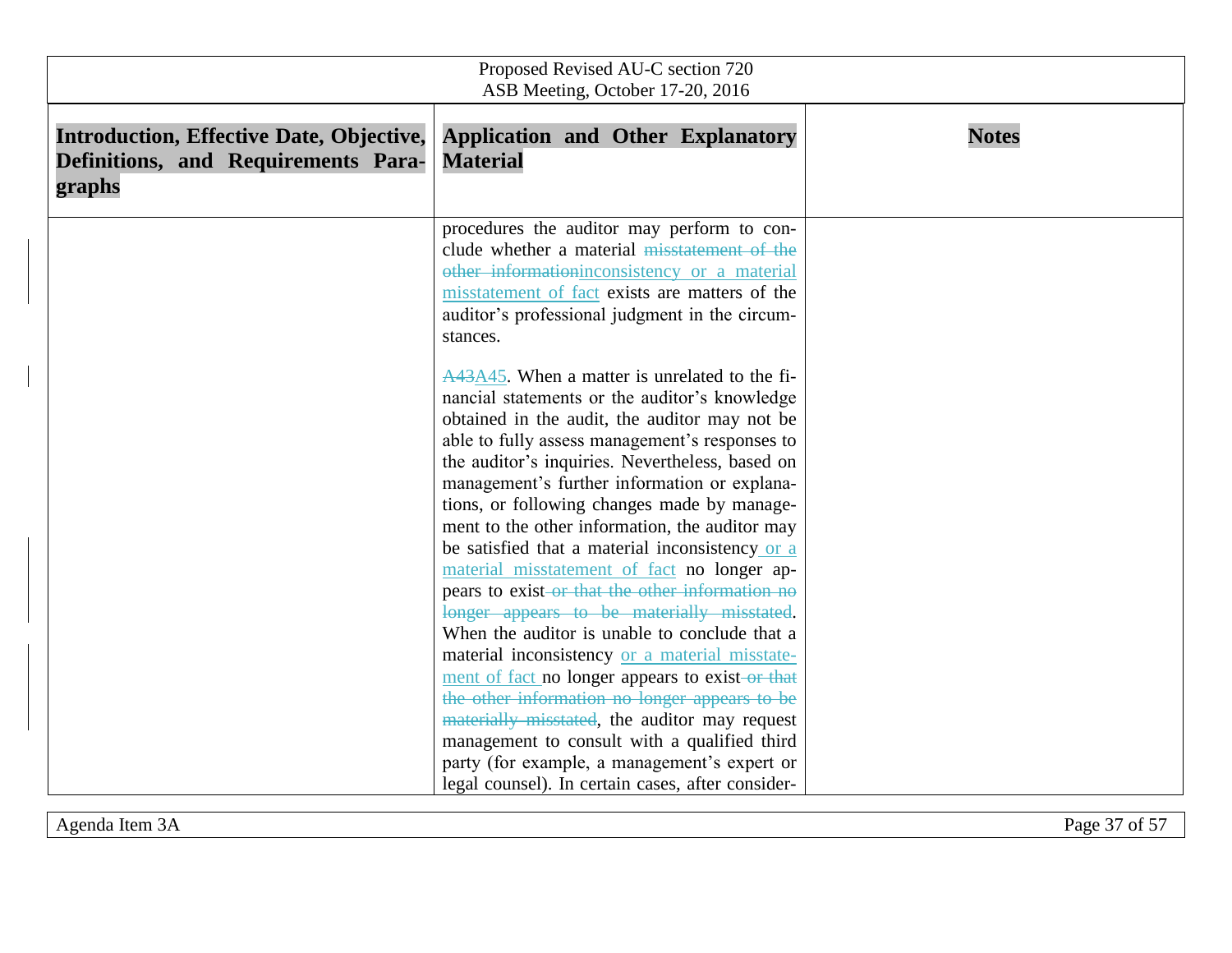| Introduction, Effective Date, Objective, Definitions, and Requirements Paragraphs | Application and Other Explanatory Material | Notes |
|---|---|---|
| | procedures the auditor may perform to conclude whether a material ~~misstatement of the other information~~inconsistency or a material misstatement of fact exists are matters of the auditor's professional judgment in the circumstances.<br><br>~~A43~~A45. When a matter is unrelated to the financial statements or the auditor's knowledge obtained in the audit, the auditor may not be able to fully assess management's responses to the auditor's inquiries. Nevertheless, based on management's further information or explanations, or following changes made by management to the other information, the auditor may be satisfied that a material inconsistency or a material misstatement of fact no longer appears to exist ~~or that the other information no longer appears to be materially misstated~~. When the auditor is unable to conclude that a material inconsistency or a material misstatement of fact no longer appears to exist ~~or that the other information no longer appears to be materially misstated~~, the auditor may request management to consult with a qualified third party (for example, a management's expert or legal counsel). In certain cases, after consider- | |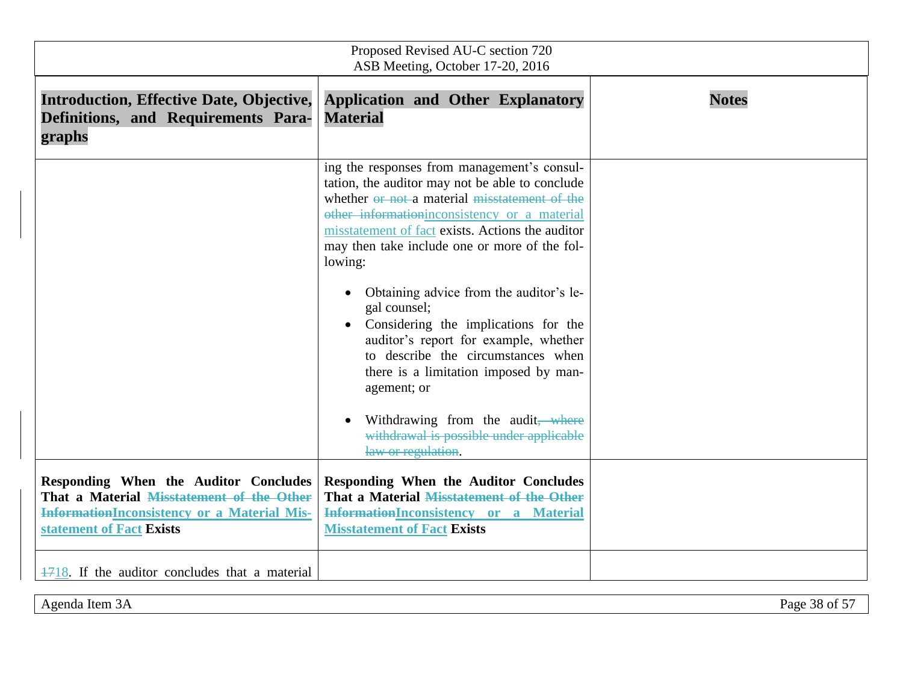| Introduction, Effective Date, Objective, Definitions, and Requirements Paragraphs | Application and Other Explanatory Material | Notes |
|---|---|---|
| | ing the responses from management's consultation, the auditor may not be able to conclude whether ~~or not~~ a material ~~misstatement of the other information~~inconsistency or a material misstatement of fact exists. Actions the auditor may then take include one or more of the following:<br><br>• Obtaining advice from the auditor's legal counsel;<br>• Considering the implications for the auditor's report for example, whether to describe the circumstances when there is a limitation imposed by management; or<br><br>• Withdrawing from the audit~~, where withdrawal is possible under applicable law or regulation~~. | |
| **Responding When the Auditor Concludes That a Material ~~Misstatement of the Other Information~~Inconsistency or a Material Misstatement of Fact Exists** | **Responding When the Auditor Concludes That a Material ~~Misstatement of the Other Information~~Inconsistency or a Material Misstatement of Fact Exists** | |
| ~~17~~18. If the auditor concludes that a material | | |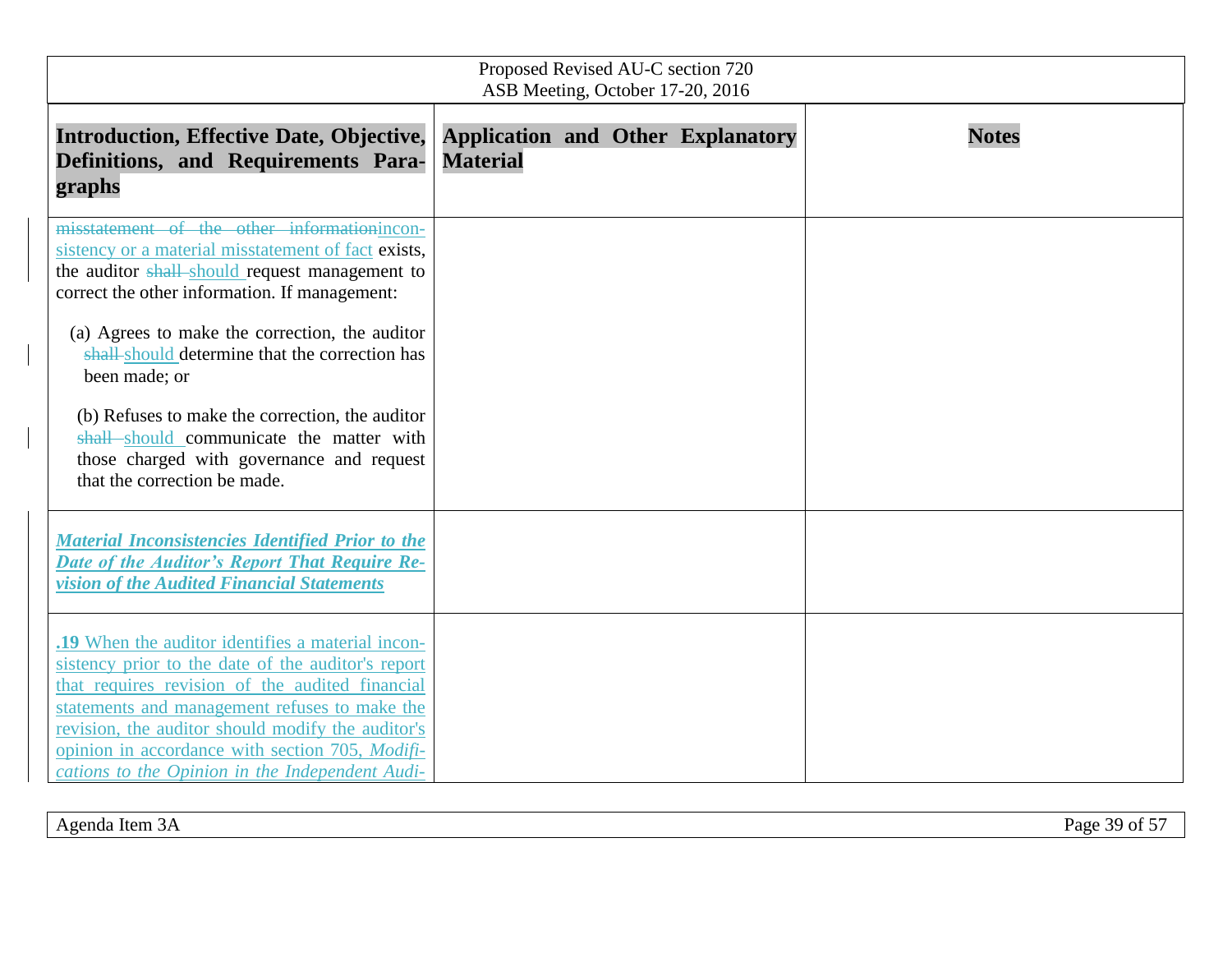| Introduction, Effective Date, Objective, Definitions, and Requirements Paragraphs | Application and Other Explanatory Material | Notes |
|---|---|---|
| ~~misstatement of the other information~~inconsistency or a material misstatement of fact exists, the auditor ~~shall~~ should request management to correct the other information. If management:<br><br>(a) Agrees to make the correction, the auditor ~~shall~~ should determine that the correction has been made; or<br><br>(b) Refuses to make the correction, the auditor ~~shall~~ should communicate the matter with those charged with governance and request that the correction be made. | | |
| ***Material Inconsistencies Identified Prior to the Date of the Auditor's Report That Require Revision of the Audited Financial Statements*** | | |
| **.19** When the auditor identifies a material inconsistency prior to the date of the auditor's report that requires revision of the audited financial statements and management refuses to make the revision, the auditor should modify the auditor's opinion in accordance with section 705, *Modifications to the Opinion in the Independent Audi-* | | |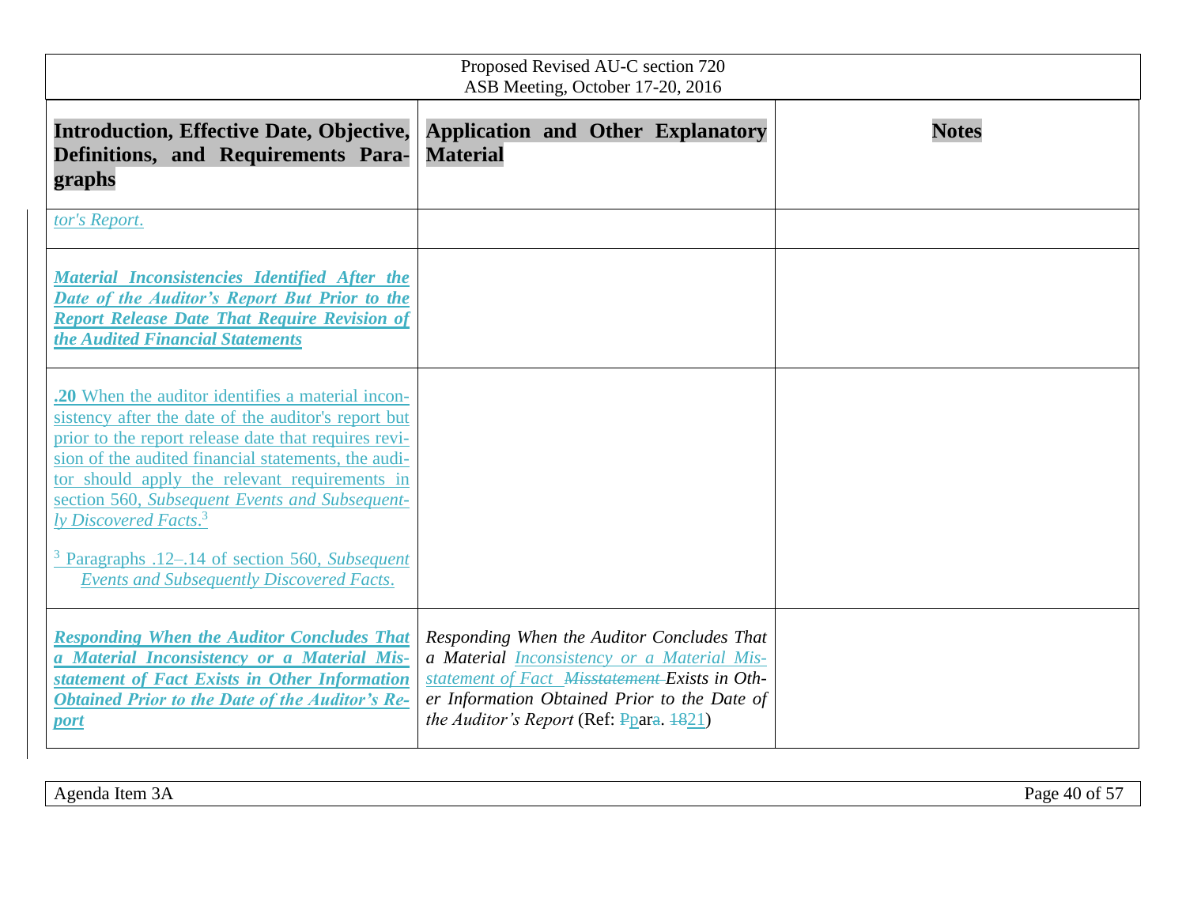| Introduction, Effective Date, Objective, Definitions, and Requirements Paragraphs | Application and Other Explanatory Material | Notes |
|---|---|---|
| *tor's Report.* | | |
| ***Material Inconsistencies Identified After the Date of the Auditor's Report But Prior to the Report Release Date That Require Revision of the Audited Financial Statements*** | | |
| **.20** When the auditor identifies a material inconsistency after the date of the auditor's report but prior to the report release date that requires revision of the audited financial statements, the auditor should apply the relevant requirements in section 560, *Subsequent Events and Subsequently Discovered Facts*.[3]<br><br>[3] Paragraphs .12–.14 of section 560, *Subsequent Events and Subsequently Discovered Facts*. | | |
| ***Responding When the Auditor Concludes That a Material Inconsistency or a Material Misstatement of Fact Exists in Other Information Obtained Prior to the Date of the Auditor's Report*** | *Responding When the Auditor Concludes That a Material Inconsistency or a Material Misstatement of Fact ~~Misstatement~~ Exists in Other Information Obtained Prior to the Date of the Auditor's Report* (Ref: ~~P~~para~~.~~. ~~18~~21) | |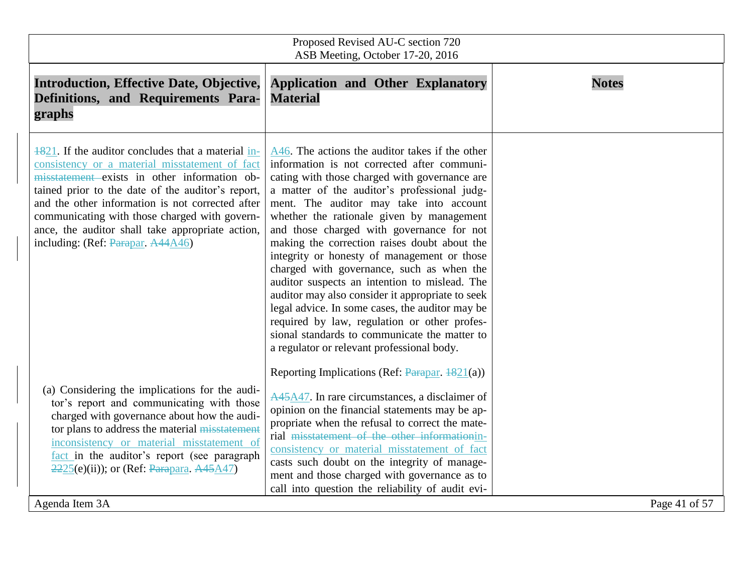| Introduction, Effective Date, Objective, Definitions, and Requirements Paragraphs | Application and Other Explanatory Material | Notes |
|---|---|---|
| ~~18~~21. If the auditor concludes that a material inconsistency or a material misstatement of fact ~~misstatement~~ exists in other information obtained prior to the date of the auditor's report, and the other information is not corrected after communicating with those charged with governance, the auditor shall take appropriate action, including: (Ref: ~~Para~~par. ~~A44~~A46) | A46. The actions the auditor takes if the other information is not corrected after communicating with those charged with governance are a matter of the auditor's professional judgment. The auditor may take into account whether the rationale given by management and those charged with governance for not making the correction raises doubt about the integrity or honesty of management or those charged with governance, such as when the auditor suspects an intention to mislead. The auditor may also consider it appropriate to seek legal advice. In some cases, the auditor may be required by law, regulation or other professional standards to communicate the matter to a regulator or relevant professional body. | |
| | Reporting Implications (Ref: ~~Para~~par. ~~18~~21(a)) | |
| (a) Considering the implications for the auditor's report and communicating with those charged with governance about how the auditor plans to address the material ~~misstatement~~ inconsistency or material misstatement of fact in the auditor's report (see paragraph ~~22~~25(e)(ii)); or (Ref: ~~Para~~para. ~~A45~~A47) | ~~A45~~A47. In rare circumstances, a disclaimer of opinion on the financial statements may be appropriate when the refusal to correct the material ~~misstatement of the other information~~inconsistency or material misstatement of fact casts such doubt on the integrity of management and those charged with governance as to call into question the reliability of audit evi- | |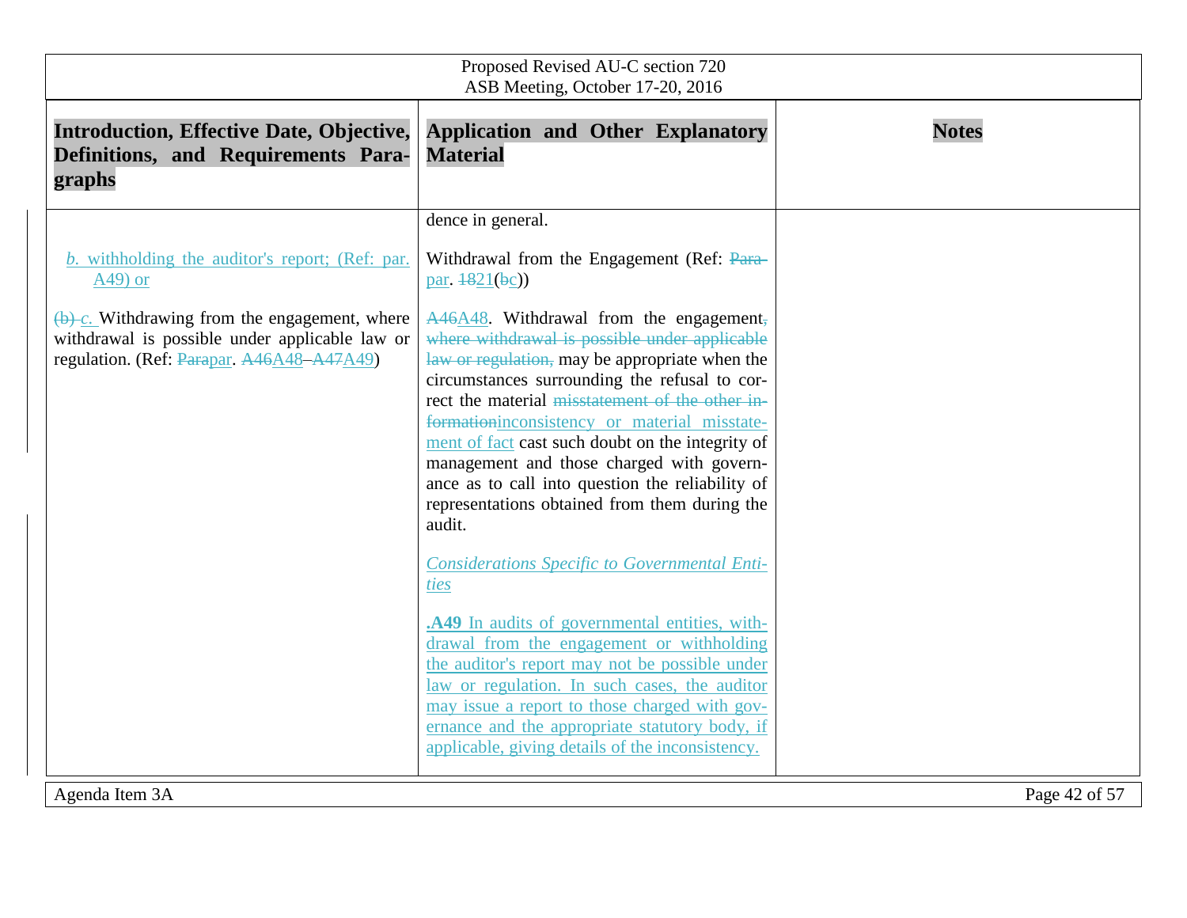| Introduction, Effective Date, Objective, Definitions, and Requirements Paragraphs | Application and Other Explanatory Material | Notes |
|---|---|---|
| | dence in general. | |
| *b.* withholding the auditor's report; (Ref: par. A49) or | Withdrawal from the Engagement (Ref: ~~Para~~par. ~~18~~21(~~b~~c)) | |
| ~~(b)~~ *c.* Withdrawing from the engagement, where withdrawal is possible under applicable law or regulation. (Ref: ~~Para~~par. ~~A46~~A48–~~A47~~A49) | ~~A46~~A48. Withdrawal from the engagement~~, where withdrawal is possible under applicable law or regulation,~~ may be appropriate when the circumstances surrounding the refusal to correct the material ~~misstatement of the other information~~inconsistency or material misstatement of fact cast such doubt on the integrity of management and those charged with governance as to call into question the reliability of representations obtained from them during the audit. | |
| | *Considerations Specific to Governmental Entities* | |
| | **.A49** In audits of governmental entities, withdrawal from the engagement or withholding the auditor's report may not be possible under law or regulation. In such cases, the auditor may issue a report to those charged with governance and the appropriate statutory body, if applicable, giving details of the inconsistency. | |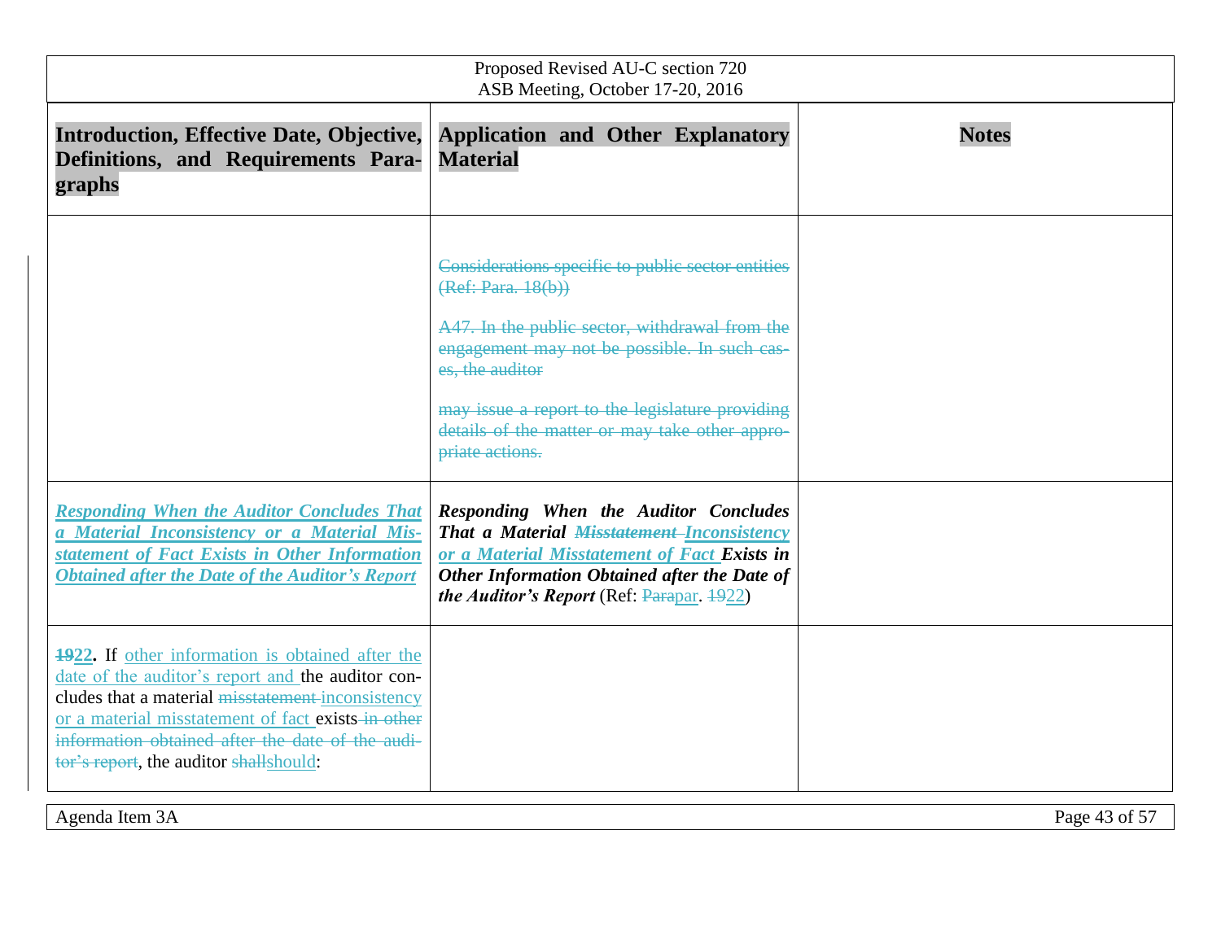| Introduction, Effective Date, Objective, Definitions, and Requirements Paragraphs | Application and Other Explanatory Material | Notes |
|---|---|---|
| | ~~Considerations specific to public sector entities (Ref: Para. 18(b))~~<br><br>~~A47. In the public sector, withdrawal from the engagement may not be possible. In such cases, the auditor~~<br><br>~~may issue a report to the legislature providing details of the matter or may take other appropriate actions.~~ | |
| ***Responding When the Auditor Concludes That a Material Inconsistency or a Material Misstatement of Fact Exists in Other Information Obtained after the Date of the Auditor's Report*** | ***Responding When the Auditor Concludes That a Material ~~Misstatement~~ Inconsistency or a Material Misstatement of Fact Exists in Other Information Obtained after the Date of the Auditor's Report*** (Ref: ~~Para~~par. ~~19~~22) | |
| **~~19~~22.** If other information is obtained after the date of the auditor's report and the auditor concludes that a material ~~misstatement~~ inconsistency or a material misstatement of fact exists ~~in other information obtained after the date of the auditor's report~~, the auditor ~~shall~~should: | | |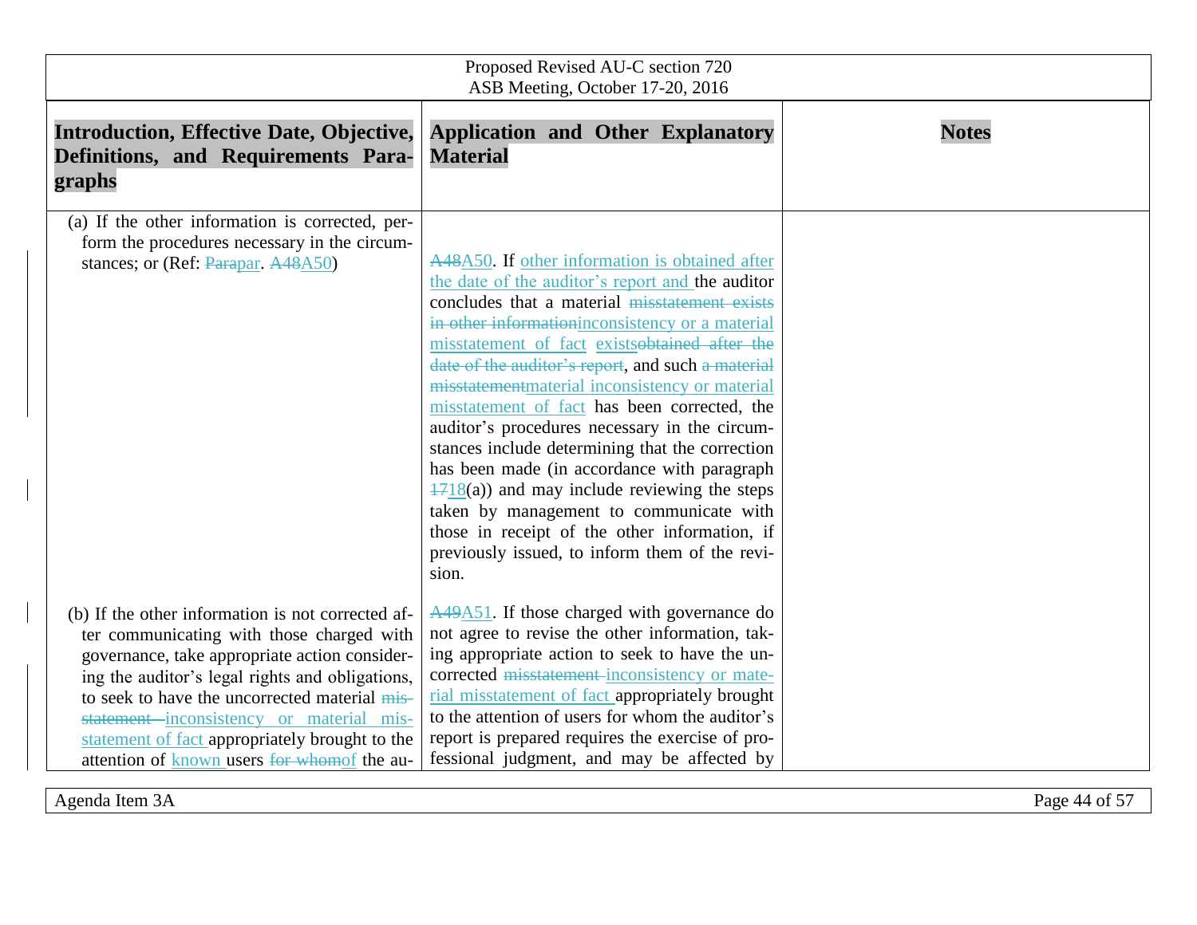| Introduction, Effective Date, Objective, Definitions, and Requirements Paragraphs | Application and Other Explanatory Material | Notes |
|---|---|---|
| (a) If the other information is corrected, perform the procedures necessary in the circumstances; or (Ref: ~~Para~~par. ~~A48~~A50) | ~~A48~~A50. If other information is obtained after the date of the auditor's report and the auditor concludes that a material ~~misstatement exists in other information~~inconsistency or a material misstatement of fact exists~~obtained after the date of the auditor's report~~, and such ~~a material misstatement~~material inconsistency or material misstatement of fact has been corrected, the auditor's procedures necessary in the circumstances include determining that the correction has been made (in accordance with paragraph ~~17~~18(a)) and may include reviewing the steps taken by management to communicate with those in receipt of the other information, if previously issued, to inform them of the revision. | |
| (b) If the other information is not corrected after communicating with those charged with governance, take appropriate action considering the auditor's legal rights and obligations, to seek to have the uncorrected material ~~misstatement~~ inconsistency or material misstatement of fact appropriately brought to the attention of known users ~~for whom~~of the au- | ~~A49~~A51. If those charged with governance do not agree to revise the other information, taking appropriate action to seek to have the uncorrected ~~misstatement~~ inconsistency or material misstatement of fact appropriately brought to the attention of users for whom the auditor's report is prepared requires the exercise of professional judgment, and may be affected by | |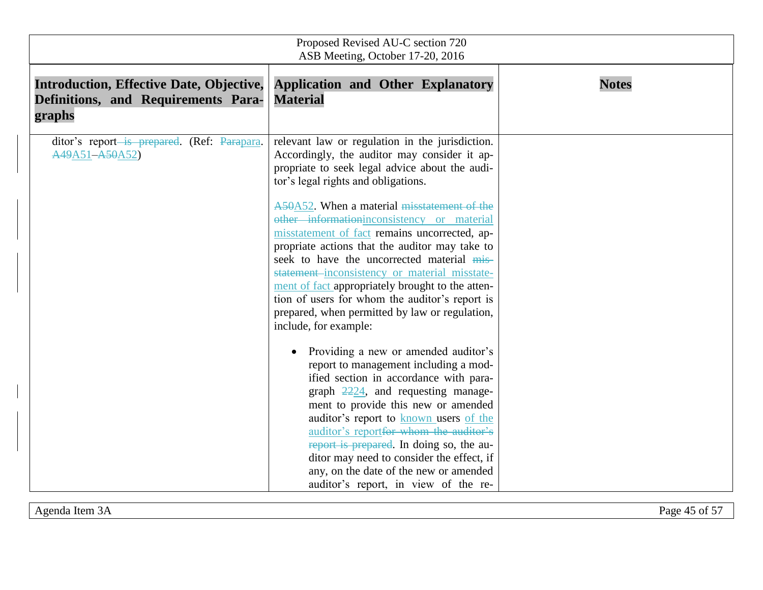| Introduction, Effective Date, Objective, Definitions, and Requirements Paragraphs | Application and Other Explanatory Material | Notes |
|---|---|---|
| ditor's report ~~is prepared~~. (Ref: ~~Para~~para. ~~A49~~A51–~~A50~~A52) | relevant law or regulation in the jurisdiction. Accordingly, the auditor may consider it appropriate to seek legal advice about the auditor's legal rights and obligations.<br><br>~~A50~~A52. When a material ~~misstatement of the other information~~inconsistency or material misstatement of fact remains uncorrected, appropriate actions that the auditor may take to seek to have the uncorrected material ~~misstatement~~ inconsistency or material misstatement of fact appropriately brought to the attention of users for whom the auditor's report is prepared, when permitted by law or regulation, include, for example:<br><br>• Providing a new or amended auditor's report to management including a modified section in accordance with paragraph ~~22~~24, and requesting management to provide this new or amended auditor's report to known users of the auditor's report~~for whom the auditor's report is prepared~~. In doing so, the auditor may need to consider the effect, if any, on the date of the new or amended auditor's report, in view of the re- | |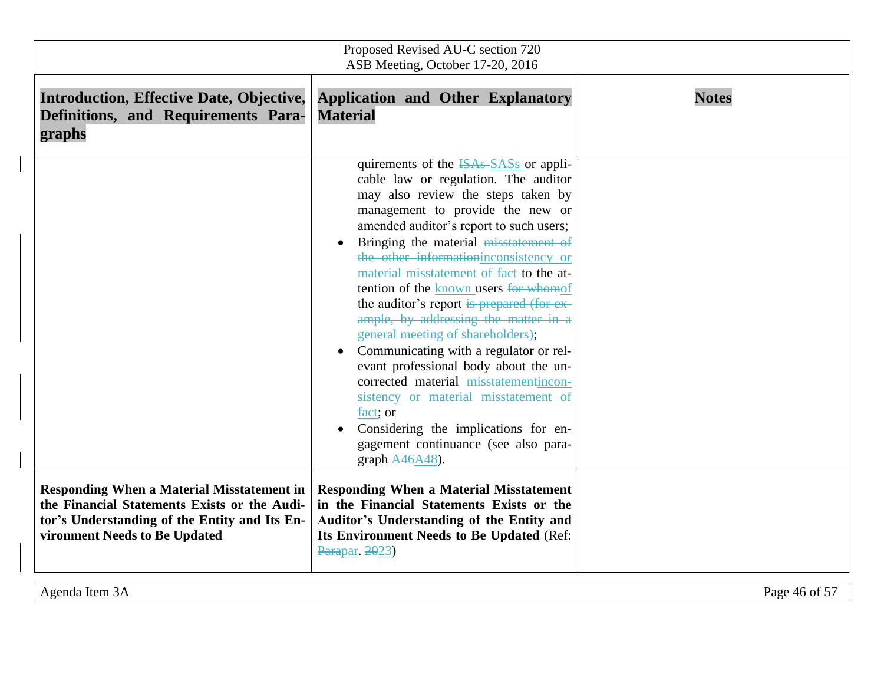| Introduction, Effective Date, Objective, Definitions, and Requirements Paragraphs | Application and Other Explanatory Material | Notes |
|---|---|---|
| | quirements of the ~~ISAs~~ SASs or applicable law or regulation. The auditor may also review the steps taken by management to provide the new or amended auditor's report to such users;<br>• Bringing the material ~~misstatement of the other information~~inconsistency or material misstatement of fact to the attention of the known users ~~for whom~~of the auditor's report ~~is prepared (for example, by addressing the matter in a general meeting of shareholders)~~;<br>• Communicating with a regulator or relevant professional body about the uncorrected material ~~misstatement~~inconsistency or material misstatement of fact; or<br>• Considering the implications for engagement continuance (see also paragraph ~~A46~~A48). | |
| **Responding When a Material Misstatement in the Financial Statements Exists or the Auditor's Understanding of the Entity and Its Environment Needs to Be Updated** | **Responding When a Material Misstatement in the Financial Statements Exists or the Auditor's Understanding of the Entity and Its Environment Needs to Be Updated** (Ref: ~~Para~~par. ~~20~~23) | |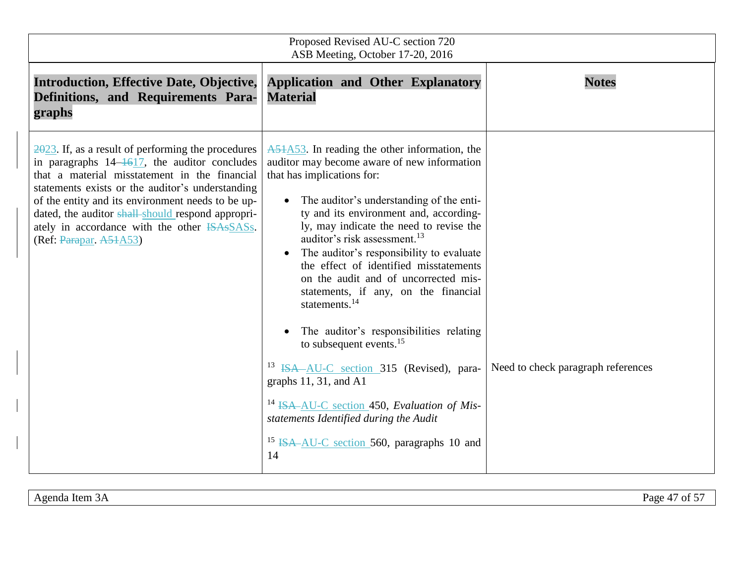| Introduction, Effective Date, Objective, Definitions, and Requirements Paragraphs | Application and Other Explanatory Material | Notes |
|---|---|---|
| ~~20~~23. If, as a result of performing the procedures in paragraphs 14–~~16~~17, the auditor concludes that a material misstatement in the financial statements exists or the auditor's understanding of the entity and its environment needs to be updated, the auditor ~~shall~~ should respond appropriately in accordance with the other ~~ISAs~~SASs. (Ref: ~~Para~~par. ~~A51~~A53) | ~~A51~~A53. In reading the other information, the auditor may become aware of new information that has implications for:<br><br>• The auditor's understanding of the entity and its environment and, accordingly, may indicate the need to revise the auditor's risk assessment.[13]<br>• The auditor's responsibility to evaluate the effect of identified misstatements on the audit and of uncorrected misstatements, if any, on the financial statements.[14]<br>• The auditor's responsibilities relating to subsequent events.[15]<br><br>[13] ~~ISA~~ AU-C section 315 (Revised), paragraphs 11, 31, and A1<br><br>[14] ~~ISA~~ AU-C section 450, *Evaluation of Misstatements Identified during the Audit*<br><br>[15] ~~ISA~~ AU-C section 560, paragraphs 10 and 14 | Need to check paragraph references |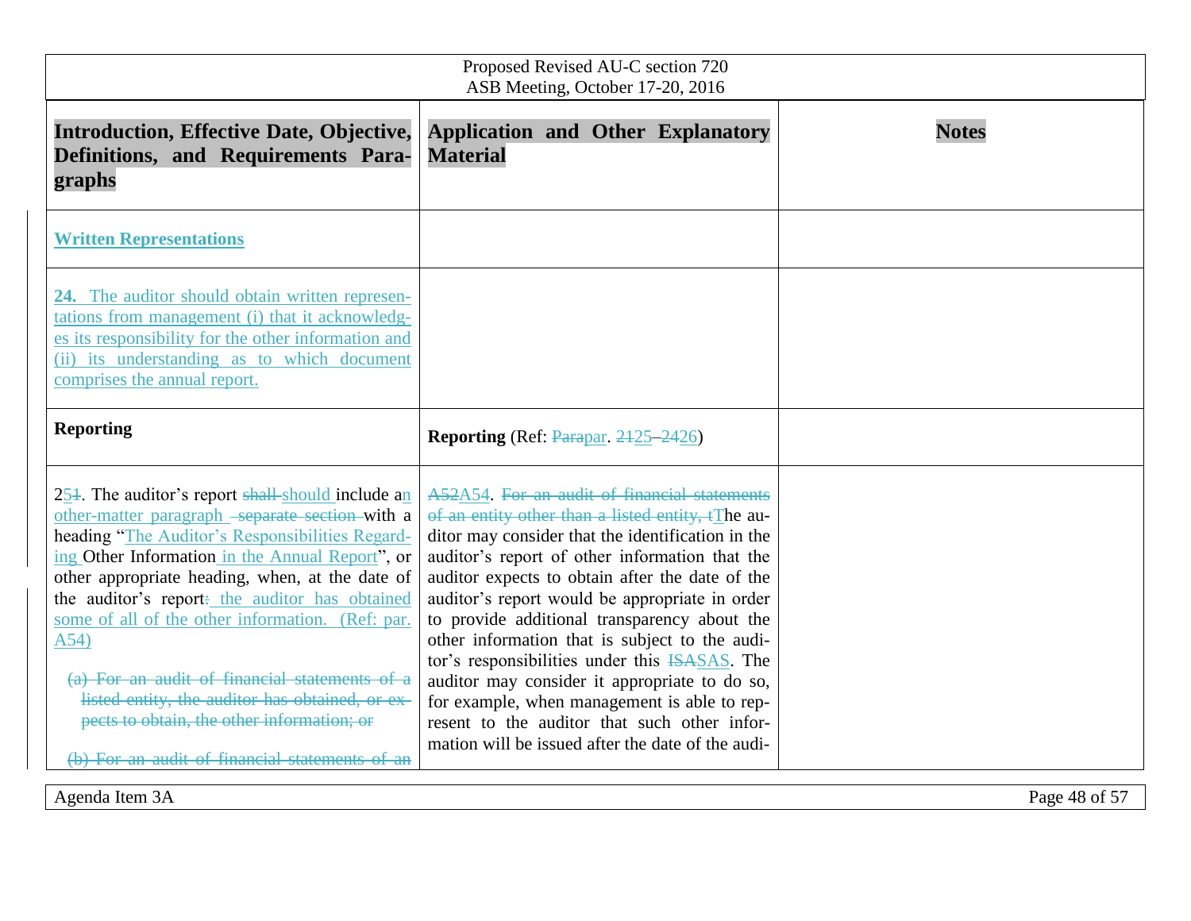| Introduction, Effective Date, Objective, Definitions, and Requirements Paragraphs | Application and Other Explanatory Material | Notes |
|---|---|---|
| **Written Representations** | | |
| **24.** The auditor should obtain written representations from management (i) that it acknowledges its responsibility for the other information and (ii) its understanding as to which document comprises the annual report. | | |
| **Reporting** | **Reporting** (Ref: ~~Para~~par. ~~21~~25–~~24~~26) | |
| 2~~1~~5. The auditor's report ~~shall~~ should include a~~n~~ other-matter paragraph ~~separate section~~ with a heading "The Auditor's Responsibilities Regarding Other Information in the Annual Report", or other appropriate heading, when, at the date of the auditor's report~~:~~ the auditor has obtained some of all of the other information. (Ref: par. A54)<br><br>~~(a) For an audit of financial statements of a listed entity, the auditor has obtained, or expects to obtain, the other information; or~~<br><br>~~(b) For an audit of financial statements of an~~ | ~~A52~~A54. ~~For an audit of financial statements of an entity other than a listed entity, t~~The auditor may consider that the identification in the auditor's report of other information that the auditor expects to obtain after the date of the auditor's report would be appropriate in order to provide additional transparency about the other information that is subject to the auditor's responsibilities under this ~~ISA~~SAS. The auditor may consider it appropriate to do so, for example, when management is able to represent to the auditor that such other information will be issued after the date of the audi- | |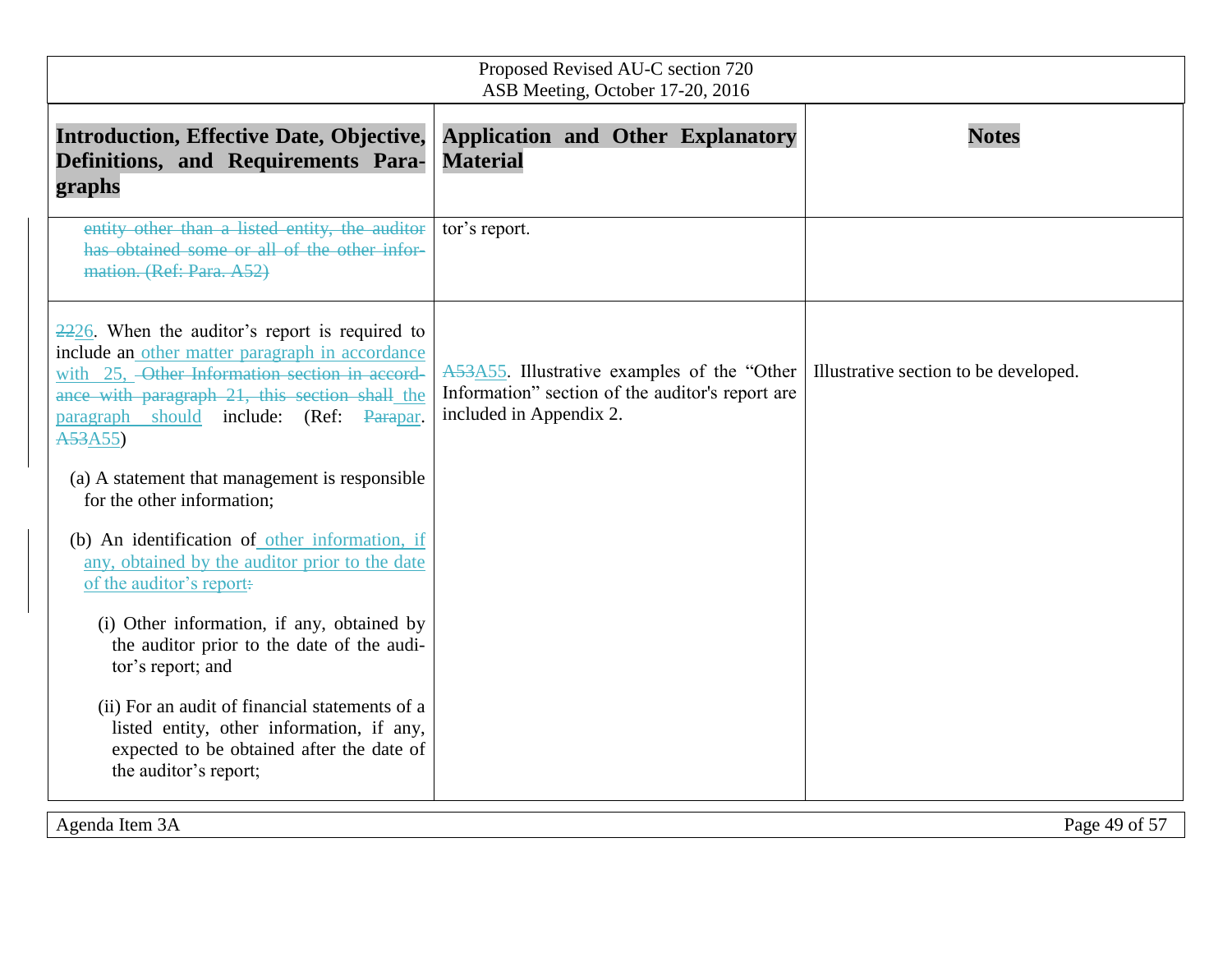| Introduction, Effective Date, Objective, Definitions, and Requirements Paragraphs | Application and Other Explanatory Material | Notes |
|---|---|---|
| ~~entity other than a listed entity, the auditor has obtained some or all of the other information. (Ref: Para. A52)~~ | tor's report. | |
| ~~22~~26. When the auditor's report is required to include an other matter paragraph in accordance with 25, ~~Other Information section in accordance with paragraph 21, this section shall~~ the paragraph should include: (Ref: ~~Para~~par. ~~A53~~A55)<br><br>(a) A statement that management is responsible for the other information;<br><br>(b) An identification of other information, if any, obtained by the auditor prior to the date of the auditor's report~~:~~<br><br>(i) Other information, if any, obtained by the auditor prior to the date of the auditor's report; and<br><br>(ii) For an audit of financial statements of a listed entity, other information, if any, expected to be obtained after the date of the auditor's report; | ~~A53~~A55. Illustrative examples of the "Other Information" section of the auditor's report are included in Appendix 2. | Illustrative section to be developed. |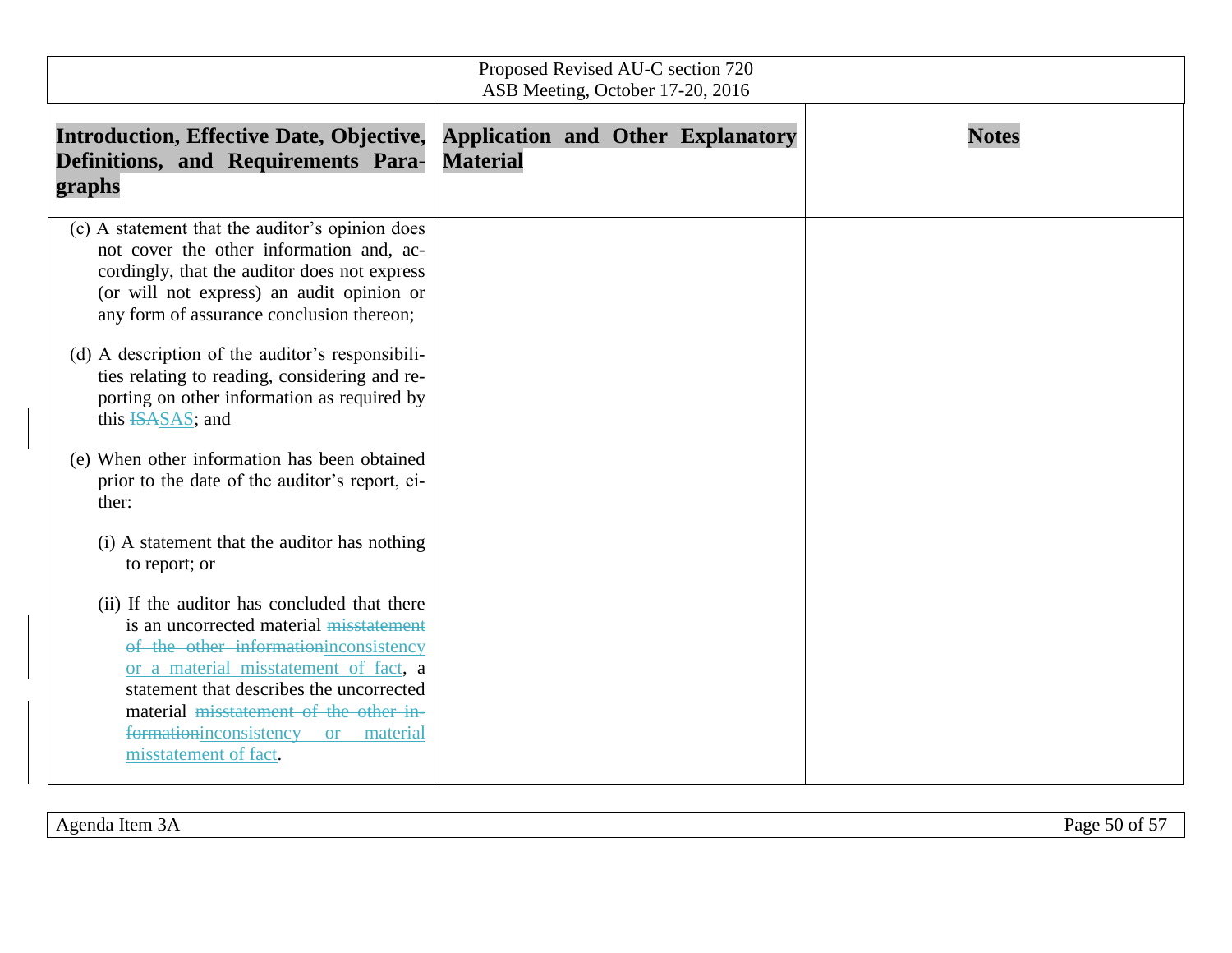| Introduction, Effective Date, Objective, Definitions, and Requirements Paragraphs | Application and Other Explanatory Material | Notes |
|---|---|---|
| (c) A statement that the auditor's opinion does not cover the other information and, accordingly, that the auditor does not express (or will not express) an audit opinion or any form of assurance conclusion thereon;<br><br>(d) A description of the auditor's responsibilities relating to reading, considering and reporting on other information as required by this ~~ISA~~SAS; and<br><br>(e) When other information has been obtained prior to the date of the auditor's report, either:<br><br>(i) A statement that the auditor has nothing to report; or<br><br>(ii) If the auditor has concluded that there is an uncorrected material ~~misstatement of the other information~~inconsistency or a material misstatement of fact, a statement that describes the uncorrected material ~~misstatement of the other information~~inconsistency or material misstatement of fact. | | |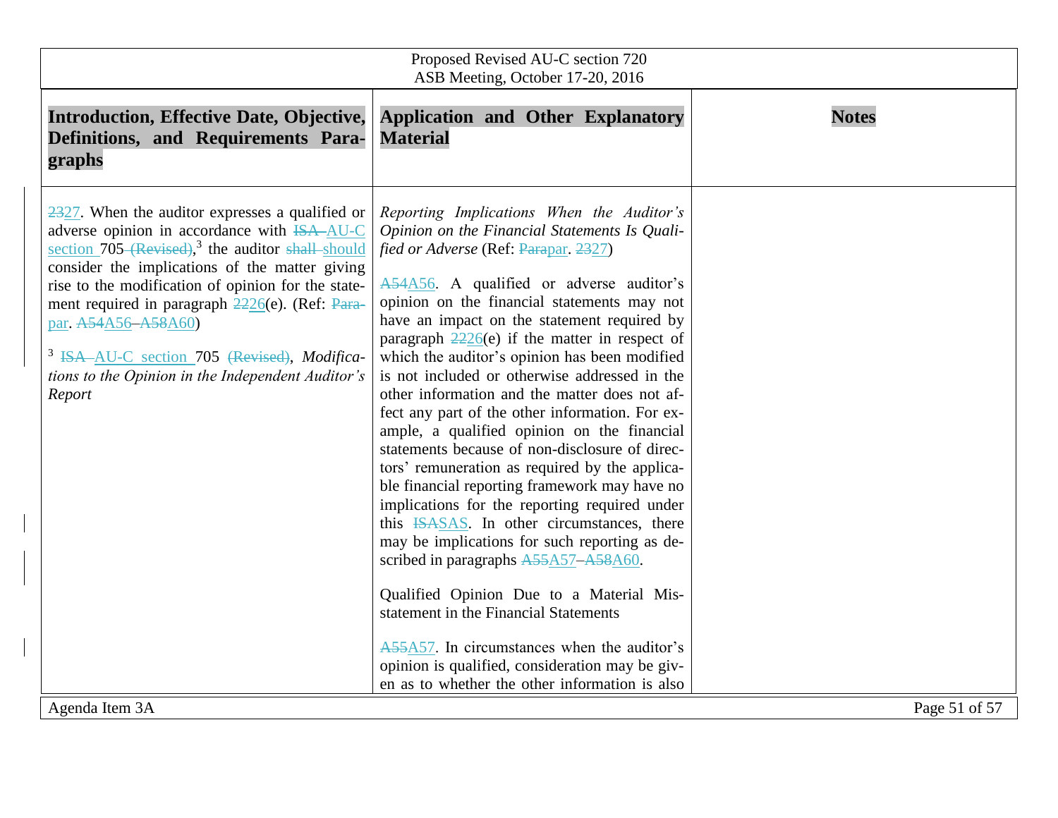| Introduction, Effective Date, Objective, Definitions, and Requirements Paragraphs | Application and Other Explanatory Material | Notes |
|---|---|---|
| ~~23~~27. When the auditor expresses a qualified or adverse opinion in accordance with ~~ISA~~ AU-C section 705 ~~(Revised)~~,[3] the auditor ~~shall~~ should consider the implications of the matter giving rise to the modification of opinion for the statement required in paragraph ~~22~~26(e). (Ref: ~~Para~~par. ~~A54~~A56–~~A58~~A60)<br><br>[3] ~~ISA~~ AU-C section 705 ~~(Revised)~~, *Modifications to the Opinion in the Independent Auditor's Report* | *Reporting Implications When the Auditor's Opinion on the Financial Statements Is Qualified or Adverse* (Ref: ~~Para~~par. ~~23~~27)<br><br>~~A54~~A56. A qualified or adverse auditor's opinion on the financial statements may not have an impact on the statement required by paragraph ~~22~~26(e) if the matter in respect of which the auditor's opinion has been modified is not included or otherwise addressed in the other information and the matter does not affect any part of the other information. For example, a qualified opinion on the financial statements because of non-disclosure of directors' remuneration as required by the applicable financial reporting framework may have no implications for the reporting required under this ~~ISA~~SAS. In other circumstances, there may be implications for such reporting as described in paragraphs ~~A55~~A57–~~A58~~A60.<br><br>Qualified Opinion Due to a Material Misstatement in the Financial Statements<br><br>~~A55~~A57. In circumstances when the auditor's opinion is qualified, consideration may be given as to whether the other information is also | |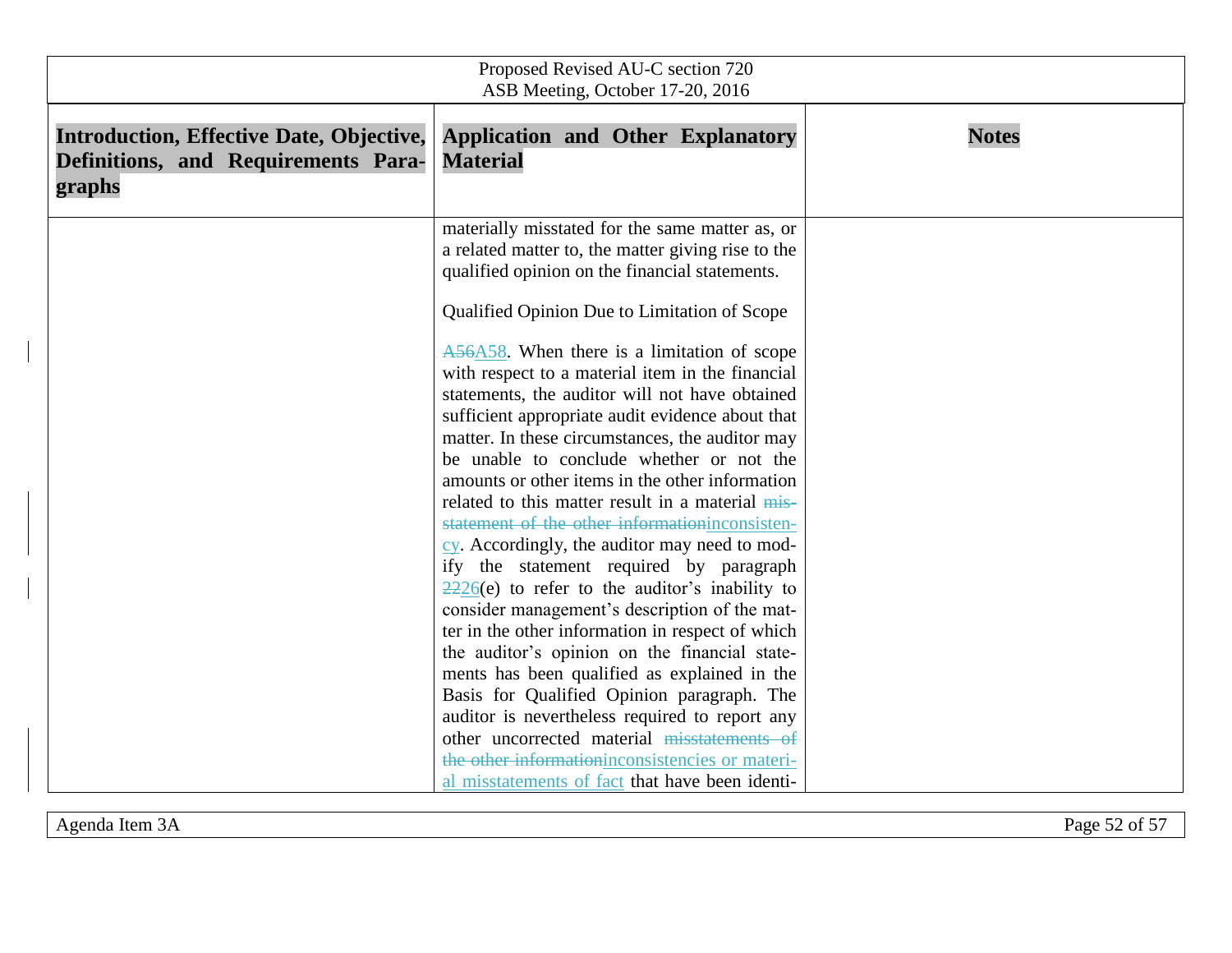| Introduction, Effective Date, Objective, Definitions, and Requirements Paragraphs | Application and Other Explanatory Material | Notes |
|---|---|---|
| | materially misstated for the same matter as, or a related matter to, the matter giving rise to the qualified opinion on the financial statements.<br><br>Qualified Opinion Due to Limitation of Scope<br><br>~~A56~~A58. When there is a limitation of scope with respect to a material item in the financial statements, the auditor will not have obtained sufficient appropriate audit evidence about that matter. In these circumstances, the auditor may be unable to conclude whether or not the amounts or other items in the other information related to this matter result in a material ~~misstatement of the other information~~inconsistency. Accordingly, the auditor may need to modify the statement required by paragraph ~~22~~26(e) to refer to the auditor's inability to consider management's description of the matter in the other information in respect of which the auditor's opinion on the financial statements has been qualified as explained in the Basis for Qualified Opinion paragraph. The auditor is nevertheless required to report any other uncorrected material ~~misstatements of the other information~~inconsistencies or material misstatements of fact that have been identi- | |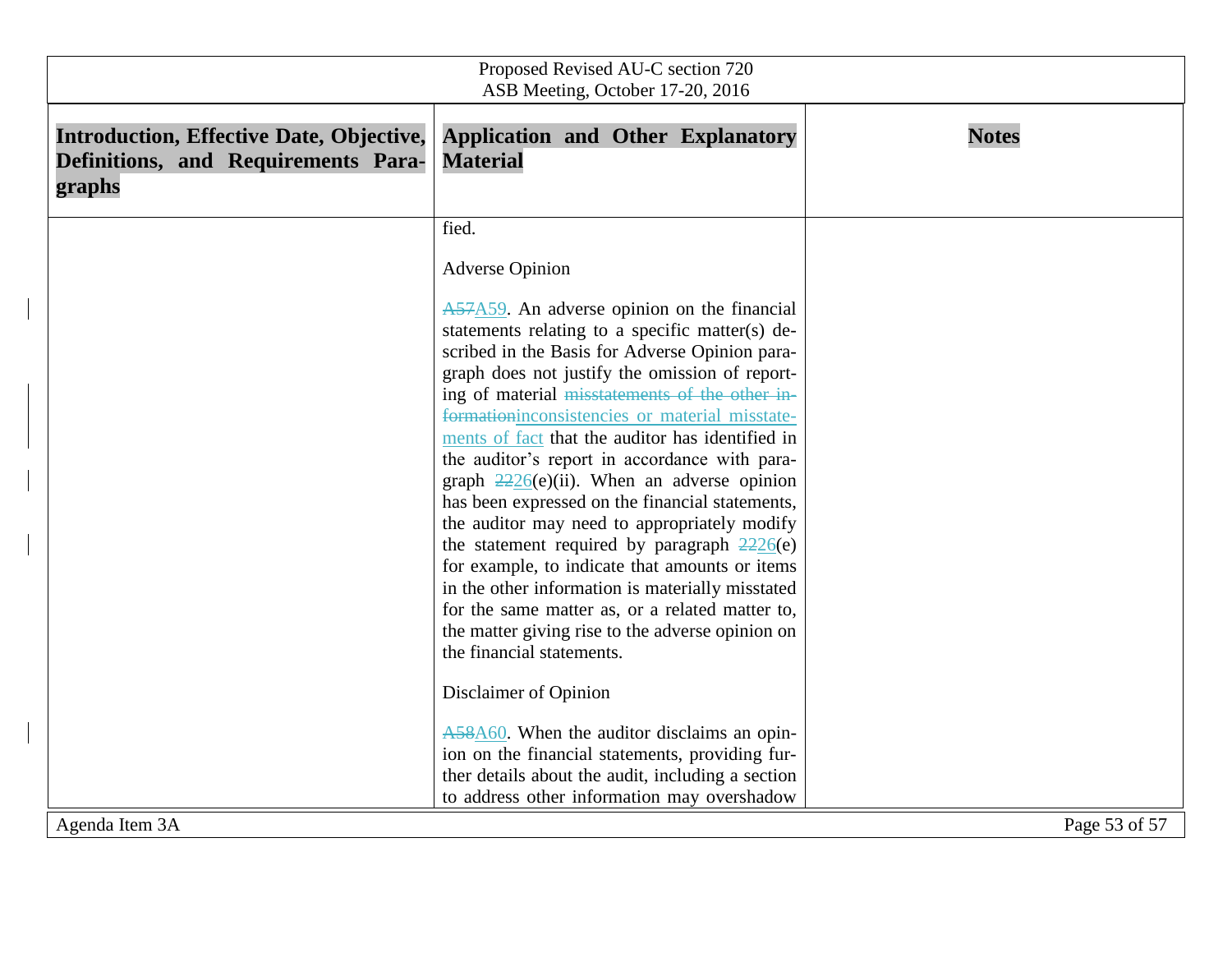| Introduction, Effective Date, Objective, Definitions, and Requirements Paragraphs | Application and Other Explanatory Material | Notes |
|---|---|---|
| | fied.<br><br>Adverse Opinion<br><br>~~A57~~A59. An adverse opinion on the financial statements relating to a specific matter(s) described in the Basis for Adverse Opinion paragraph does not justify the omission of reporting of material ~~misstatements of the other information~~inconsistencies or material misstatements of fact that the auditor has identified in the auditor's report in accordance with paragraph ~~22~~26(e)(ii). When an adverse opinion has been expressed on the financial statements, the auditor may need to appropriately modify the statement required by paragraph ~~22~~26(e) for example, to indicate that amounts or items in the other information is materially misstated for the same matter as, or a related matter to, the matter giving rise to the adverse opinion on the financial statements.<br><br>Disclaimer of Opinion<br><br>~~A58~~A60. When the auditor disclaims an opinion on the financial statements, providing further details about the audit, including a section to address other information may overshadow | |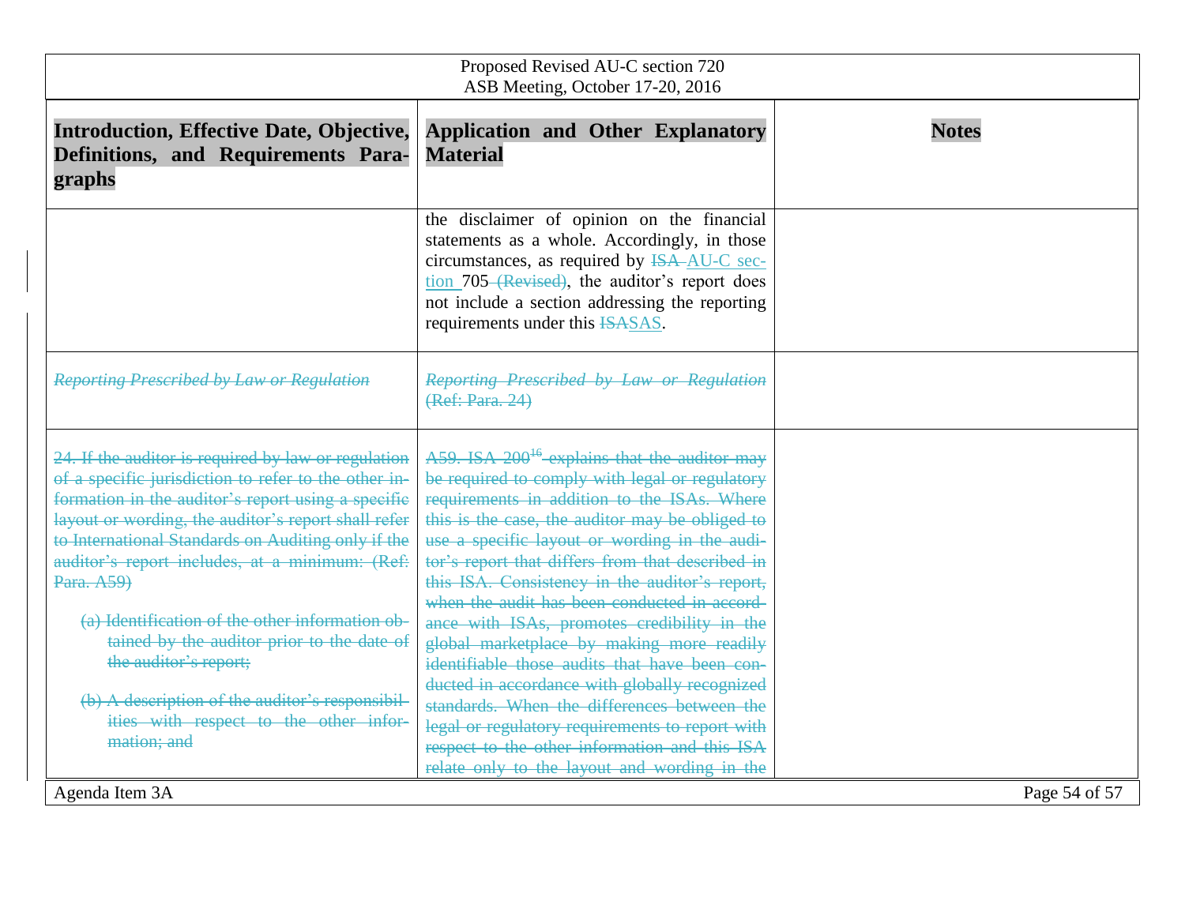| Introduction, Effective Date, Objective, Definitions, and Requirements Paragraphs | Application and Other Explanatory Material | Notes |
|---|---|---|
| | the disclaimer of opinion on the financial statements as a whole. Accordingly, in those circumstances, as required by ~~ISA~~ AU-C section 705 ~~(Revised)~~, the auditor's report does not include a section addressing the reporting requirements under this ~~ISA~~SAS. | |
| ~~*Reporting Prescribed by Law or Regulation*~~ | ~~*Reporting Prescribed by Law or Regulation* (Ref: Para. 24)~~ | |
| ~~24. If the auditor is required by law or regulation of a specific jurisdiction to refer to the other information in the auditor's report using a specific layout or wording, the auditor's report shall refer to International Standards on Auditing only if the auditor's report includes, at a minimum: (Ref: Para. A59)~~ <br><br> ~~(a) Identification of the other information obtained by the auditor prior to the date of the auditor's report;~~ <br><br> ~~(b) A description of the auditor's responsibilities with respect to the other information; and~~ | ~~A59. ISA 200[16] explains that the auditor may be required to comply with legal or regulatory requirements in addition to the ISAs. Where this is the case, the auditor may be obliged to use a specific layout or wording in the auditor's report that differs from that described in this ISA. Consistency in the auditor's report, when the audit has been conducted in accordance with ISAs, promotes credibility in the global marketplace by making more readily identifiable those audits that have been conducted in accordance with globally recognized standards. When the differences between the legal or regulatory requirements to report with respect to the other information and this ISA relate only to the layout and wording in the~~ | |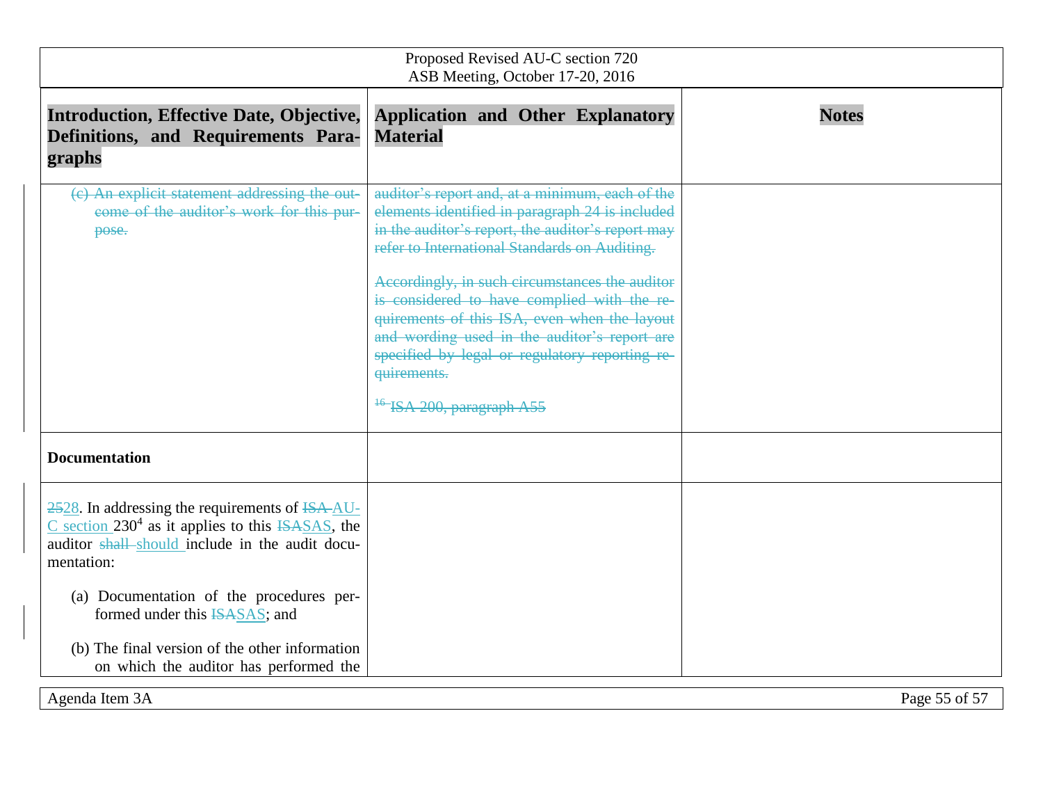| Introduction, Effective Date, Objective, Definitions, and Requirements Paragraphs | Application and Other Explanatory Material | Notes |
|---|---|---|
| ~~(c) An explicit statement addressing the outcome of the auditor's work for this purpose.~~ | ~~auditor's report and, at a minimum, each of the elements identified in paragraph 24 is included in the auditor's report, the auditor's report may refer to International Standards on Auditing.~~<br><br>~~Accordingly, in such circumstances the auditor is considered to have complied with the requirements of this ISA, even when the layout and wording used in the auditor's report are specified by legal or regulatory reporting requirements.~~<br><br>~~[16] ISA 200, paragraph A55~~ | |
| **Documentation** | | |
| ~~25~~28. In addressing the requirements of ~~ISA~~ AU-C section 230[4] as it applies to this ~~ISA~~SAS, the auditor ~~shall~~ should include in the audit documentation:<br><br>(a) Documentation of the procedures performed under this ~~ISA~~SAS; and<br><br>(b) The final version of the other information on which the auditor has performed the | | |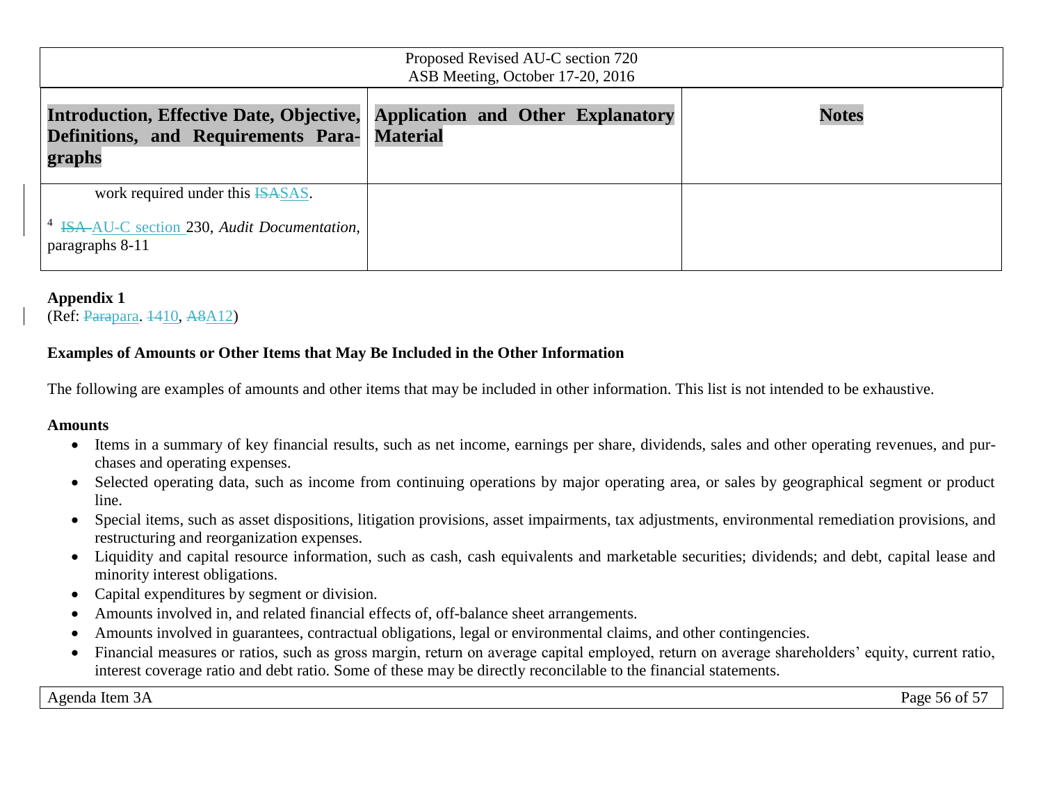| Introduction, Effective Date, Objective, Definitions, and Requirements Paragraphs | Application and Other Explanatory Material | Notes |
|---|---|---|
| work required under this ~~ISA~~SAS.<br><br>[4] ~~ISA~~ AU-C section 230, *Audit Documentation*, paragraphs 8-11 | | |

**Appendix 1**
(Ref: ~~Para~~para. ~~14~~10, ~~A8~~A12)

**Examples of Amounts or Other Items that May Be Included in the Other Information**

The following are examples of amounts and other items that may be included in other information. This list is not intended to be exhaustive.

**Amounts**

- Items in a summary of key financial results, such as net income, earnings per share, dividends, sales and other operating revenues, and purchases and operating expenses.
- Selected operating data, such as income from continuing operations by major operating area, or sales by geographical segment or product line.
- Special items, such as asset dispositions, litigation provisions, asset impairments, tax adjustments, environmental remediation provisions, and restructuring and reorganization expenses.
- Liquidity and capital resource information, such as cash, cash equivalents and marketable securities; dividends; and debt, capital lease and minority interest obligations.
- Capital expenditures by segment or division.
- Amounts involved in, and related financial effects of, off-balance sheet arrangements.
- Amounts involved in guarantees, contractual obligations, legal or environmental claims, and other contingencies.
- Financial measures or ratios, such as gross margin, return on average capital employed, return on average shareholders' equity, current ratio, interest coverage ratio and debt ratio. Some of these may be directly reconcilable to the financial statements.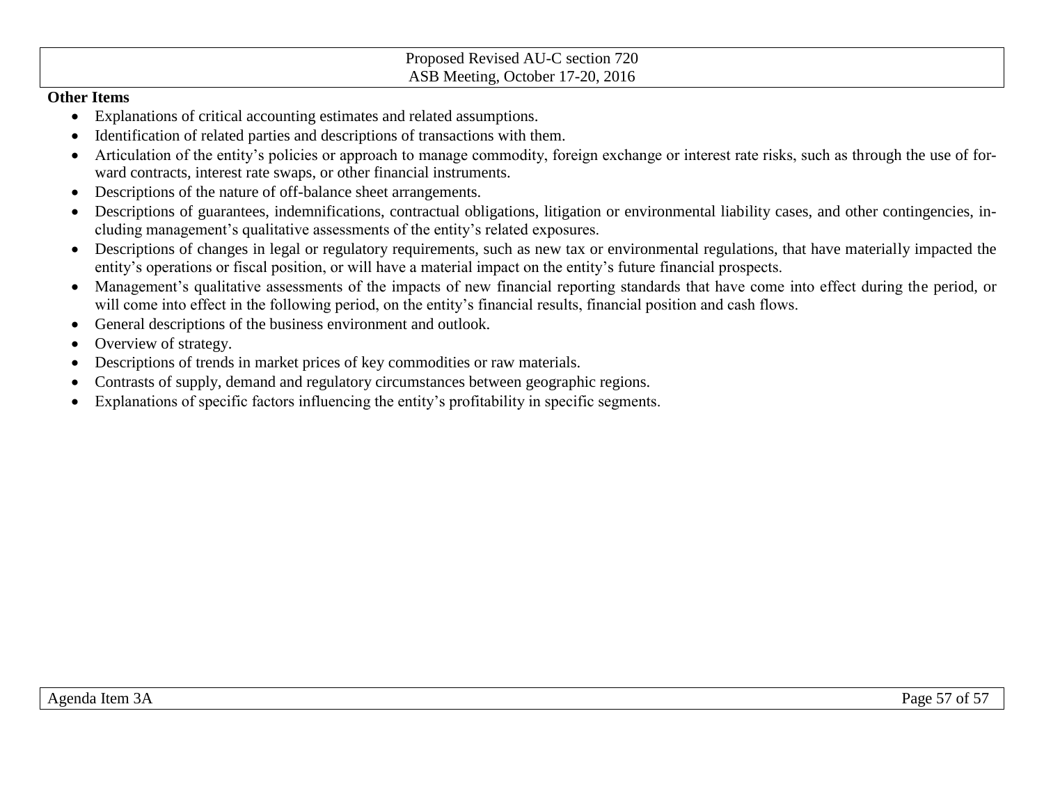**Other Items**

- Explanations of critical accounting estimates and related assumptions.
- Identification of related parties and descriptions of transactions with them.
- Articulation of the entity's policies or approach to manage commodity, foreign exchange or interest rate risks, such as through the use of forward contracts, interest rate swaps, or other financial instruments.
- Descriptions of the nature of off-balance sheet arrangements.
- Descriptions of guarantees, indemnifications, contractual obligations, litigation or environmental liability cases, and other contingencies, including management's qualitative assessments of the entity's related exposures.
- Descriptions of changes in legal or regulatory requirements, such as new tax or environmental regulations, that have materially impacted the entity's operations or fiscal position, or will have a material impact on the entity's future financial prospects.
- Management's qualitative assessments of the impacts of new financial reporting standards that have come into effect during the period, or will come into effect in the following period, on the entity's financial results, financial position and cash flows.
- General descriptions of the business environment and outlook.
- Overview of strategy.
- Descriptions of trends in market prices of key commodities or raw materials.
- Contrasts of supply, demand and regulatory circumstances between geographic regions.
- Explanations of specific factors influencing the entity's profitability in specific segments.